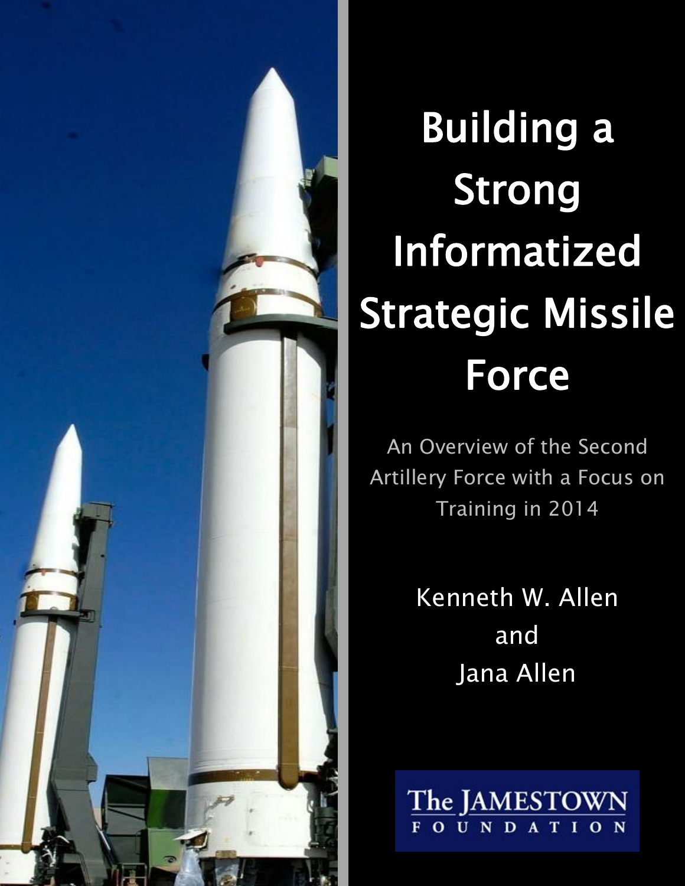# Building a Strong Informatized Strategic Missile Force

An Overview of the Second Artillery Force with a Focus on Training in 2014

Kenneth W. Allen
and
Jana Allen

The JAMESTOWN FOUNDATION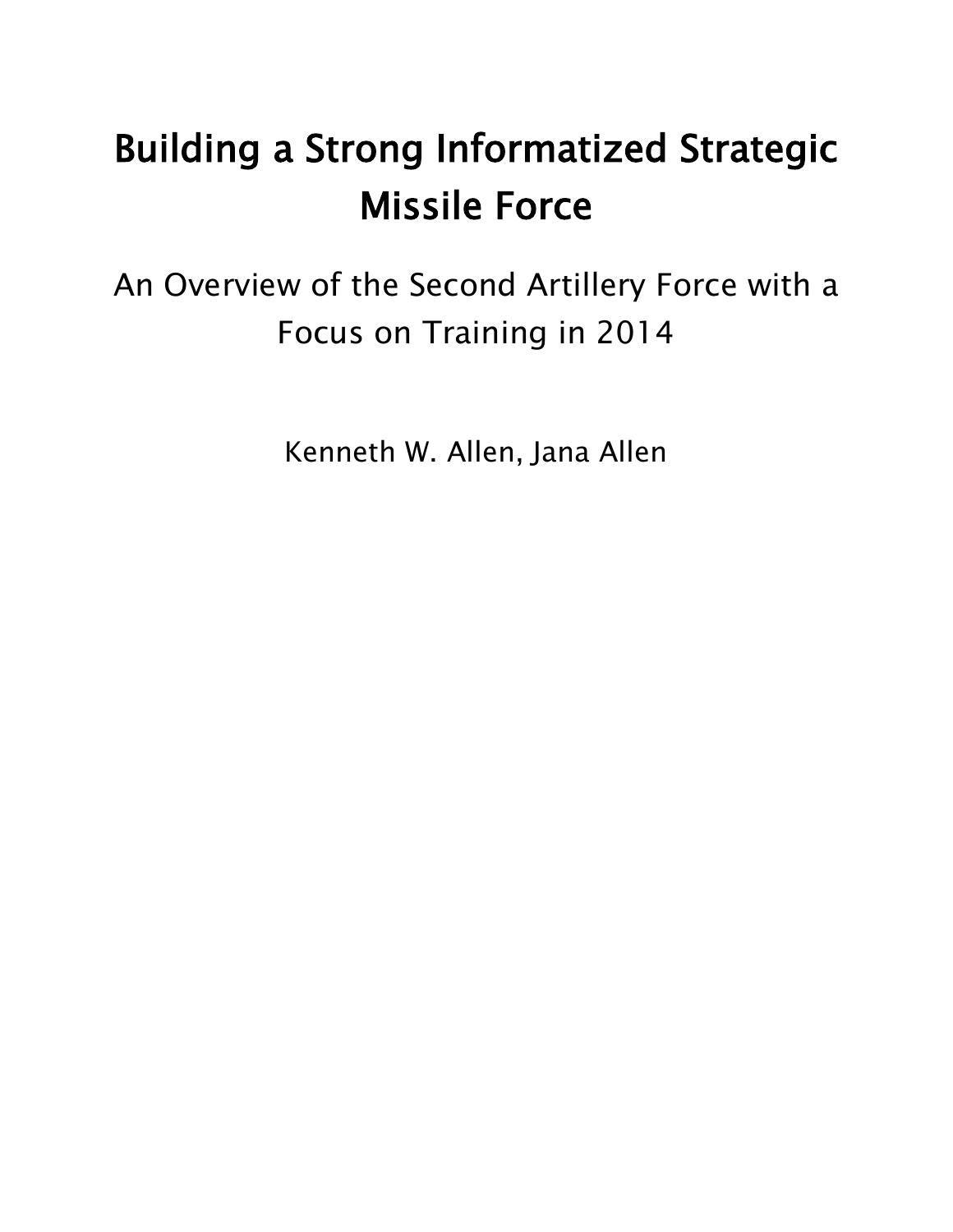# Building a Strong Informatized Strategic Missile Force

## An Overview of the Second Artillery Force with a Focus on Training in 2014

Kenneth W. Allen, Jana Allen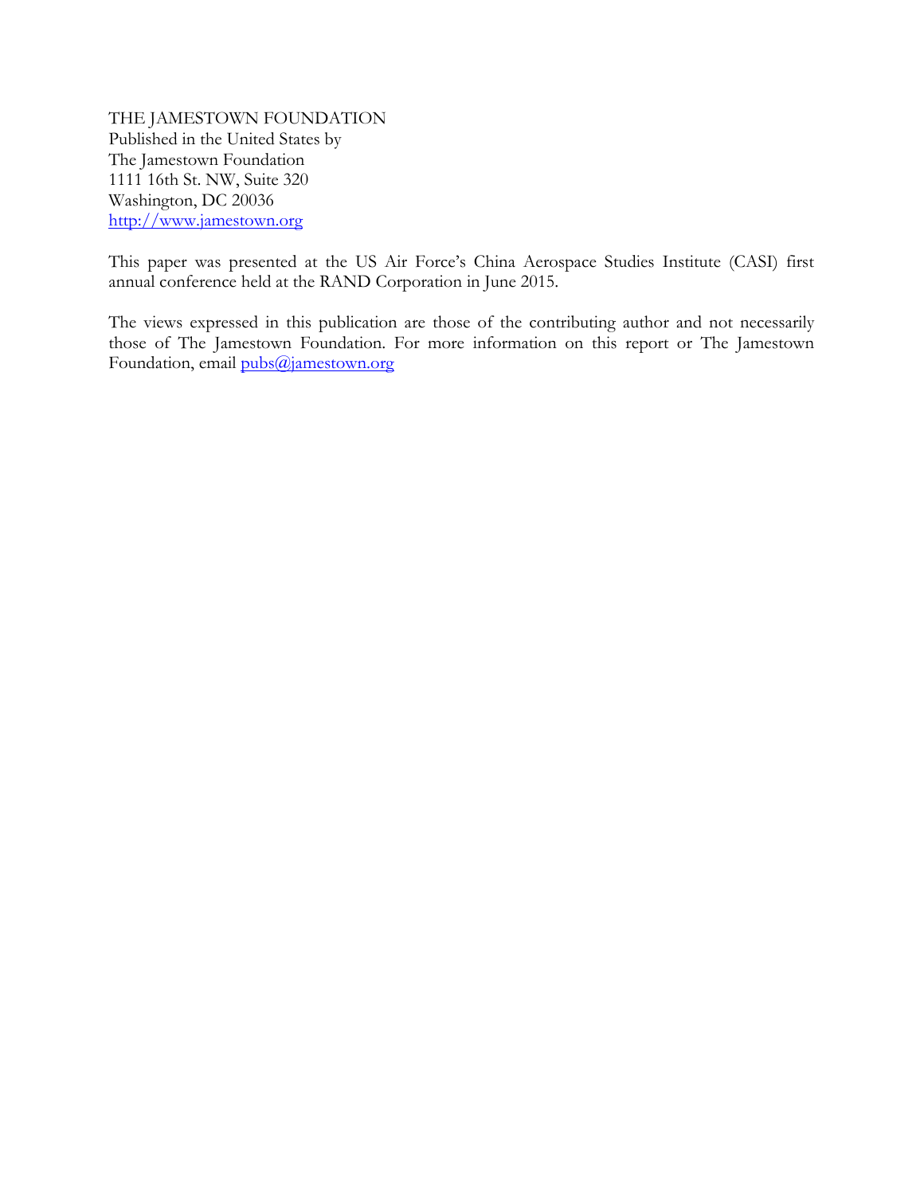THE JAMESTOWN FOUNDATION
Published in the United States by
The Jamestown Foundation
1111 16th St. NW, Suite 320
Washington, DC 20036
http://www.jamestown.org

This paper was presented at the US Air Force's China Aerospace Studies Institute (CASI) first annual conference held at the RAND Corporation in June 2015.

The views expressed in this publication are those of the contributing author and not necessarily those of The Jamestown Foundation. For more information on this report or The Jamestown Foundation, email pubs@jamestown.org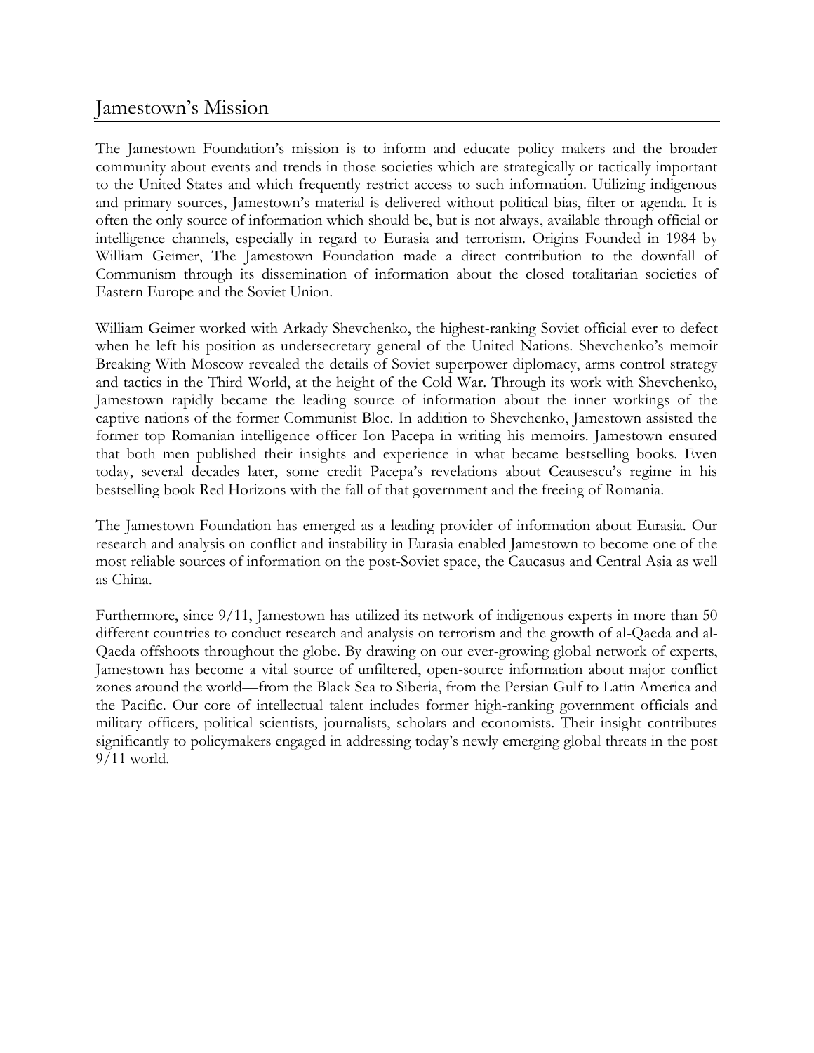## Jamestown's Mission

The Jamestown Foundation's mission is to inform and educate policy makers and the broader community about events and trends in those societies which are strategically or tactically important to the United States and which frequently restrict access to such information. Utilizing indigenous and primary sources, Jamestown's material is delivered without political bias, filter or agenda. It is often the only source of information which should be, but is not always, available through official or intelligence channels, especially in regard to Eurasia and terrorism. Origins Founded in 1984 by William Geimer, The Jamestown Foundation made a direct contribution to the downfall of Communism through its dissemination of information about the closed totalitarian societies of Eastern Europe and the Soviet Union.

William Geimer worked with Arkady Shevchenko, the highest-ranking Soviet official ever to defect when he left his position as undersecretary general of the United Nations. Shevchenko's memoir Breaking With Moscow revealed the details of Soviet superpower diplomacy, arms control strategy and tactics in the Third World, at the height of the Cold War. Through its work with Shevchenko, Jamestown rapidly became the leading source of information about the inner workings of the captive nations of the former Communist Bloc. In addition to Shevchenko, Jamestown assisted the former top Romanian intelligence officer Ion Pacepa in writing his memoirs. Jamestown ensured that both men published their insights and experience in what became bestselling books. Even today, several decades later, some credit Pacepa's revelations about Ceausescu's regime in his bestselling book Red Horizons with the fall of that government and the freeing of Romania.

The Jamestown Foundation has emerged as a leading provider of information about Eurasia. Our research and analysis on conflict and instability in Eurasia enabled Jamestown to become one of the most reliable sources of information on the post-Soviet space, the Caucasus and Central Asia as well as China.

Furthermore, since 9/11, Jamestown has utilized its network of indigenous experts in more than 50 different countries to conduct research and analysis on terrorism and the growth of al-Qaeda and al-Qaeda offshoots throughout the globe. By drawing on our ever-growing global network of experts, Jamestown has become a vital source of unfiltered, open-source information about major conflict zones around the world—from the Black Sea to Siberia, from the Persian Gulf to Latin America and the Pacific. Our core of intellectual talent includes former high-ranking government officials and military officers, political scientists, journalists, scholars and economists. Their insight contributes significantly to policymakers engaged in addressing today's newly emerging global threats in the post 9/11 world.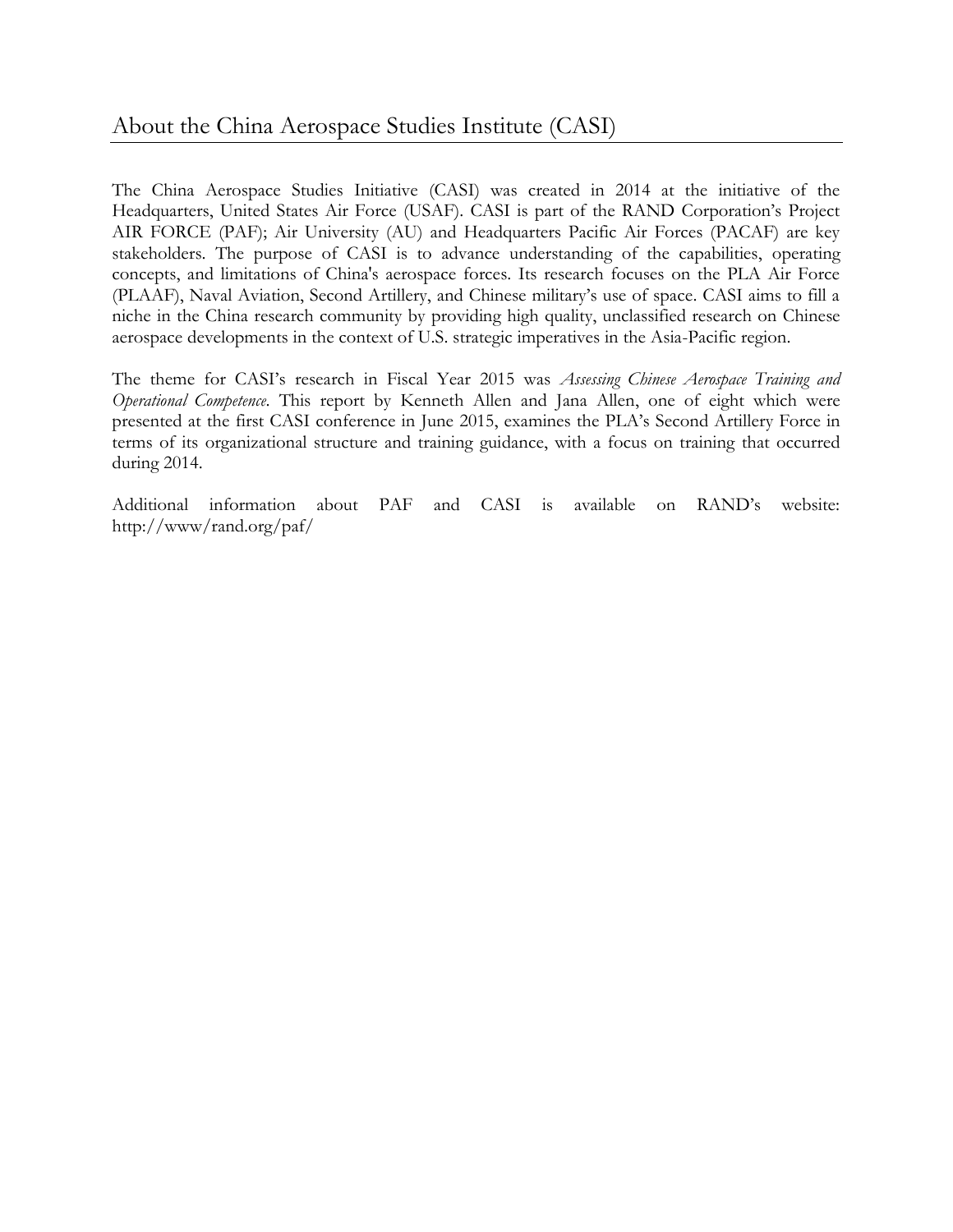## About the China Aerospace Studies Institute (CASI)

The China Aerospace Studies Initiative (CASI) was created in 2014 at the initiative of the Headquarters, United States Air Force (USAF). CASI is part of the RAND Corporation's Project AIR FORCE (PAF); Air University (AU) and Headquarters Pacific Air Forces (PACAF) are key stakeholders. The purpose of CASI is to advance understanding of the capabilities, operating concepts, and limitations of China's aerospace forces. Its research focuses on the PLA Air Force (PLAAF), Naval Aviation, Second Artillery, and Chinese military's use of space. CASI aims to fill a niche in the China research community by providing high quality, unclassified research on Chinese aerospace developments in the context of U.S. strategic imperatives in the Asia-Pacific region.

The theme for CASI's research in Fiscal Year 2015 was *Assessing Chinese Aerospace Training and Operational Competence*. This report by Kenneth Allen and Jana Allen, one of eight which were presented at the first CASI conference in June 2015, examines the PLA's Second Artillery Force in terms of its organizational structure and training guidance, with a focus on training that occurred during 2014.

Additional information about PAF and CASI is available on RAND's website: http://www/rand.org/paf/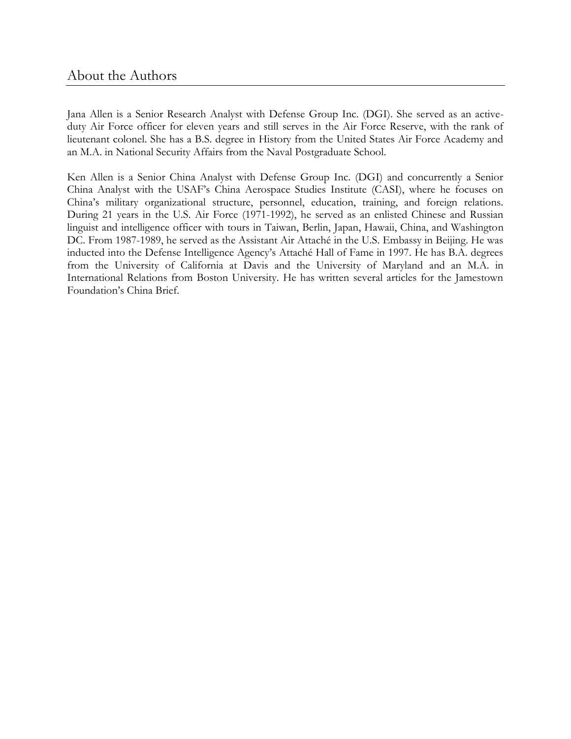## About the Authors

Jana Allen is a Senior Research Analyst with Defense Group Inc. (DGI). She served as an active-duty Air Force officer for eleven years and still serves in the Air Force Reserve, with the rank of lieutenant colonel. She has a B.S. degree in History from the United States Air Force Academy and an M.A. in National Security Affairs from the Naval Postgraduate School.

Ken Allen is a Senior China Analyst with Defense Group Inc. (DGI) and concurrently a Senior China Analyst with the USAF's China Aerospace Studies Institute (CASI), where he focuses on China's military organizational structure, personnel, education, training, and foreign relations. During 21 years in the U.S. Air Force (1971-1992), he served as an enlisted Chinese and Russian linguist and intelligence officer with tours in Taiwan, Berlin, Japan, Hawaii, China, and Washington DC. From 1987-1989, he served as the Assistant Air Attaché in the U.S. Embassy in Beijing. He was inducted into the Defense Intelligence Agency's Attaché Hall of Fame in 1997. He has B.A. degrees from the University of California at Davis and the University of Maryland and an M.A. in International Relations from Boston University. He has written several articles for the Jamestown Foundation's China Brief.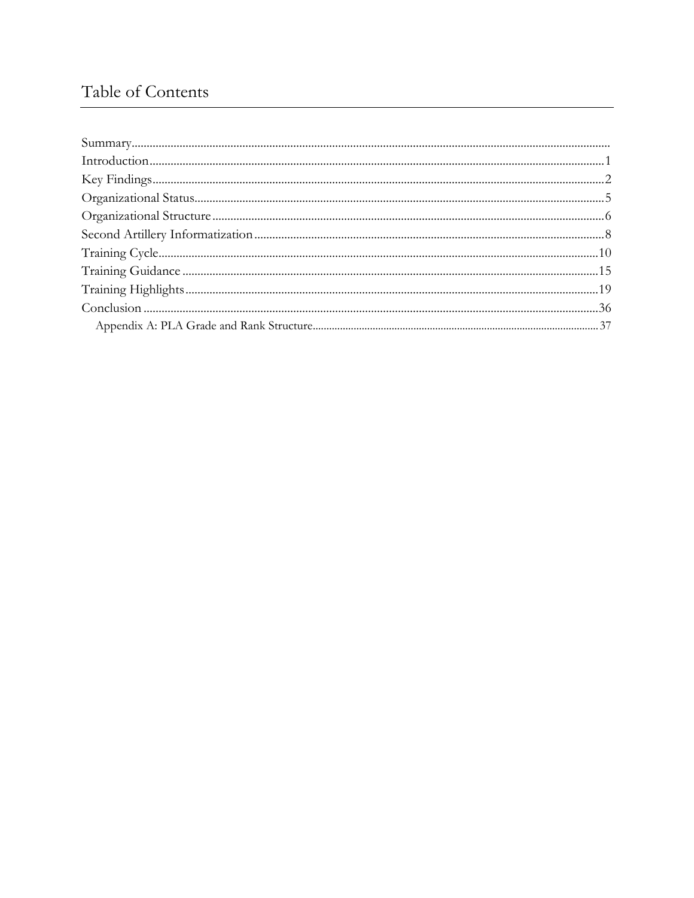# Table of Contents

Summary
Introduction .......... 1
Key Findings .......... 2
Organizational Status .......... 5
Organizational Structure .......... 6
Second Artillery Informatization .......... 8
Training Cycle .......... 10
Training Guidance .......... 15
Training Highlights .......... 19
Conclusion .......... 36
Appendix A: PLA Grade and Rank Structure .......... 37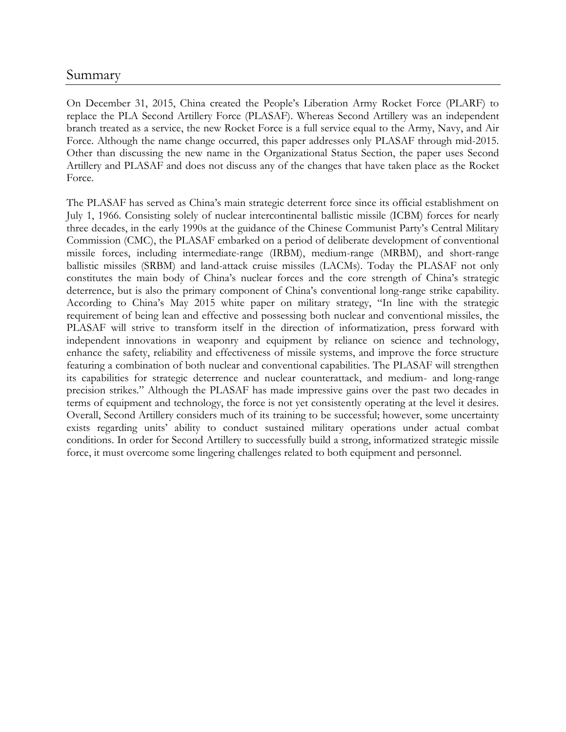## Summary

On December 31, 2015, China created the People's Liberation Army Rocket Force (PLARF) to replace the PLA Second Artillery Force (PLASAF). Whereas Second Artillery was an independent branch treated as a service, the new Rocket Force is a full service equal to the Army, Navy, and Air Force. Although the name change occurred, this paper addresses only PLASAF through mid-2015. Other than discussing the new name in the Organizational Status Section, the paper uses Second Artillery and PLASAF and does not discuss any of the changes that have taken place as the Rocket Force.

The PLASAF has served as China's main strategic deterrent force since its official establishment on July 1, 1966. Consisting solely of nuclear intercontinental ballistic missile (ICBM) forces for nearly three decades, in the early 1990s at the guidance of the Chinese Communist Party's Central Military Commission (CMC), the PLASAF embarked on a period of deliberate development of conventional missile forces, including intermediate-range (IRBM), medium-range (MRBM), and short-range ballistic missiles (SRBM) and land-attack cruise missiles (LACMs). Today the PLASAF not only constitutes the main body of China's nuclear forces and the core strength of China's strategic deterrence, but is also the primary component of China's conventional long-range strike capability. According to China's May 2015 white paper on military strategy, "In line with the strategic requirement of being lean and effective and possessing both nuclear and conventional missiles, the PLASAF will strive to transform itself in the direction of informatization, press forward with independent innovations in weaponry and equipment by reliance on science and technology, enhance the safety, reliability and effectiveness of missile systems, and improve the force structure featuring a combination of both nuclear and conventional capabilities. The PLASAF will strengthen its capabilities for strategic deterrence and nuclear counterattack, and medium- and long-range precision strikes." Although the PLASAF has made impressive gains over the past two decades in terms of equipment and technology, the force is not yet consistently operating at the level it desires. Overall, Second Artillery considers much of its training to be successful; however, some uncertainty exists regarding units' ability to conduct sustained military operations under actual combat conditions. In order for Second Artillery to successfully build a strong, informatized strategic missile force, it must overcome some lingering challenges related to both equipment and personnel.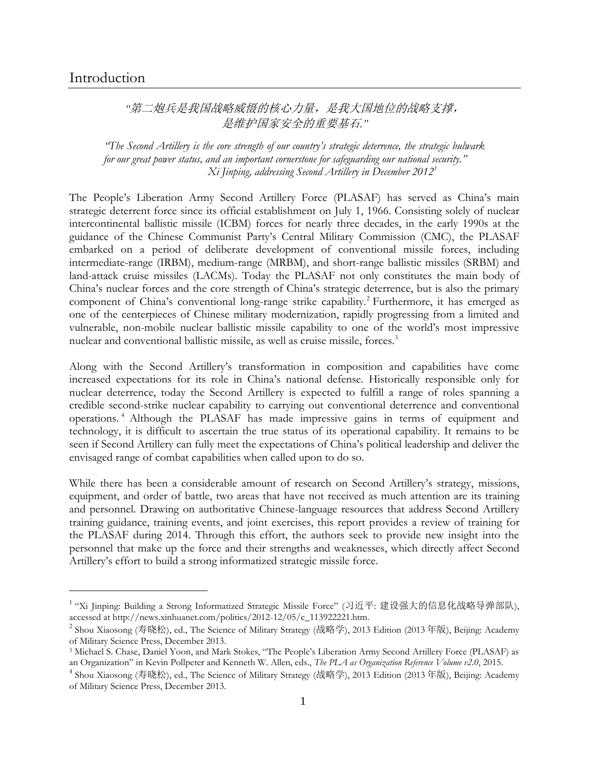# Introduction

*"第二炮兵是我国战略威慑的核心力量，是我大国地位的战略支撑，是维护国家安全的重要基石."*

*"The Second Artillery is the core strength of our country's strategic deterrence, the strategic bulwark for our great power status, and an important cornerstone for safeguarding our national security."*
*Xi Jinping, addressing Second Artillery in December 2012*[1]

The People's Liberation Army Second Artillery Force (PLASAF) has served as China's main strategic deterrent force since its official establishment on July 1, 1966. Consisting solely of nuclear intercontinental ballistic missile (ICBM) forces for nearly three decades, in the early 1990s at the guidance of the Chinese Communist Party's Central Military Commission (CMC), the PLASAF embarked on a period of deliberate development of conventional missile forces, including intermediate-range (IRBM), medium-range (MRBM), and short-range ballistic missiles (SRBM) and land-attack cruise missiles (LACMs). Today the PLASAF not only constitutes the main body of China's nuclear forces and the core strength of China's strategic deterrence, but is also the primary component of China's conventional long-range strike capability.[2] Furthermore, it has emerged as one of the centerpieces of Chinese military modernization, rapidly progressing from a limited and vulnerable, non-mobile nuclear ballistic missile capability to one of the world's most impressive nuclear and conventional ballistic missile, as well as cruise missile, forces.[3]

Along with the Second Artillery's transformation in composition and capabilities have come increased expectations for its role in China's national defense. Historically responsible only for nuclear deterrence, today the Second Artillery is expected to fulfill a range of roles spanning a credible second-strike nuclear capability to carrying out conventional deterrence and conventional operations.[4] Although the PLASAF has made impressive gains in terms of equipment and technology, it is difficult to ascertain the true status of its operational capability. It remains to be seen if Second Artillery can fully meet the expectations of China's political leadership and deliver the envisaged range of combat capabilities when called upon to do so.

While there has been a considerable amount of research on Second Artillery's strategy, missions, equipment, and order of battle, two areas that have not received as much attention are its training and personnel. Drawing on authoritative Chinese-language resources that address Second Artillery training guidance, training events, and joint exercises, this report provides a review of training for the PLASAF during 2014. Through this effort, the authors seek to provide new insight into the personnel that make up the force and their strengths and weaknesses, which directly affect Second Artillery's effort to build a strong informatized strategic missile force.

---

[1] "Xi Jinping: Building a Strong Informatized Strategic Missile Force" (习近平: 建设强大的信息化战略导弹部队), accessed at http://news.xinhuanet.com/politics/2012-12/05/c_113922221.htm.

[2] Shou Xiaosong (寿晓松), ed., The Science of Military Strategy (战略学), 2013 Edition (2013 年版), Beijing: Academy of Military Science Press, December 2013.

[3] Michael S. Chase, Daniel Yoon, and Mark Stokes, "The People's Liberation Army Second Artillery Force (PLASAF) as an Organization" in Kevin Pollpeter and Kenneth W. Allen, eds., *The PLA as Organization Reference Volume v2.0*, 2015.

[4] Shou Xiaosong (寿晓松), ed., The Science of Military Strategy (战略学), 2013 Edition (2013 年版), Beijing: Academy of Military Science Press, December 2013.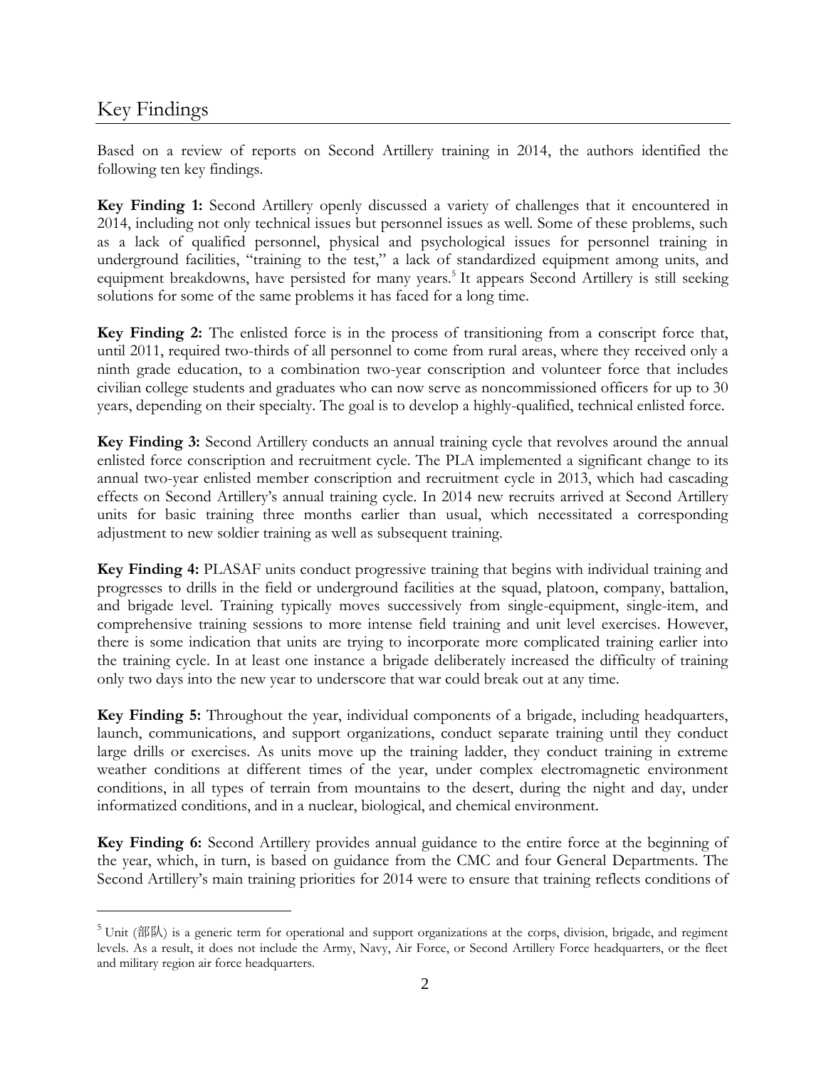## Key Findings

Based on a review of reports on Second Artillery training in 2014, the authors identified the following ten key findings.

**Key Finding 1:** Second Artillery openly discussed a variety of challenges that it encountered in 2014, including not only technical issues but personnel issues as well. Some of these problems, such as a lack of qualified personnel, physical and psychological issues for personnel training in underground facilities, "training to the test," a lack of standardized equipment among units, and equipment breakdowns, have persisted for many years.[5] It appears Second Artillery is still seeking solutions for some of the same problems it has faced for a long time.

**Key Finding 2:** The enlisted force is in the process of transitioning from a conscript force that, until 2011, required two-thirds of all personnel to come from rural areas, where they received only a ninth grade education, to a combination two-year conscription and volunteer force that includes civilian college students and graduates who can now serve as noncommissioned officers for up to 30 years, depending on their specialty. The goal is to develop a highly-qualified, technical enlisted force.

**Key Finding 3:** Second Artillery conducts an annual training cycle that revolves around the annual enlisted force conscription and recruitment cycle. The PLA implemented a significant change to its annual two-year enlisted member conscription and recruitment cycle in 2013, which had cascading effects on Second Artillery's annual training cycle. In 2014 new recruits arrived at Second Artillery units for basic training three months earlier than usual, which necessitated a corresponding adjustment to new soldier training as well as subsequent training.

**Key Finding 4:** PLASAF units conduct progressive training that begins with individual training and progresses to drills in the field or underground facilities at the squad, platoon, company, battalion, and brigade level. Training typically moves successively from single-equipment, single-item, and comprehensive training sessions to more intense field training and unit level exercises. However, there is some indication that units are trying to incorporate more complicated training earlier into the training cycle. In at least one instance a brigade deliberately increased the difficulty of training only two days into the new year to underscore that war could break out at any time.

**Key Finding 5:** Throughout the year, individual components of a brigade, including headquarters, launch, communications, and support organizations, conduct separate training until they conduct large drills or exercises. As units move up the training ladder, they conduct training in extreme weather conditions at different times of the year, under complex electromagnetic environment conditions, in all types of terrain from mountains to the desert, during the night and day, under informatized conditions, and in a nuclear, biological, and chemical environment.

**Key Finding 6:** Second Artillery provides annual guidance to the entire force at the beginning of the year, which, in turn, is based on guidance from the CMC and four General Departments. The Second Artillery's main training priorities for 2014 were to ensure that training reflects conditions of

[5] Unit (部队) is a generic term for operational and support organizations at the corps, division, brigade, and regiment levels. As a result, it does not include the Army, Navy, Air Force, or Second Artillery Force headquarters, or the fleet and military region air force headquarters.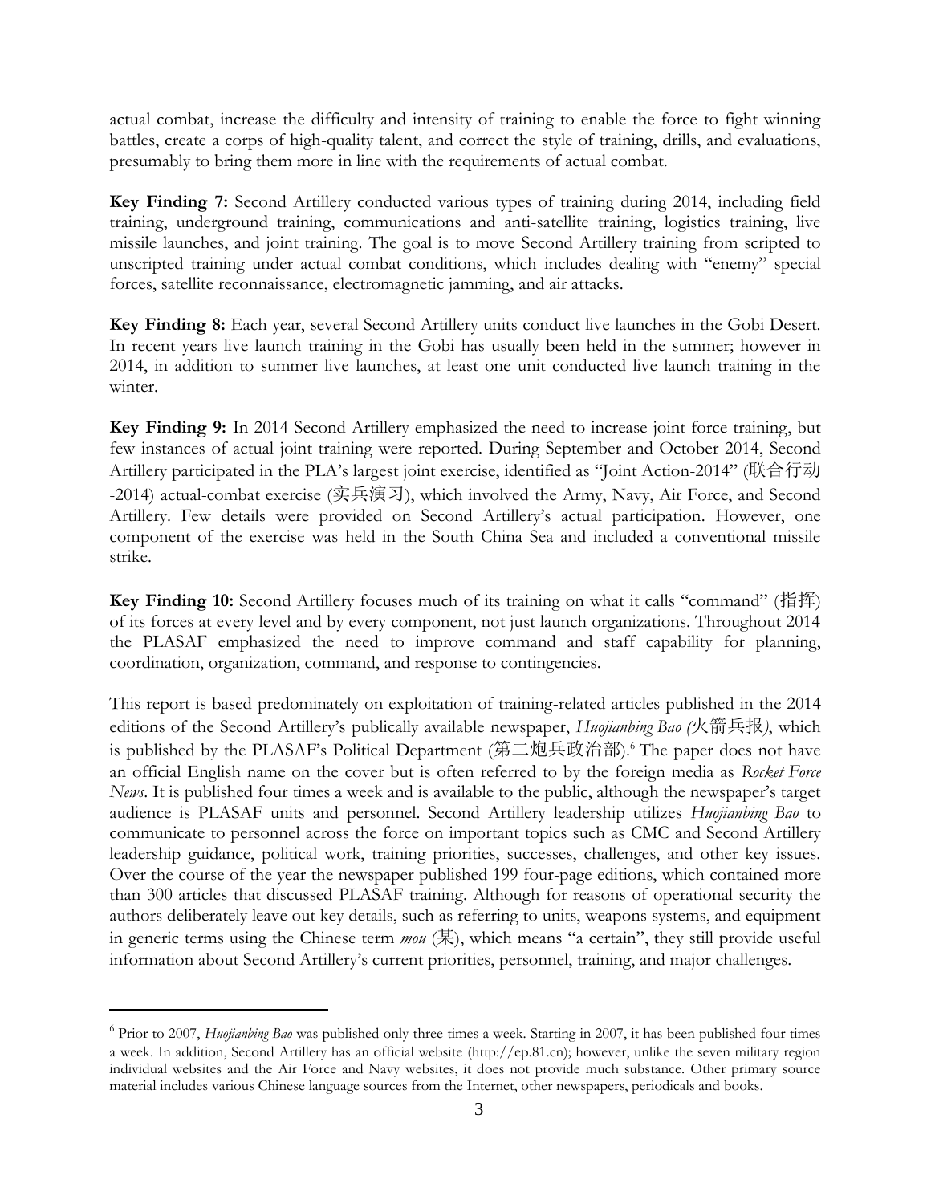actual combat, increase the difficulty and intensity of training to enable the force to fight winning battles, create a corps of high-quality talent, and correct the style of training, drills, and evaluations, presumably to bring them more in line with the requirements of actual combat.

**Key Finding 7:** Second Artillery conducted various types of training during 2014, including field training, underground training, communications and anti-satellite training, logistics training, live missile launches, and joint training. The goal is to move Second Artillery training from scripted to unscripted training under actual combat conditions, which includes dealing with "enemy" special forces, satellite reconnaissance, electromagnetic jamming, and air attacks.

**Key Finding 8:** Each year, several Second Artillery units conduct live launches in the Gobi Desert. In recent years live launch training in the Gobi has usually been held in the summer; however in 2014, in addition to summer live launches, at least one unit conducted live launch training in the winter.

**Key Finding 9:** In 2014 Second Artillery emphasized the need to increase joint force training, but few instances of actual joint training were reported. During September and October 2014, Second Artillery participated in the PLA's largest joint exercise, identified as "Joint Action-2014" (联合行动-2014) actual-combat exercise (实兵演习), which involved the Army, Navy, Air Force, and Second Artillery. Few details were provided on Second Artillery's actual participation. However, one component of the exercise was held in the South China Sea and included a conventional missile strike.

**Key Finding 10:** Second Artillery focuses much of its training on what it calls "command" (指挥) of its forces at every level and by every component, not just launch organizations. Throughout 2014 the PLASAF emphasized the need to improve command and staff capability for planning, coordination, organization, command, and response to contingencies.

This report is based predominately on exploitation of training-related articles published in the 2014 editions of the Second Artillery's publically available newspaper, *Huojianbing Bao (*火箭兵报*)*, which is published by the PLASAF's Political Department (第二炮兵政治部).[6] The paper does not have an official English name on the cover but is often referred to by the foreign media as *Rocket Force News*. It is published four times a week and is available to the public, although the newspaper's target audience is PLASAF units and personnel. Second Artillery leadership utilizes *Huojianbing Bao* to communicate to personnel across the force on important topics such as CMC and Second Artillery leadership guidance, political work, training priorities, successes, challenges, and other key issues. Over the course of the year the newspaper published 199 four-page editions, which contained more than 300 articles that discussed PLASAF training. Although for reasons of operational security the authors deliberately leave out key details, such as referring to units, weapons systems, and equipment in generic terms using the Chinese term *mou* (某), which means "a certain", they still provide useful information about Second Artillery's current priorities, personnel, training, and major challenges.

---

[6] Prior to 2007, *Huojianbing Bao* was published only three times a week. Starting in 2007, it has been published four times a week. In addition, Second Artillery has an official website (http://ep.81.cn); however, unlike the seven military region individual websites and the Air Force and Navy websites, it does not provide much substance. Other primary source material includes various Chinese language sources from the Internet, other newspapers, periodicals and books.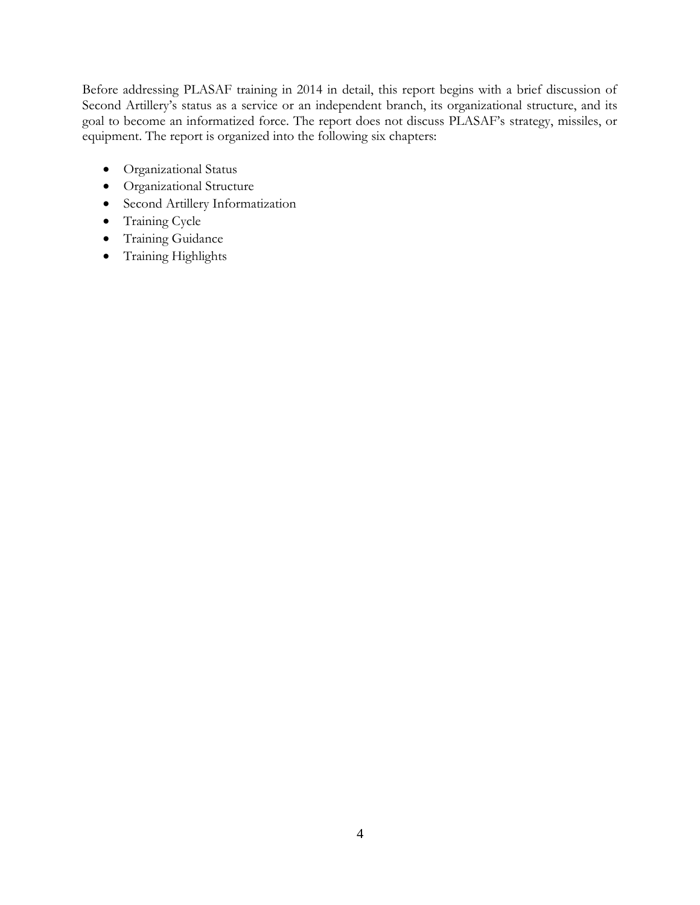Before addressing PLASAF training in 2014 in detail, this report begins with a brief discussion of Second Artillery's status as a service or an independent branch, its organizational structure, and its goal to become an informatized force. The report does not discuss PLASAF's strategy, missiles, or equipment. The report is organized into the following six chapters:

- Organizational Status
- Organizational Structure
- Second Artillery Informatization
- Training Cycle
- Training Guidance
- Training Highlights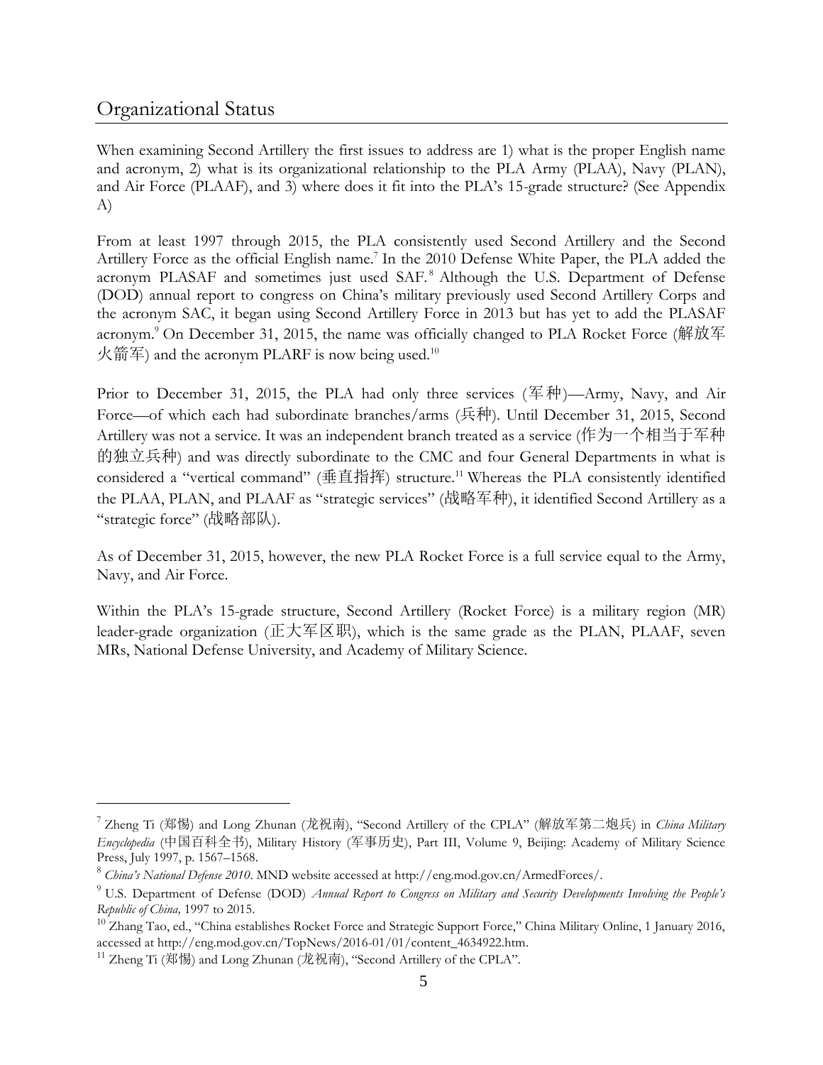## Organizational Status

When examining Second Artillery the first issues to address are 1) what is the proper English name and acronym, 2) what is its organizational relationship to the PLA Army (PLAA), Navy (PLAN), and Air Force (PLAAF), and 3) where does it fit into the PLA's 15-grade structure? (See Appendix A)

From at least 1997 through 2015, the PLA consistently used Second Artillery and the Second Artillery Force as the official English name.[7] In the 2010 Defense White Paper, the PLA added the acronym PLASAF and sometimes just used SAF.[8] Although the U.S. Department of Defense (DOD) annual report to congress on China's military previously used Second Artillery Corps and the acronym SAC, it began using Second Artillery Force in 2013 but has yet to add the PLASAF acronym.[9] On December 31, 2015, the name was officially changed to PLA Rocket Force (解放军火箭军) and the acronym PLARF is now being used.[10]

Prior to December 31, 2015, the PLA had only three services (军种)—Army, Navy, and Air Force—of which each had subordinate branches/arms (兵种). Until December 31, 2015, Second Artillery was not a service. It was an independent branch treated as a service (作为一个相当于军种的独立兵种) and was directly subordinate to the CMC and four General Departments in what is considered a "vertical command" (垂直指挥) structure.[11] Whereas the PLA consistently identified the PLAA, PLAN, and PLAAF as "strategic services" (战略军种), it identified Second Artillery as a "strategic force" (战略部队).

As of December 31, 2015, however, the new PLA Rocket Force is a full service equal to the Army, Navy, and Air Force.

Within the PLA's 15-grade structure, Second Artillery (Rocket Force) is a military region (MR) leader-grade organization (正大军区职), which is the same grade as the PLAN, PLAAF, seven MRs, National Defense University, and Academy of Military Science.

---

[7] Zheng Ti (郑惕) and Long Zhunan (龙祝南), "Second Artillery of the CPLA" (解放军第二炮兵) in *China Military Encyclopedia* (中国百科全书), Military History (军事历史), Part III, Volume 9, Beijing: Academy of Military Science Press, July 1997, p. 1567–1568.

[8] *China's National Defense 2010*. MND website accessed at http://eng.mod.gov.cn/ArmedForces/.

[9] U.S. Department of Defense (DOD) *Annual Report to Congress on Military and Security Developments Involving the People's Republic of China,* 1997 to 2015.

[10] Zhang Tao, ed., "China establishes Rocket Force and Strategic Support Force," China Military Online, 1 January 2016, accessed at http://eng.mod.gov.cn/TopNews/2016-01/01/content_4634922.htm.

[11] Zheng Ti (郑惕) and Long Zhunan (龙祝南), "Second Artillery of the CPLA".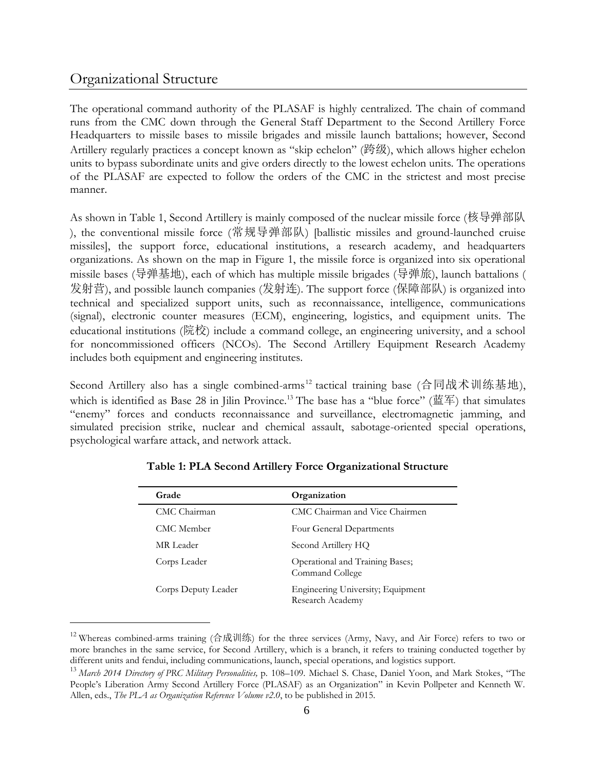## Organizational Structure

The operational command authority of the PLASAF is highly centralized. The chain of command runs from the CMC down through the General Staff Department to the Second Artillery Force Headquarters to missile bases to missile brigades and missile launch battalions; however, Second Artillery regularly practices a concept known as "skip echelon" (跨级), which allows higher echelon units to bypass subordinate units and give orders directly to the lowest echelon units. The operations of the PLASAF are expected to follow the orders of the CMC in the strictest and most precise manner.

As shown in Table 1, Second Artillery is mainly composed of the nuclear missile force (核导弹部队), the conventional missile force (常规导弹部队) [ballistic missiles and ground-launched cruise missiles], the support force, educational institutions, a research academy, and headquarters organizations. As shown on the map in Figure 1, the missile force is organized into six operational missile bases (导弹基地), each of which has multiple missile brigades (导弹旅), launch battalions (发射营), and possible launch companies (发射连). The support force (保障部队) is organized into technical and specialized support units, such as reconnaissance, intelligence, communications (signal), electronic counter measures (ECM), engineering, logistics, and equipment units. The educational institutions (院校) include a command college, an engineering university, and a school for noncommissioned officers (NCOs). The Second Artillery Equipment Research Academy includes both equipment and engineering institutes.

Second Artillery also has a single combined-arms[12] tactical training base (合同战术训练基地), which is identified as Base 28 in Jilin Province.[13] The base has a "blue force" (蓝军) that simulates "enemy" forces and conducts reconnaissance and surveillance, electromagnetic jamming, and simulated precision strike, nuclear and chemical assault, sabotage-oriented special operations, psychological warfare attack, and network attack.

**Table 1: PLA Second Artillery Force Organizational Structure**

| Grade | Organization |
|---|---|
| CMC Chairman | CMC Chairman and Vice Chairmen |
| CMC Member | Four General Departments |
| MR Leader | Second Artillery HQ |
| Corps Leader | Operational and Training Bases; Command College |
| Corps Deputy Leader | Engineering University; Equipment Research Academy |

[12] Whereas combined-arms training (合成训练) for the three services (Army, Navy, and Air Force) refers to two or more branches in the same service, for Second Artillery, which is a branch, it refers to training conducted together by different units and fendui, including communications, launch, special operations, and logistics support.

[13] *March 2014 Directory of PRC Military Personalities,* p. 108–109. Michael S. Chase, Daniel Yoon, and Mark Stokes, "The People's Liberation Army Second Artillery Force (PLASAF) as an Organization" in Kevin Pollpeter and Kenneth W. Allen, eds., *The PLA as Organization Reference Volume v2.0*, to be published in 2015.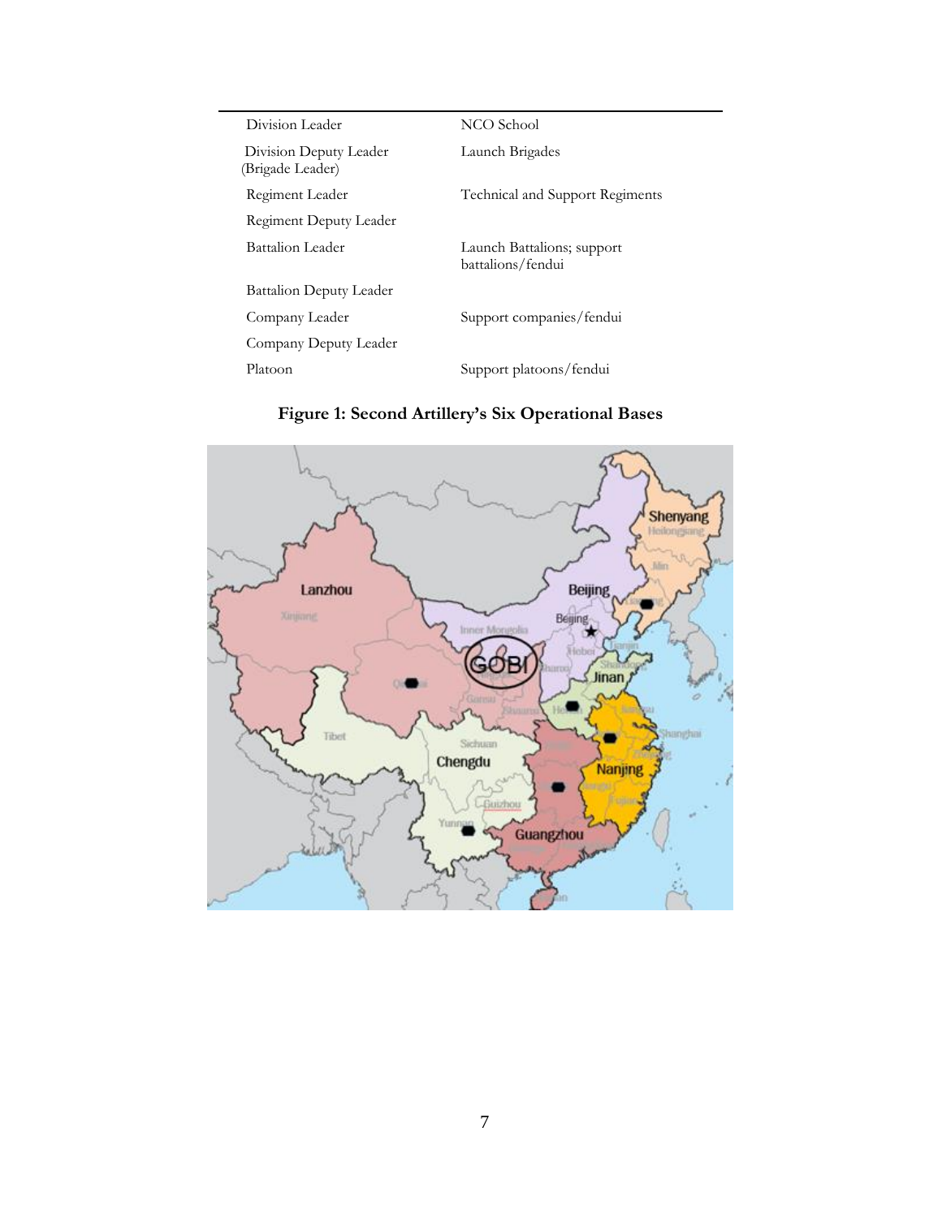| | |
|---|---|
| Division Leader | NCO School |
| Division Deputy Leader (Brigade Leader) | Launch Brigades |
| Regiment Leader | Technical and Support Regiments |
| Regiment Deputy Leader | |
| Battalion Leader | Launch Battalions; support battalions/fendui |
| Battalion Deputy Leader | |
| Company Leader | Support companies/fendui |
| Company Deputy Leader | |
| Platoon | Support platoons/fendui |

**Figure 1: Second Artillery's Six Operational Bases**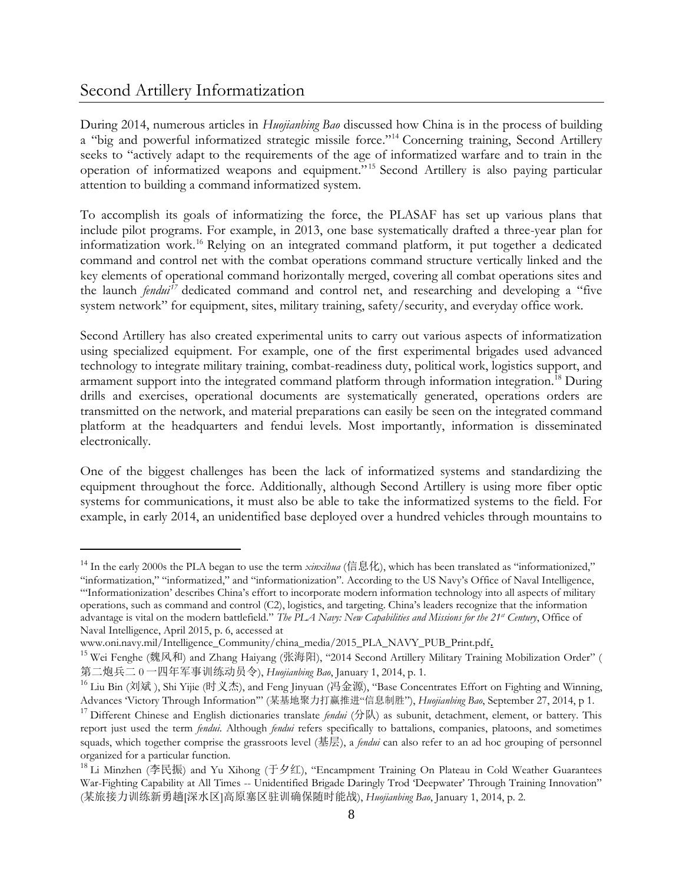## Second Artillery Informatization

During 2014, numerous articles in *Huojianbing Bao* discussed how China is in the process of building a "big and powerful informatized strategic missile force."[14] Concerning training, Second Artillery seeks to "actively adapt to the requirements of the age of informatized warfare and to train in the operation of informatized weapons and equipment."[15] Second Artillery is also paying particular attention to building a command informatized system.

To accomplish its goals of informatizing the force, the PLASAF has set up various plans that include pilot programs. For example, in 2013, one base systematically drafted a three-year plan for informatization work.[16] Relying on an integrated command platform, it put together a dedicated command and control net with the combat operations command structure vertically linked and the key elements of operational command horizontally merged, covering all combat operations sites and the launch *fendui*[17] dedicated command and control net, and researching and developing a "five system network" for equipment, sites, military training, safety/security, and everyday office work.

Second Artillery has also created experimental units to carry out various aspects of informatization using specialized equipment. For example, one of the first experimental brigades used advanced technology to integrate military training, combat-readiness duty, political work, logistics support, and armament support into the integrated command platform through information integration.[18] During drills and exercises, operational documents are systematically generated, operations orders are transmitted on the network, and material preparations can easily be seen on the integrated command platform at the headquarters and fendui levels. Most importantly, information is disseminated electronically.

One of the biggest challenges has been the lack of informatized systems and standardizing the equipment throughout the force. Additionally, although Second Artillery is using more fiber optic systems for communications, it must also be able to take the informatized systems to the field. For example, in early 2014, an unidentified base deployed over a hundred vehicles through mountains to

---

[14] In the early 2000s the PLA began to use the term *xinxihua* (信息化), which has been translated as "informationized," "informatization," "informatized," and "informationization". According to the US Navy's Office of Naval Intelligence, "'Informationization' describes China's effort to incorporate modern information technology into all aspects of military operations, such as command and control (C2), logistics, and targeting. China's leaders recognize that the information advantage is vital on the modern battlefield." *The PLA Navy: New Capabilities and Missions for the 21st Century*, Office of Naval Intelligence, April 2015, p. 6, accessed at www.oni.navy.mil/Intelligence_Community/china_media/2015_PLA_NAVY_PUB_Print.pdf.

[15] Wei Fenghe (魏风和) and Zhang Haiyang (张海阳), "2014 Second Artillery Military Training Mobilization Order" (第二炮兵二 0 一四年军事训练动员令), *Huojianbing Bao*, January 1, 2014, p. 1.

[16] Liu Bin (刘斌 ), Shi Yijie (时义杰), and Feng Jinyuan (冯金源), "Base Concentrates Effort on Fighting and Winning, Advances 'Victory Through Information'" (某基地聚力打赢推进"信息制胜"), *Huojianbing Bao*, September 27, 2014, p 1.

[17] Different Chinese and English dictionaries translate *fendui* (分队) as subunit, detachment, element, or battery. This report just used the term *fendui*. Although *fendui* refers specifically to battalions, companies, platoons, and sometimes squads, which together comprise the grassroots level (基层), a *fendui* can also refer to an ad hoc grouping of personnel organized for a particular function.

[18] Li Minzhen (李民振) and Yu Xihong (于夕红), "Encampment Training On Plateau in Cold Weather Guarantees War-Fighting Capability at All Times -- Unidentified Brigade Daringly Trod 'Deepwater' Through Training Innovation" (某旅接力训练新勇趟[深水区]高原塞区驻训确保随时能战), *Huojianbing Bao*, January 1, 2014, p. 2.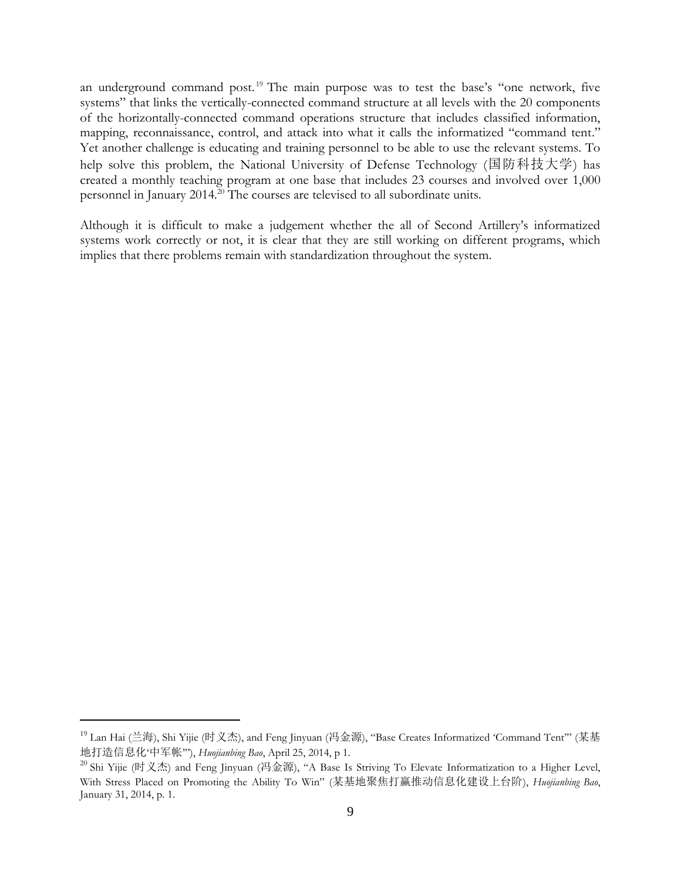an underground command post.[19] The main purpose was to test the base's "one network, five systems" that links the vertically-connected command structure at all levels with the 20 components of the horizontally-connected command operations structure that includes classified information, mapping, reconnaissance, control, and attack into what it calls the informatized "command tent." Yet another challenge is educating and training personnel to be able to use the relevant systems. To help solve this problem, the National University of Defense Technology (国防科技大学) has created a monthly teaching program at one base that includes 23 courses and involved over 1,000 personnel in January 2014.[20] The courses are televised to all subordinate units.

Although it is difficult to make a judgement whether the all of Second Artillery's informatized systems work correctly or not, it is clear that they are still working on different programs, which implies that there problems remain with standardization throughout the system.

---

[19] Lan Hai (兰海), Shi Yijie (时义杰), and Feng Jinyuan (冯金源), "Base Creates Informatized 'Command Tent'" (某基地打造信息化'中军帐'"), *Huojianbing Bao*, April 25, 2014, p 1.

[20] Shi Yijie (时义杰) and Feng Jinyuan (冯金源), "A Base Is Striving To Elevate Informatization to a Higher Level, With Stress Placed on Promoting the Ability To Win" (某基地聚焦打赢推动信息化建设上台阶), *Huojianbing Bao*, January 31, 2014, p. 1.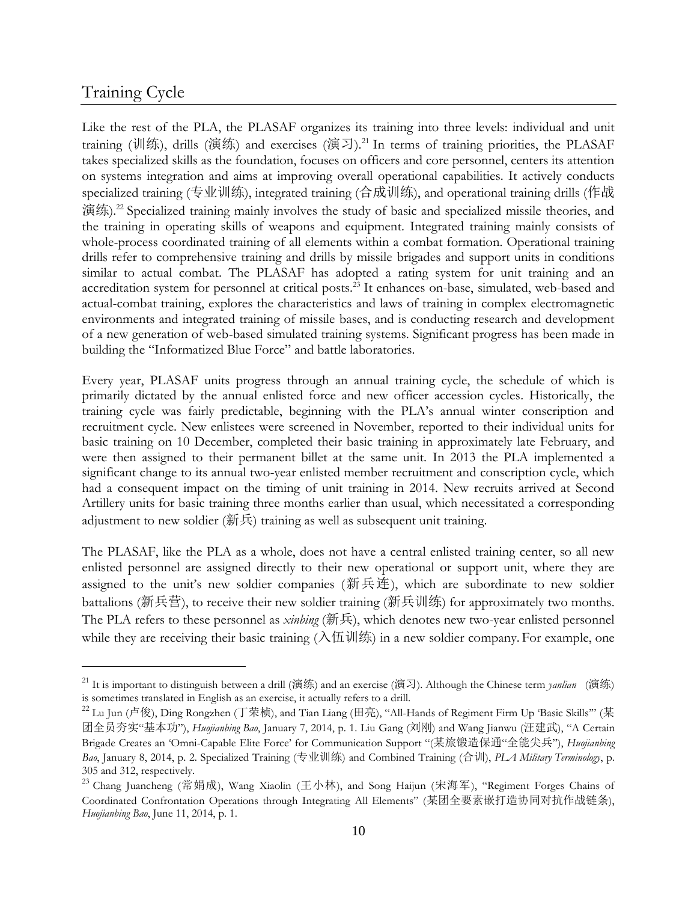## Training Cycle

Like the rest of the PLA, the PLASAF organizes its training into three levels: individual and unit training (训练), drills (演练) and exercises (演习).[21] In terms of training priorities, the PLASAF takes specialized skills as the foundation, focuses on officers and core personnel, centers its attention on systems integration and aims at improving overall operational capabilities. It actively conducts specialized training (专业训练), integrated training (合成训练), and operational training drills (作战演练).[22] Specialized training mainly involves the study of basic and specialized missile theories, and the training in operating skills of weapons and equipment. Integrated training mainly consists of whole-process coordinated training of all elements within a combat formation. Operational training drills refer to comprehensive training and drills by missile brigades and support units in conditions similar to actual combat. The PLASAF has adopted a rating system for unit training and an accreditation system for personnel at critical posts.[23] It enhances on-base, simulated, web-based and actual-combat training, explores the characteristics and laws of training in complex electromagnetic environments and integrated training of missile bases, and is conducting research and development of a new generation of web-based simulated training systems. Significant progress has been made in building the "Informatized Blue Force" and battle laboratories.

Every year, PLASAF units progress through an annual training cycle, the schedule of which is primarily dictated by the annual enlisted force and new officer accession cycles. Historically, the training cycle was fairly predictable, beginning with the PLA's annual winter conscription and recruitment cycle. New enlistees were screened in November, reported to their individual units for basic training on 10 December, completed their basic training in approximately late February, and were then assigned to their permanent billet at the same unit. In 2013 the PLA implemented a significant change to its annual two-year enlisted member recruitment and conscription cycle, which had a consequent impact on the timing of unit training in 2014. New recruits arrived at Second Artillery units for basic training three months earlier than usual, which necessitated a corresponding adjustment to new soldier (新兵) training as well as subsequent unit training.

The PLASAF, like the PLA as a whole, does not have a central enlisted training center, so all new enlisted personnel are assigned directly to their new operational or support unit, where they are assigned to the unit's new soldier companies (新兵连), which are subordinate to new soldier battalions (新兵营), to receive their new soldier training (新兵训练) for approximately two months. The PLA refers to these personnel as *xinbing* (新兵), which denotes new two-year enlisted personnel while they are receiving their basic training (入伍训练) in a new soldier company. For example, one

---

[21] It is important to distinguish between a drill (演练) and an exercise (演习). Although the Chinese term *yanlian* (演练) is sometimes translated in English as an exercise, it actually refers to a drill.

[22] Lu Jun (卢俊), Ding Rongzhen (丁荣桢), and Tian Liang (田亮), "All-Hands of Regiment Firm Up 'Basic Skills'" (某团全员夯实"基本功"), *Huojianbing Bao*, January 7, 2014, p. 1. Liu Gang (刘刚) and Wang Jianwu (汪建武), "A Certain Brigade Creates an 'Omni-Capable Elite Force' for Communication Support "(某旅锻造保通"全能尖兵"), *Huojianbing Bao*, January 8, 2014, p. 2. Specialized Training (专业训练) and Combined Training (合训), *PLA Military Terminology*, p. 305 and 312, respectively.

[23] Chang Juancheng (常娟成), Wang Xiaolin (王小林), and Song Haijun (宋海军), "Regiment Forges Chains of Coordinated Confrontation Operations through Integrating All Elements" (某团全要素嵌打造协同对抗作战链条), *Huojianbing Bao*, June 11, 2014, p. 1.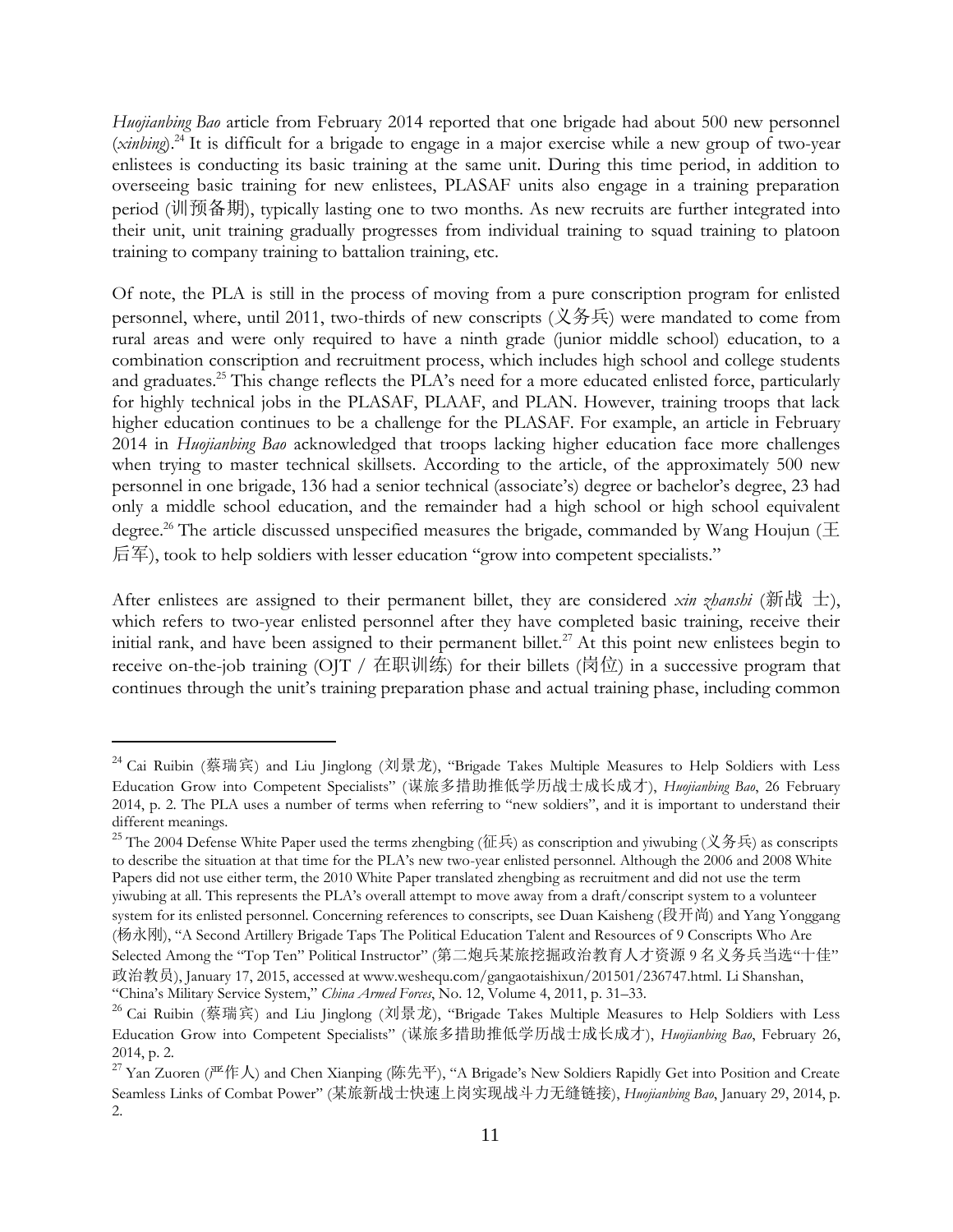*Huojianbing Bao* article from February 2014 reported that one brigade had about 500 new personnel (*xinbing*).[24] It is difficult for a brigade to engage in a major exercise while a new group of two-year enlistees is conducting its basic training at the same unit. During this time period, in addition to overseeing basic training for new enlistees, PLASAF units also engage in a training preparation period (训预备期), typically lasting one to two months. As new recruits are further integrated into their unit, unit training gradually progresses from individual training to squad training to platoon training to company training to battalion training, etc.

Of note, the PLA is still in the process of moving from a pure conscription program for enlisted personnel, where, until 2011, two-thirds of new conscripts (义务兵) were mandated to come from rural areas and were only required to have a ninth grade (junior middle school) education, to a combination conscription and recruitment process, which includes high school and college students and graduates.[25] This change reflects the PLA's need for a more educated enlisted force, particularly for highly technical jobs in the PLASAF, PLAAF, and PLAN. However, training troops that lack higher education continues to be a challenge for the PLASAF. For example, an article in February 2014 in *Huojianbing Bao* acknowledged that troops lacking higher education face more challenges when trying to master technical skillsets. According to the article, of the approximately 500 new personnel in one brigade, 136 had a senior technical (associate's) degree or bachelor's degree, 23 had only a middle school education, and the remainder had a high school or high school equivalent degree.[26] The article discussed unspecified measures the brigade, commanded by Wang Houjun (王后军), took to help soldiers with lesser education "grow into competent specialists."

After enlistees are assigned to their permanent billet, they are considered *xin zhanshi* (新战 士), which refers to two-year enlisted personnel after they have completed basic training, receive their initial rank, and have been assigned to their permanent billet.[27] At this point new enlistees begin to receive on-the-job training (OJT / 在职训练) for their billets (岗位) in a successive program that continues through the unit's training preparation phase and actual training phase, including common

---

[24] Cai Ruibin (蔡瑞宾) and Liu Jinglong (刘景龙), "Brigade Takes Multiple Measures to Help Soldiers with Less Education Grow into Competent Specialists" (谋旅多措助推低学历战士成长成才), *Huojianbing Bao*, 26 February 2014, p. 2. The PLA uses a number of terms when referring to "new soldiers", and it is important to understand their different meanings.

[25] The 2004 Defense White Paper used the terms zhengbing (征兵) as conscription and yiwubing (义务兵) as conscripts to describe the situation at that time for the PLA's new two-year enlisted personnel. Although the 2006 and 2008 White Papers did not use either term, the 2010 White Paper translated zhengbing as recruitment and did not use the term yiwubing at all. This represents the PLA's overall attempt to move away from a draft/conscript system to a volunteer system for its enlisted personnel. Concerning references to conscripts, see Duan Kaisheng (段开尚) and Yang Yonggang (杨永刚), "A Second Artillery Brigade Taps The Political Education Talent and Resources of 9 Conscripts Who Are Selected Among the "Top Ten" Political Instructor" (第二炮兵某旅挖掘政治教育人才资源 9 名义务兵当选"十佳"政治教员), January 17, 2015, accessed at www.weshequ.com/gangaotaishixun/201501/236747.html. Li Shanshan, "China's Military Service System," *China Armed Forces*, No. 12, Volume 4, 2011, p. 31–33.

[26] Cai Ruibin (蔡瑞宾) and Liu Jinglong (刘景龙), "Brigade Takes Multiple Measures to Help Soldiers with Less Education Grow into Competent Specialists" (谋旅多措助推低学历战士成长成才), *Huojianbing Bao*, February 26, 2014, p. 2.

[27] Yan Zuoren (严作人) and Chen Xianping (陈先平), "A Brigade's New Soldiers Rapidly Get into Position and Create Seamless Links of Combat Power" (某旅新战士快速上岗实现战斗力无缝链接), *Huojianbing Bao*, January 29, 2014, p. 2.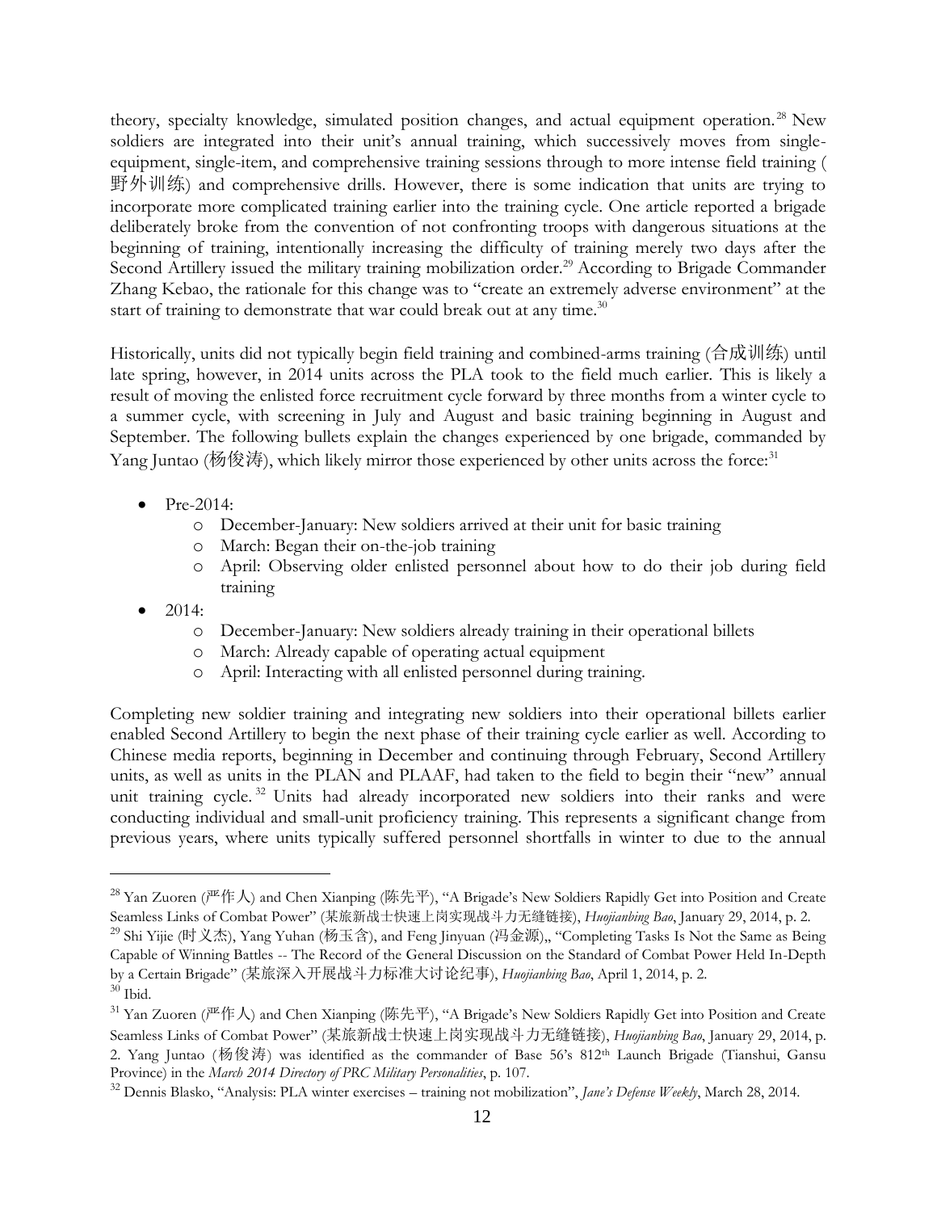theory, specialty knowledge, simulated position changes, and actual equipment operation.[28] New soldiers are integrated into their unit's annual training, which successively moves from single-equipment, single-item, and comprehensive training sessions through to more intense field training (野外训练) and comprehensive drills. However, there is some indication that units are trying to incorporate more complicated training earlier into the training cycle. One article reported a brigade deliberately broke from the convention of not confronting troops with dangerous situations at the beginning of training, intentionally increasing the difficulty of training merely two days after the Second Artillery issued the military training mobilization order.[29] According to Brigade Commander Zhang Kebao, the rationale for this change was to "create an extremely adverse environment" at the start of training to demonstrate that war could break out at any time.[30]

Historically, units did not typically begin field training and combined-arms training (合成训练) until late spring, however, in 2014 units across the PLA took to the field much earlier. This is likely a result of moving the enlisted force recruitment cycle forward by three months from a winter cycle to a summer cycle, with screening in July and August and basic training beginning in August and September. The following bullets explain the changes experienced by one brigade, commanded by Yang Juntao (杨俊涛), which likely mirror those experienced by other units across the force:[31]

- Pre-2014:
  - December-January: New soldiers arrived at their unit for basic training
  - March: Began their on-the-job training
  - April: Observing older enlisted personnel about how to do their job during field training
- 2014:
  - December-January: New soldiers already training in their operational billets
  - March: Already capable of operating actual equipment
  - April: Interacting with all enlisted personnel during training.

Completing new soldier training and integrating new soldiers into their operational billets earlier enabled Second Artillery to begin the next phase of their training cycle earlier as well. According to Chinese media reports, beginning in December and continuing through February, Second Artillery units, as well as units in the PLAN and PLAAF, had taken to the field to begin their "new" annual unit training cycle.[32] Units had already incorporated new soldiers into their ranks and were conducting individual and small-unit proficiency training. This represents a significant change from previous years, where units typically suffered personnel shortfalls in winter to due to the annual

---

[28] Yan Zuoren (严作人) and Chen Xianping (陈先平), "A Brigade's New Soldiers Rapidly Get into Position and Create Seamless Links of Combat Power" (某旅新战士快速上岗实现战斗力无缝链接), *Huojianbing Bao*, January 29, 2014, p. 2.

[29] Shi Yijie (时义杰), Yang Yuhan (杨玉含), and Feng Jinyuan (冯金源),, "Completing Tasks Is Not the Same as Being Capable of Winning Battles -- The Record of the General Discussion on the Standard of Combat Power Held In-Depth by a Certain Brigade" (某旅深入开展战斗力标准大讨论纪事), *Huojianbing Bao*, April 1, 2014, p. 2.

[30] Ibid.

[31] Yan Zuoren (严作人) and Chen Xianping (陈先平), "A Brigade's New Soldiers Rapidly Get into Position and Create Seamless Links of Combat Power" (某旅新战士快速上岗实现战斗力无缝链接), *Huojianbing Bao*, January 29, 2014, p. 2. Yang Juntao (杨俊涛) was identified as the commander of Base 56's 812th Launch Brigade (Tianshui, Gansu Province) in the *March 2014 Directory of PRC Military Personalities*, p. 107.

[32] Dennis Blasko, "Analysis: PLA winter exercises – training not mobilization", *Jane's Defense Weekly*, March 28, 2014.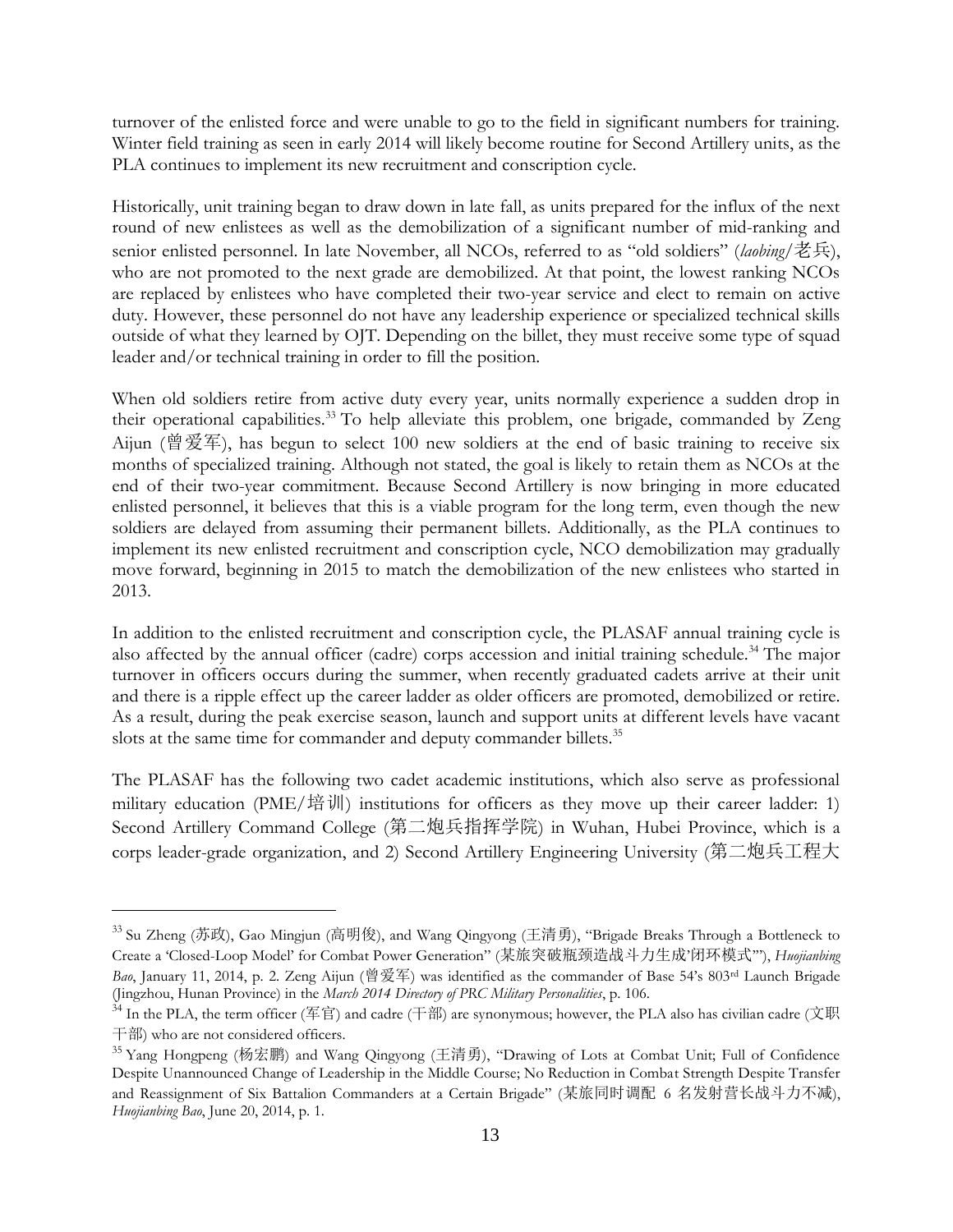turnover of the enlisted force and were unable to go to the field in significant numbers for training. Winter field training as seen in early 2014 will likely become routine for Second Artillery units, as the PLA continues to implement its new recruitment and conscription cycle.

Historically, unit training began to draw down in late fall, as units prepared for the influx of the next round of new enlistees as well as the demobilization of a significant number of mid-ranking and senior enlisted personnel. In late November, all NCOs, referred to as "old soldiers" (*laobing*/老兵), who are not promoted to the next grade are demobilized. At that point, the lowest ranking NCOs are replaced by enlistees who have completed their two-year service and elect to remain on active duty. However, these personnel do not have any leadership experience or specialized technical skills outside of what they learned by OJT. Depending on the billet, they must receive some type of squad leader and/or technical training in order to fill the position.

When old soldiers retire from active duty every year, units normally experience a sudden drop in their operational capabilities.[33] To help alleviate this problem, one brigade, commanded by Zeng Aijun (曾爱军), has begun to select 100 new soldiers at the end of basic training to receive six months of specialized training. Although not stated, the goal is likely to retain them as NCOs at the end of their two-year commitment. Because Second Artillery is now bringing in more educated enlisted personnel, it believes that this is a viable program for the long term, even though the new soldiers are delayed from assuming their permanent billets. Additionally, as the PLA continues to implement its new enlisted recruitment and conscription cycle, NCO demobilization may gradually move forward, beginning in 2015 to match the demobilization of the new enlistees who started in 2013.

In addition to the enlisted recruitment and conscription cycle, the PLASAF annual training cycle is also affected by the annual officer (cadre) corps accession and initial training schedule.[34] The major turnover in officers occurs during the summer, when recently graduated cadets arrive at their unit and there is a ripple effect up the career ladder as older officers are promoted, demobilized or retire. As a result, during the peak exercise season, launch and support units at different levels have vacant slots at the same time for commander and deputy commander billets.[35]

The PLASAF has the following two cadet academic institutions, which also serve as professional military education (PME/培训) institutions for officers as they move up their career ladder: 1) Second Artillery Command College (第二炮兵指挥学院) in Wuhan, Hubei Province, which is a corps leader-grade organization, and 2) Second Artillery Engineering University (第二炮兵工程大

---

[33] Su Zheng (苏政), Gao Mingjun (高明俊), and Wang Qingyong (王清勇), "Brigade Breaks Through a Bottleneck to Create a 'Closed-Loop Model' for Combat Power Generation" (某旅突破瓶颈造战斗力生成'闭环模式'"), *Huojianbing Bao*, January 11, 2014, p. 2. Zeng Aijun (曾爱军) was identified as the commander of Base 54's 803rd Launch Brigade (Jingzhou, Hunan Province) in the *March 2014 Directory of PRC Military Personalities*, p. 106.

[34] In the PLA, the term officer (军官) and cadre (干部) are synonymous; however, the PLA also has civilian cadre (文职干部) who are not considered officers.

[35] Yang Hongpeng (杨宏鹏) and Wang Qingyong (王清勇), "Drawing of Lots at Combat Unit; Full of Confidence Despite Unannounced Change of Leadership in the Middle Course; No Reduction in Combat Strength Despite Transfer and Reassignment of Six Battalion Commanders at a Certain Brigade" (某旅同时调配 6 名发射营长战斗力不减), *Huojianbing Bao*, June 20, 2014, p. 1.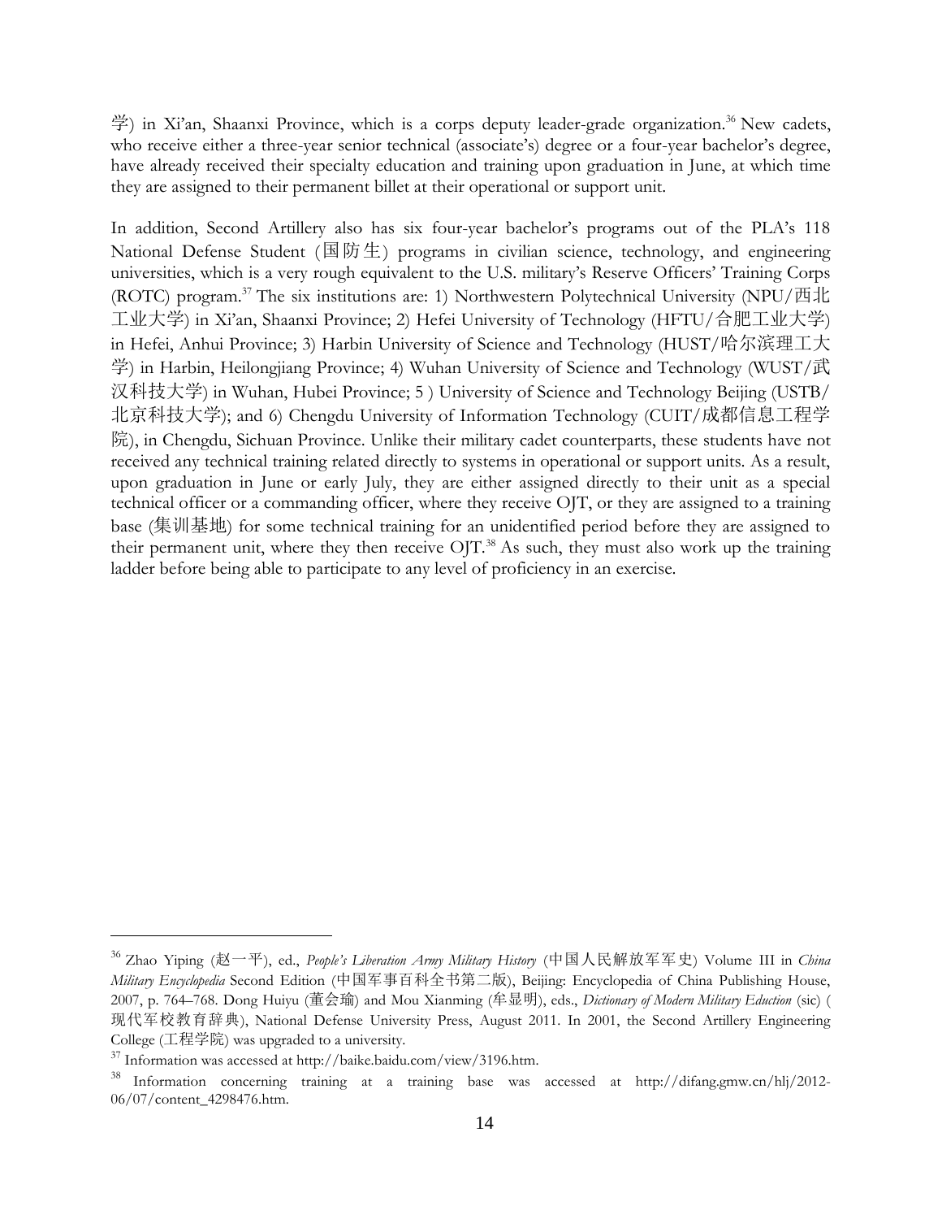学) in Xi'an, Shaanxi Province, which is a corps deputy leader-grade organization.[36] New cadets, who receive either a three-year senior technical (associate's) degree or a four-year bachelor's degree, have already received their specialty education and training upon graduation in June, at which time they are assigned to their permanent billet at their operational or support unit.

In addition, Second Artillery also has six four-year bachelor's programs out of the PLA's 118 National Defense Student (国防生) programs in civilian science, technology, and engineering universities, which is a very rough equivalent to the U.S. military's Reserve Officers' Training Corps (ROTC) program.[37] The six institutions are: 1) Northwestern Polytechnical University (NPU/西北工业大学) in Xi'an, Shaanxi Province; 2) Hefei University of Technology (HFTU/合肥工业大学) in Hefei, Anhui Province; 3) Harbin University of Science and Technology (HUST/哈尔滨理工大学) in Harbin, Heilongjiang Province; 4) Wuhan University of Science and Technology (WUST/武汉科技大学) in Wuhan, Hubei Province; 5 ) University of Science and Technology Beijing (USTB/北京科技大学); and 6) Chengdu University of Information Technology (CUIT/成都信息工程学院), in Chengdu, Sichuan Province. Unlike their military cadet counterparts, these students have not received any technical training related directly to systems in operational or support units. As a result, upon graduation in June or early July, they are either assigned directly to their unit as a special technical officer or a commanding officer, where they receive OJT, or they are assigned to a training base (集训基地) for some technical training for an unidentified period before they are assigned to their permanent unit, where they then receive OJT.[38] As such, they must also work up the training ladder before being able to participate to any level of proficiency in an exercise.

---

[36] Zhao Yiping (赵一平), ed., *People's Liberation Army Military History* (中国人民解放军军史) Volume III in *China Military Encyclopedia* Second Edition (中国军事百科全书第二版), Beijing: Encyclopedia of China Publishing House, 2007, p. 764–768. Dong Huiyu (董会瑜) and Mou Xianming (牟显明), eds., *Dictionary of Modern Military Eduction* (sic) (现代军校教育辞典), National Defense University Press, August 2011. In 2001, the Second Artillery Engineering College (工程学院) was upgraded to a university.

[37] Information was accessed at http://baike.baidu.com/view/3196.htm.

[38] Information concerning training at a training base was accessed at http://difang.gmw.cn/hlj/2012-06/07/content_4298476.htm.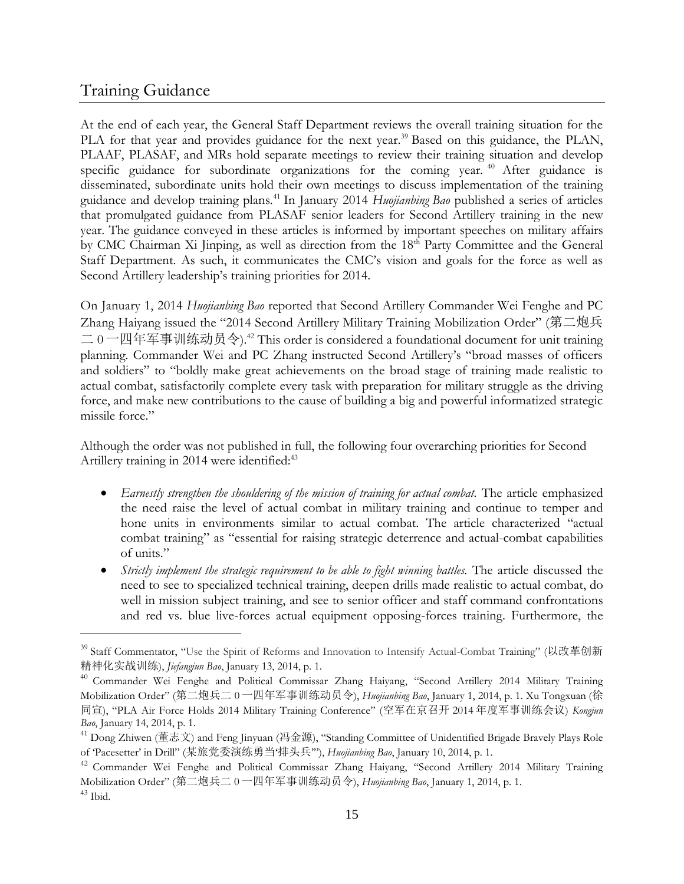## Training Guidance

At the end of each year, the General Staff Department reviews the overall training situation for the PLA for that year and provides guidance for the next year.[39] Based on this guidance, the PLAN, PLAAF, PLASAF, and MRs hold separate meetings to review their training situation and develop specific guidance for subordinate organizations for the coming year.[40] After guidance is disseminated, subordinate units hold their own meetings to discuss implementation of the training guidance and develop training plans.[41] In January 2014 *Huojianbing Bao* published a series of articles that promulgated guidance from PLASAF senior leaders for Second Artillery training in the new year. The guidance conveyed in these articles is informed by important speeches on military affairs by CMC Chairman Xi Jinping, as well as direction from the 18th Party Committee and the General Staff Department. As such, it communicates the CMC's vision and goals for the force as well as Second Artillery leadership's training priorities for 2014.

On January 1, 2014 *Huojianbing Bao* reported that Second Artillery Commander Wei Fenghe and PC Zhang Haiyang issued the "2014 Second Artillery Military Training Mobilization Order" (第二炮兵二０一四年军事训练动员令).[42] This order is considered a foundational document for unit training planning. Commander Wei and PC Zhang instructed Second Artillery's "broad masses of officers and soldiers" to "boldly make great achievements on the broad stage of training made realistic to actual combat, satisfactorily complete every task with preparation for military struggle as the driving force, and make new contributions to the cause of building a big and powerful informatized strategic missile force."

Although the order was not published in full, the following four overarching priorities for Second Artillery training in 2014 were identified:[43]

- *Earnestly strengthen the shouldering of the mission of training for actual combat.* The article emphasized the need raise the level of actual combat in military training and continue to temper and hone units in environments similar to actual combat. The article characterized "actual combat training" as "essential for raising strategic deterrence and actual-combat capabilities of units."
- *Strictly implement the strategic requirement to be able to fight winning battles.* The article discussed the need to see to specialized technical training, deepen drills made realistic to actual combat, do well in mission subject training, and see to senior officer and staff command confrontations and red vs. blue live-forces actual equipment opposing-forces training. Furthermore, the

---

[39] Staff Commentator, "Use the Spirit of Reforms and Innovation to Intensify Actual-Combat Training" (以改革创新精神化实战训练), *Jiefangjun Bao*, January 13, 2014, p. 1.

[40] Commander Wei Fenghe and Political Commissar Zhang Haiyang, "Second Artillery 2014 Military Training Mobilization Order" (第二炮兵二０一四年军事训练动员令), *Huojianbing Bao*, January 1, 2014, p. 1. Xu Tongxuan (徐同宣), "PLA Air Force Holds 2014 Military Training Conference" (空军在京召开 2014 年度军事训练会议) *Kongjun Bao*, January 14, 2014, p. 1.

[41] Dong Zhiwen (董志文) and Feng Jinyuan (冯金源), "Standing Committee of Unidentified Brigade Bravely Plays Role of 'Pacesetter' in Drill" (某旅党委演练勇当'排头兵'"), *Huojianbing Bao*, January 10, 2014, p. 1.

[42] Commander Wei Fenghe and Political Commissar Zhang Haiyang, "Second Artillery 2014 Military Training Mobilization Order" (第二炮兵二０一四年军事训练动员令), *Huojianbing Bao*, January 1, 2014, p. 1.

[43] Ibid.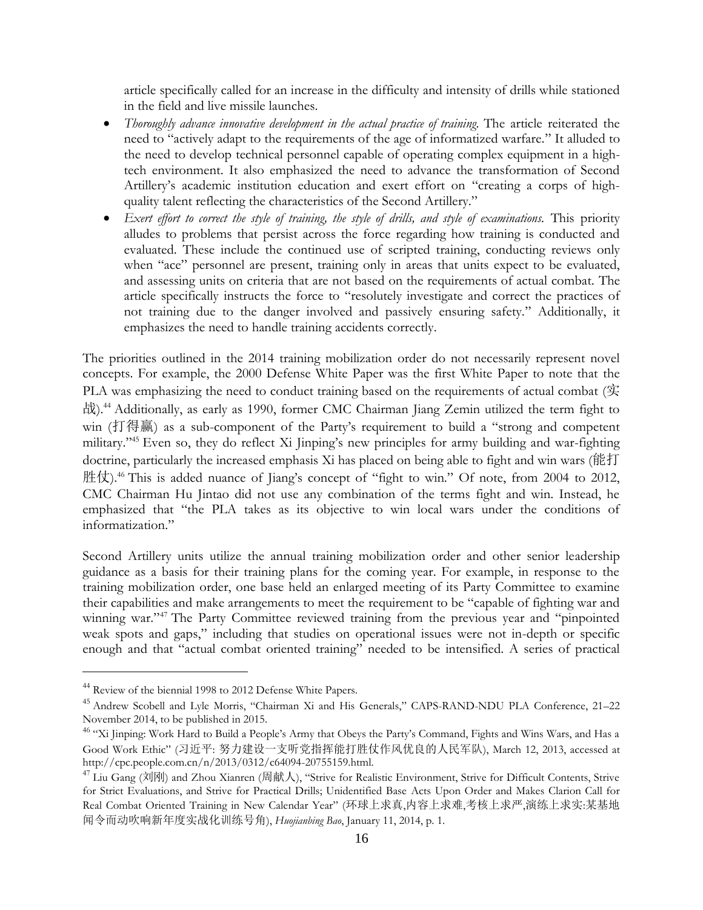article specifically called for an increase in the difficulty and intensity of drills while stationed in the field and live missile launches.

- *Thoroughly advance innovative development in the actual practice of training.* The article reiterated the need to "actively adapt to the requirements of the age of informatized warfare." It alluded to the need to develop technical personnel capable of operating complex equipment in a high-tech environment. It also emphasized the need to advance the transformation of Second Artillery's academic institution education and exert effort on "creating a corps of high-quality talent reflecting the characteristics of the Second Artillery."
- *Exert effort to correct the style of training, the style of drills, and style of examinations.* This priority alludes to problems that persist across the force regarding how training is conducted and evaluated. These include the continued use of scripted training, conducting reviews only when "ace" personnel are present, training only in areas that units expect to be evaluated, and assessing units on criteria that are not based on the requirements of actual combat. The article specifically instructs the force to "resolutely investigate and correct the practices of not training due to the danger involved and passively ensuring safety." Additionally, it emphasizes the need to handle training accidents correctly.

The priorities outlined in the 2014 training mobilization order do not necessarily represent novel concepts. For example, the 2000 Defense White Paper was the first White Paper to note that the PLA was emphasizing the need to conduct training based on the requirements of actual combat (实战).[44] Additionally, as early as 1990, former CMC Chairman Jiang Zemin utilized the term fight to win (打得赢) as a sub-component of the Party's requirement to build a "strong and competent military."[45] Even so, they do reflect Xi Jinping's new principles for army building and war-fighting doctrine, particularly the increased emphasis Xi has placed on being able to fight and win wars (能打胜仗).[46] This is added nuance of Jiang's concept of "fight to win." Of note, from 2004 to 2012, CMC Chairman Hu Jintao did not use any combination of the terms fight and win. Instead, he emphasized that "the PLA takes as its objective to win local wars under the conditions of informatization."

Second Artillery units utilize the annual training mobilization order and other senior leadership guidance as a basis for their training plans for the coming year. For example, in response to the training mobilization order, one base held an enlarged meeting of its Party Committee to examine their capabilities and make arrangements to meet the requirement to be "capable of fighting war and winning war."[47] The Party Committee reviewed training from the previous year and "pinpointed weak spots and gaps," including that studies on operational issues were not in-depth or specific enough and that "actual combat oriented training" needed to be intensified. A series of practical

---

[44] Review of the biennial 1998 to 2012 Defense White Papers.

[45] Andrew Scobell and Lyle Morris, "Chairman Xi and His Generals," CAPS-RAND-NDU PLA Conference, 21–22 November 2014, to be published in 2015.

[46] "Xi Jinping: Work Hard to Build a People's Army that Obeys the Party's Command, Fights and Wins Wars, and Has a Good Work Ethic" (习近平: 努力建设一支听党指挥能打胜仗作风优良的人民军队), March 12, 2013, accessed at http://cpc.people.com.cn/n/2013/0312/c64094-20755159.html.

[47] Liu Gang (刘刚) and Zhou Xianren (周献人), "Strive for Realistic Environment, Strive for Difficult Contents, Strive for Strict Evaluations, and Strive for Practical Drills; Unidentified Base Acts Upon Order and Makes Clarion Call for Real Combat Oriented Training in New Calendar Year" (环球上求真,内容上求难,考核上求严,演练上求实:某基地闻令而动吹响新年度实战化训练号角), *Huojianbing Bao*, January 11, 2014, p. 1.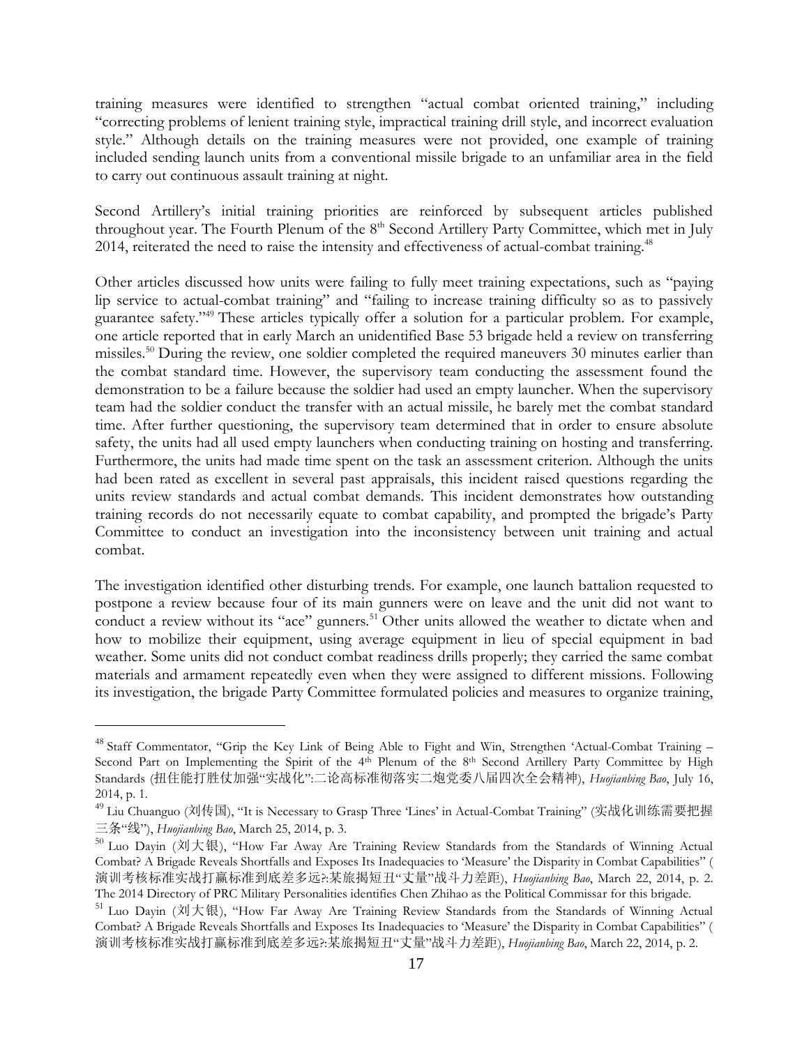training measures were identified to strengthen "actual combat oriented training," including "correcting problems of lenient training style, impractical training drill style, and incorrect evaluation style." Although details on the training measures were not provided, one example of training included sending launch units from a conventional missile brigade to an unfamiliar area in the field to carry out continuous assault training at night.

Second Artillery's initial training priorities are reinforced by subsequent articles published throughout year. The Fourth Plenum of the 8th Second Artillery Party Committee, which met in July 2014, reiterated the need to raise the intensity and effectiveness of actual-combat training.[48]

Other articles discussed how units were failing to fully meet training expectations, such as "paying lip service to actual-combat training" and "failing to increase training difficulty so as to passively guarantee safety."[49] These articles typically offer a solution for a particular problem. For example, one article reported that in early March an unidentified Base 53 brigade held a review on transferring missiles.[50] During the review, one soldier completed the required maneuvers 30 minutes earlier than the combat standard time. However, the supervisory team conducting the assessment found the demonstration to be a failure because the soldier had used an empty launcher. When the supervisory team had the soldier conduct the transfer with an actual missile, he barely met the combat standard time. After further questioning, the supervisory team determined that in order to ensure absolute safety, the units had all used empty launchers when conducting training on hosting and transferring. Furthermore, the units had made time spent on the task an assessment criterion. Although the units had been rated as excellent in several past appraisals, this incident raised questions regarding the units review standards and actual combat demands. This incident demonstrates how outstanding training records do not necessarily equate to combat capability, and prompted the brigade's Party Committee to conduct an investigation into the inconsistency between unit training and actual combat.

The investigation identified other disturbing trends. For example, one launch battalion requested to postpone a review because four of its main gunners were on leave and the unit did not want to conduct a review without its "ace" gunners.[51] Other units allowed the weather to dictate when and how to mobilize their equipment, using average equipment in lieu of special equipment in bad weather. Some units did not conduct combat readiness drills properly; they carried the same combat materials and armament repeatedly even when they were assigned to different missions. Following its investigation, the brigade Party Committee formulated policies and measures to organize training,

---

[48] Staff Commentator, "Grip the Key Link of Being Able to Fight and Win, Strengthen 'Actual-Combat Training – Second Part on Implementing the Spirit of the 4th Plenum of the 8th Second Artillery Party Committee by High Standards (扭住能打胜仗加强"实战化":二论高标准彻落实二炮党委八届四次全会精神), *Huojianbing Bao*, July 16, 2014, p. 1.

[49] Liu Chuanguo (刘传国), "It is Necessary to Grasp Three 'Lines' in Actual-Combat Training" (实战化训练需要把握三条"线"), *Huojianbing Bao*, March 25, 2014, p. 3.

[50] Luo Dayin (刘大银), "How Far Away Are Training Review Standards from the Standards of Winning Actual Combat? A Brigade Reveals Shortfalls and Exposes Its Inadequacies to 'Measure' the Disparity in Combat Capabilities" (演训考核标准实战打赢标准到底差多远?:某旅揭短丑"丈量"战斗力差距), *Huojianbing Bao*, March 22, 2014, p. 2. The 2014 Directory of PRC Military Personalities identifies Chen Zhihao as the Political Commissar for this brigade.

[51] Luo Dayin (刘大银), "How Far Away Are Training Review Standards from the Standards of Winning Actual Combat? A Brigade Reveals Shortfalls and Exposes Its Inadequacies to 'Measure' the Disparity in Combat Capabilities" (演训考核标准实战打赢标准到底差多远?:某旅揭短丑"丈量"战斗力差距), *Huojianbing Bao*, March 22, 2014, p. 2.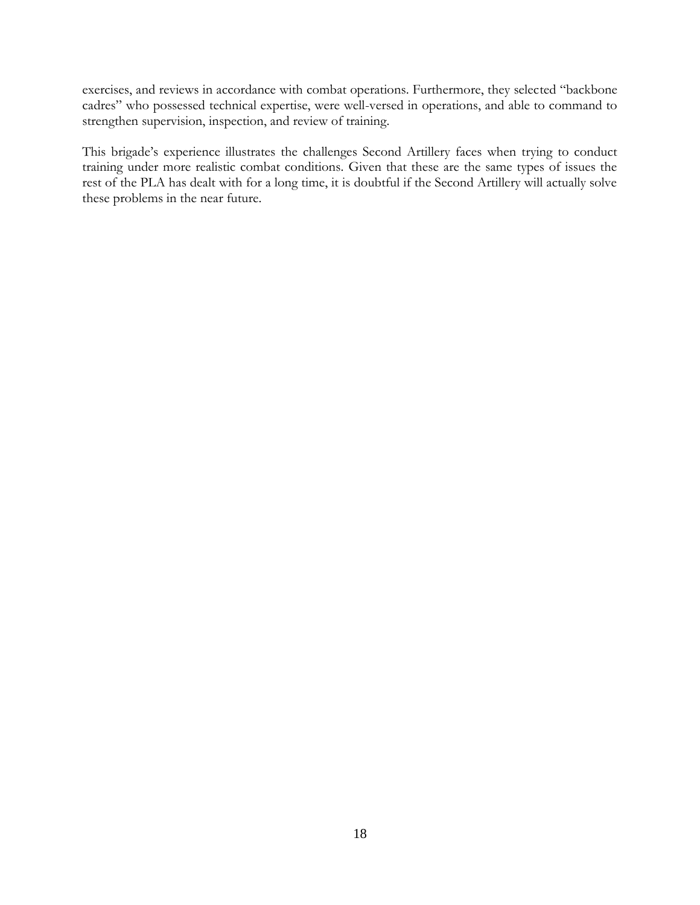exercises, and reviews in accordance with combat operations. Furthermore, they selected "backbone cadres" who possessed technical expertise, were well-versed in operations, and able to command to strengthen supervision, inspection, and review of training.

This brigade's experience illustrates the challenges Second Artillery faces when trying to conduct training under more realistic combat conditions. Given that these are the same types of issues the rest of the PLA has dealt with for a long time, it is doubtful if the Second Artillery will actually solve these problems in the near future.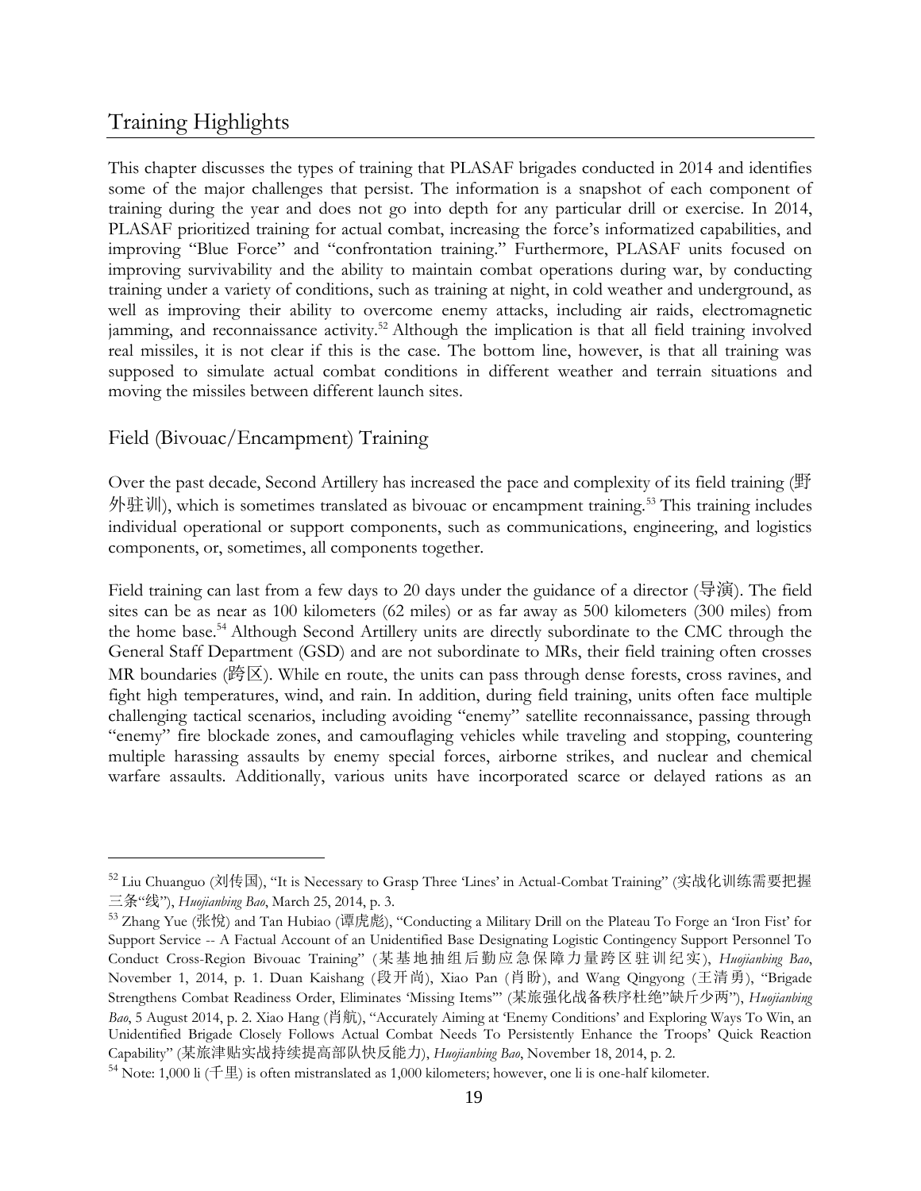## Training Highlights

This chapter discusses the types of training that PLASAF brigades conducted in 2014 and identifies some of the major challenges that persist. The information is a snapshot of each component of training during the year and does not go into depth for any particular drill or exercise. In 2014, PLASAF prioritized training for actual combat, increasing the force's informatized capabilities, and improving "Blue Force" and "confrontation training." Furthermore, PLASAF units focused on improving survivability and the ability to maintain combat operations during war, by conducting training under a variety of conditions, such as training at night, in cold weather and underground, as well as improving their ability to overcome enemy attacks, including air raids, electromagnetic jamming, and reconnaissance activity.[52] Although the implication is that all field training involved real missiles, it is not clear if this is the case. The bottom line, however, is that all training was supposed to simulate actual combat conditions in different weather and terrain situations and moving the missiles between different launch sites.

### Field (Bivouac/Encampment) Training

Over the past decade, Second Artillery has increased the pace and complexity of its field training (野外驻训), which is sometimes translated as bivouac or encampment training.[53] This training includes individual operational or support components, such as communications, engineering, and logistics components, or, sometimes, all components together.

Field training can last from a few days to 20 days under the guidance of a director (导演). The field sites can be as near as 100 kilometers (62 miles) or as far away as 500 kilometers (300 miles) from the home base.[54] Although Second Artillery units are directly subordinate to the CMC through the General Staff Department (GSD) and are not subordinate to MRs, their field training often crosses MR boundaries (跨区). While en route, the units can pass through dense forests, cross ravines, and fight high temperatures, wind, and rain. In addition, during field training, units often face multiple challenging tactical scenarios, including avoiding "enemy" satellite reconnaissance, passing through "enemy" fire blockade zones, and camouflaging vehicles while traveling and stopping, countering multiple harassing assaults by enemy special forces, airborne strikes, and nuclear and chemical warfare assaults. Additionally, various units have incorporated scarce or delayed rations as an

---

[52] Liu Chuanguo (刘传国), "It is Necessary to Grasp Three 'Lines' in Actual-Combat Training" (实战化训练需要把握三条"线"), *Huojianbing Bao*, March 25, 2014, p. 3.

[53] Zhang Yue (张悦) and Tan Hubiao (谭虎彪), "Conducting a Military Drill on the Plateau To Forge an 'Iron Fist' for Support Service -- A Factual Account of an Unidentified Base Designating Logistic Contingency Support Personnel To Conduct Cross-Region Bivouac Training" (某基地抽组后勤应急保障力量跨区驻训纪实), *Huojianbing Bao*, November 1, 2014, p. 1. Duan Kaishang (段开尚), Xiao Pan (肖盼), and Wang Qingyong (王清勇), "Brigade Strengthens Combat Readiness Order, Eliminates 'Missing Items'" (某旅强化战备秩序杜绝"缺斤少两"), *Huojianbing Bao*, 5 August 2014, p. 2. Xiao Hang (肖航), "Accurately Aiming at 'Enemy Conditions' and Exploring Ways To Win, an Unidentified Brigade Closely Follows Actual Combat Needs To Persistently Enhance the Troops' Quick Reaction Capability" (某旅津贴实战持续提高部队快反能力), *Huojianbing Bao*, November 18, 2014, p. 2.

[54] Note: 1,000 li (千里) is often mistranslated as 1,000 kilometers; however, one li is one-half kilometer.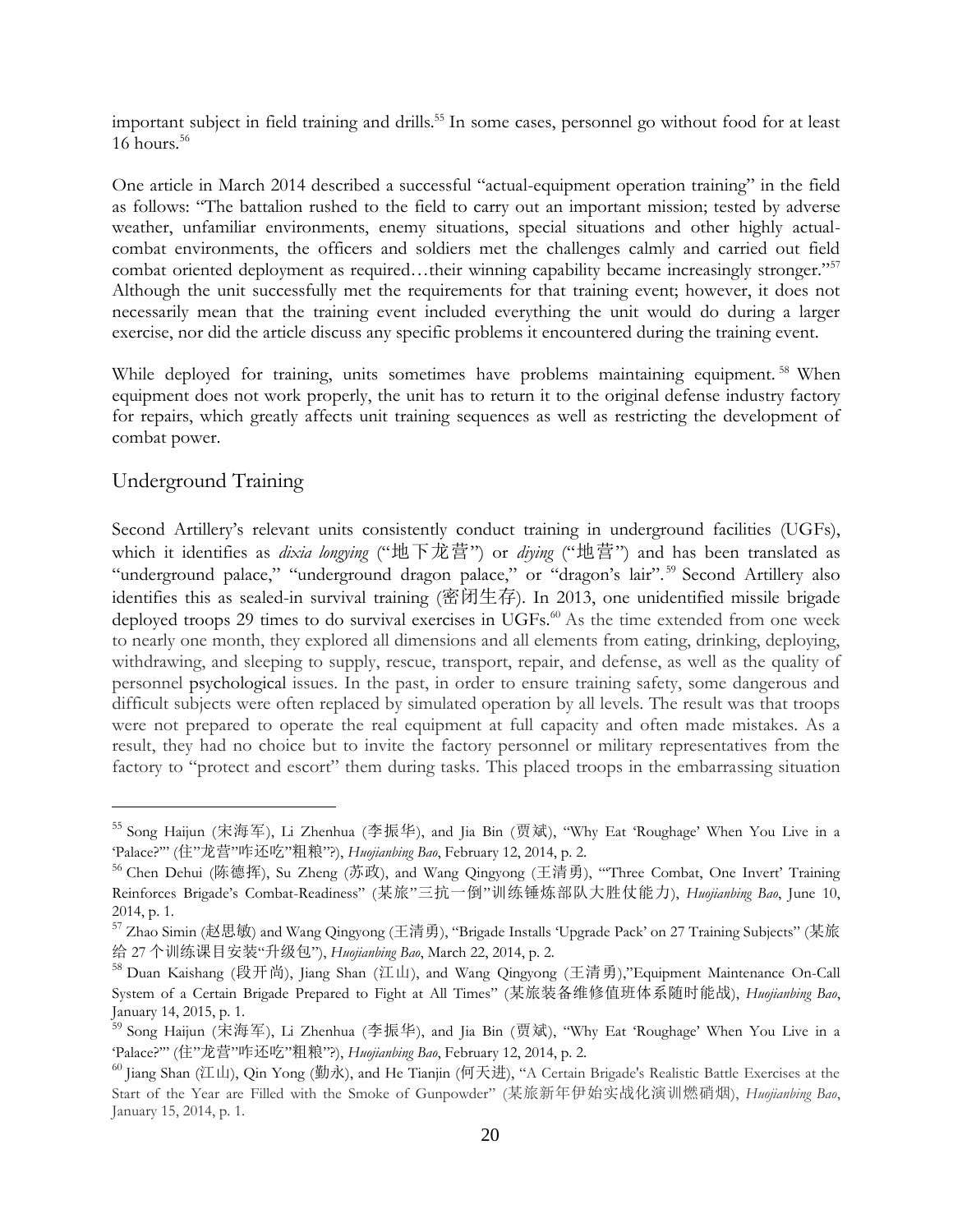important subject in field training and drills.[55] In some cases, personnel go without food for at least 16 hours.[56]

One article in March 2014 described a successful "actual-equipment operation training" in the field as follows: "The battalion rushed to the field to carry out an important mission; tested by adverse weather, unfamiliar environments, enemy situations, special situations and other highly actual-combat environments, the officers and soldiers met the challenges calmly and carried out field combat oriented deployment as required…their winning capability became increasingly stronger."[57] Although the unit successfully met the requirements for that training event; however, it does not necessarily mean that the training event included everything the unit would do during a larger exercise, nor did the article discuss any specific problems it encountered during the training event.

While deployed for training, units sometimes have problems maintaining equipment.[58] When equipment does not work properly, the unit has to return it to the original defense industry factory for repairs, which greatly affects unit training sequences as well as restricting the development of combat power.

## Underground Training

Second Artillery's relevant units consistently conduct training in underground facilities (UGFs), which it identifies as *dixia longying* ("地下龙营") or *diying* ("地营") and has been translated as "underground palace," "underground dragon palace," or "dragon's lair".[59] Second Artillery also identifies this as sealed-in survival training (密闭生存). In 2013, one unidentified missile brigade deployed troops 29 times to do survival exercises in UGFs.[60] As the time extended from one week to nearly one month, they explored all dimensions and all elements from eating, drinking, deploying, withdrawing, and sleeping to supply, rescue, transport, repair, and defense, as well as the quality of personnel psychological issues. In the past, in order to ensure training safety, some dangerous and difficult subjects were often replaced by simulated operation by all levels. The result was that troops were not prepared to operate the real equipment at full capacity and often made mistakes. As a result, they had no choice but to invite the factory personnel or military representatives from the factory to "protect and escort" them during tasks. This placed troops in the embarrassing situation

---

[55] Song Haijun (宋海军), Li Zhenhua (李振华), and Jia Bin (贾斌), "Why Eat 'Roughage' When You Live in a 'Palace?'" (住"龙营"咋还吃"粗粮"?), *Huojianbing Bao*, February 12, 2014, p. 2.

[56] Chen Dehui (陈德挥), Su Zheng (苏政), and Wang Qingyong (王清勇), "'Three Combat, One Invert' Training Reinforces Brigade's Combat-Readiness" (某旅"三抗一倒"训练锤炼部队大胜仗能力), *Huojianbing Bao*, June 10, 2014, p. 1.

[57] Zhao Simin (赵思敏) and Wang Qingyong (王清勇), "Brigade Installs 'Upgrade Pack' on 27 Training Subjects" (某旅给 27 个训练课目安装"升级包"), *Huojianbing Bao*, March 22, 2014, p. 2.

[58] Duan Kaishang (段开尚), Jiang Shan (江山), and Wang Qingyong (王清勇),"Equipment Maintenance On-Call System of a Certain Brigade Prepared to Fight at All Times" (某旅装备维修值班体系随时能战), *Huojianbing Bao*, January 14, 2015, p. 1.

[59] Song Haijun (宋海军), Li Zhenhua (李振华), and Jia Bin (贾斌), "Why Eat 'Roughage' When You Live in a 'Palace?'" (住"龙营"咋还吃"粗粮"?), *Huojianbing Bao*, February 12, 2014, p. 2.

[60] Jiang Shan (江山), Qin Yong (勤永), and He Tianjin (何天进), "A Certain Brigade's Realistic Battle Exercises at the Start of the Year are Filled with the Smoke of Gunpowder" (某旅新年伊始实战化演训燃硝烟), *Huojianbing Bao*, January 15, 2014, p. 1.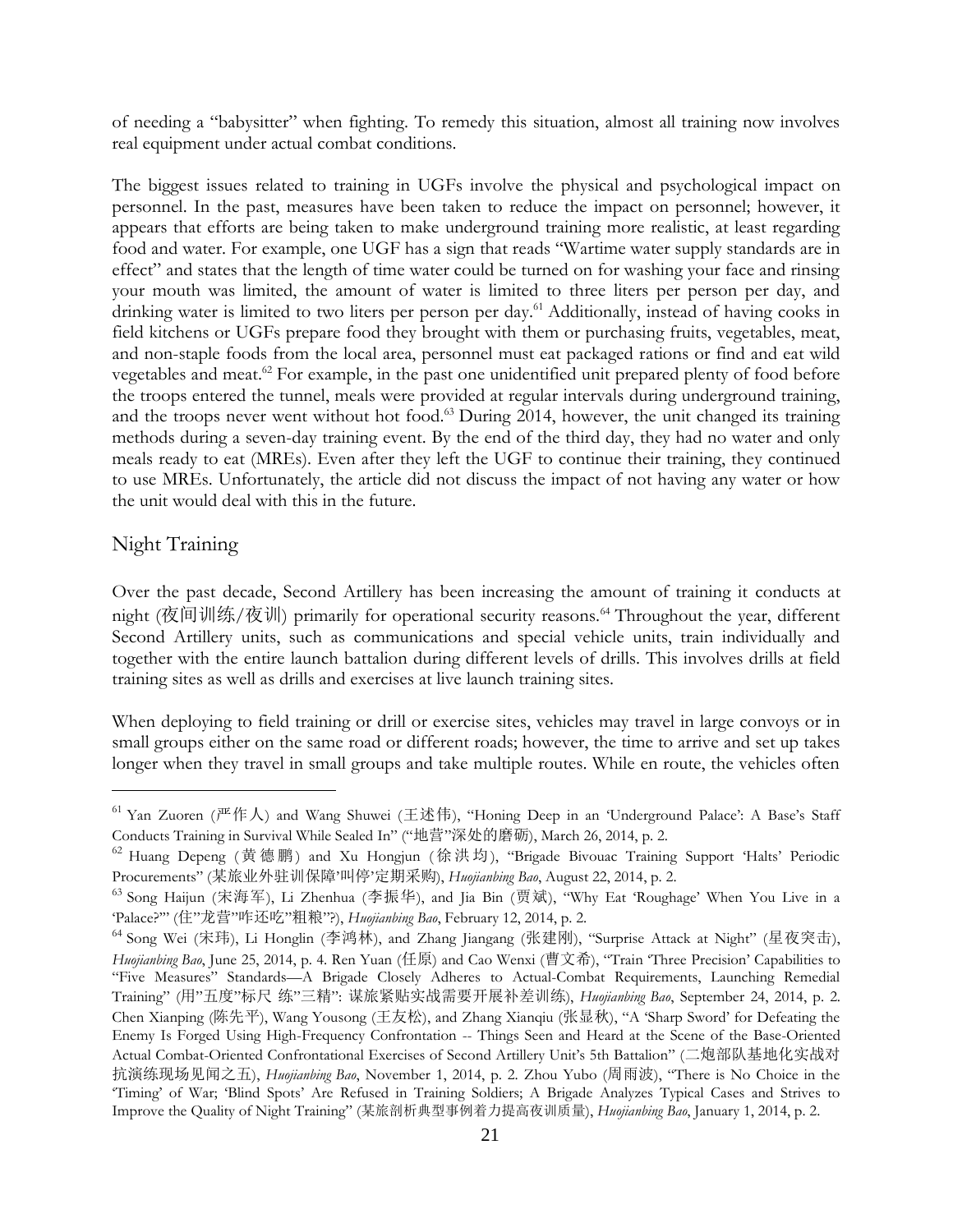of needing a "babysitter" when fighting. To remedy this situation, almost all training now involves real equipment under actual combat conditions.

The biggest issues related to training in UGFs involve the physical and psychological impact on personnel. In the past, measures have been taken to reduce the impact on personnel; however, it appears that efforts are being taken to make underground training more realistic, at least regarding food and water. For example, one UGF has a sign that reads "Wartime water supply standards are in effect" and states that the length of time water could be turned on for washing your face and rinsing your mouth was limited, the amount of water is limited to three liters per person per day, and drinking water is limited to two liters per person per day.[61] Additionally, instead of having cooks in field kitchens or UGFs prepare food they brought with them or purchasing fruits, vegetables, meat, and non-staple foods from the local area, personnel must eat packaged rations or find and eat wild vegetables and meat.[62] For example, in the past one unidentified unit prepared plenty of food before the troops entered the tunnel, meals were provided at regular intervals during underground training, and the troops never went without hot food.[63] During 2014, however, the unit changed its training methods during a seven-day training event. By the end of the third day, they had no water and only meals ready to eat (MREs). Even after they left the UGF to continue their training, they continued to use MREs. Unfortunately, the article did not discuss the impact of not having any water or how the unit would deal with this in the future.

## Night Training

Over the past decade, Second Artillery has been increasing the amount of training it conducts at night (夜间训练/夜训) primarily for operational security reasons.[64] Throughout the year, different Second Artillery units, such as communications and special vehicle units, train individually and together with the entire launch battalion during different levels of drills. This involves drills at field training sites as well as drills and exercises at live launch training sites.

When deploying to field training or drill or exercise sites, vehicles may travel in large convoys or in small groups either on the same road or different roads; however, the time to arrive and set up takes longer when they travel in small groups and take multiple routes. While en route, the vehicles often

---

[61] Yan Zuoren (严作人) and Wang Shuwei (王述伟), "Honing Deep in an 'Underground Palace': A Base's Staff Conducts Training in Survival While Sealed In" ("地营"深处的磨砺), March 26, 2014, p. 2.

[62] Huang Depeng (黄德鹏) and Xu Hongjun (徐洪均), "Brigade Bivouac Training Support 'Halts' Periodic Procurements" (某旅业外驻训保障'叫停'定期采购), *Huojianbing Bao*, August 22, 2014, p. 2.

[63] Song Haijun (宋海军), Li Zhenhua (李振华), and Jia Bin (贾斌), "Why Eat 'Roughage' When You Live in a 'Palace?'" (住"龙营"咋还吃"粗粮"?), *Huojianbing Bao*, February 12, 2014, p. 2.

[64] Song Wei (宋玮), Li Honglin (李鸿林), and Zhang Jiangang (张建刚), "Surprise Attack at Night" (星夜突击), *Huojianbing Bao*, June 25, 2014, p. 4. Ren Yuan (任原) and Cao Wenxi (曹文希), "Train 'Three Precision' Capabilities to "Five Measures" Standards—A Brigade Closely Adheres to Actual-Combat Requirements, Launching Remedial Training" (用"五度"标尺 练"三精": 谋旅紧贴实战需要开展补差训练), *Huojianbing Bao*, September 24, 2014, p. 2. Chen Xianping (陈先平), Wang Yousong (王友松), and Zhang Xianqiu (张显秋), "A 'Sharp Sword' for Defeating the Enemy Is Forged Using High-Frequency Confrontation -- Things Seen and Heard at the Scene of the Base-Oriented Actual Combat-Oriented Confrontational Exercises of Second Artillery Unit's 5th Battalion" (二炮部队基地化实战对抗演练现场见闻之五), *Huojianbing Bao*, November 1, 2014, p. 2. Zhou Yubo (周雨波), "There is No Choice in the 'Timing' of War; 'Blind Spots' Are Refused in Training Soldiers; A Brigade Analyzes Typical Cases and Strives to Improve the Quality of Night Training" (某旅剖析典型事例着力提高夜训质量), *Huojianbing Bao*, January 1, 2014, p. 2.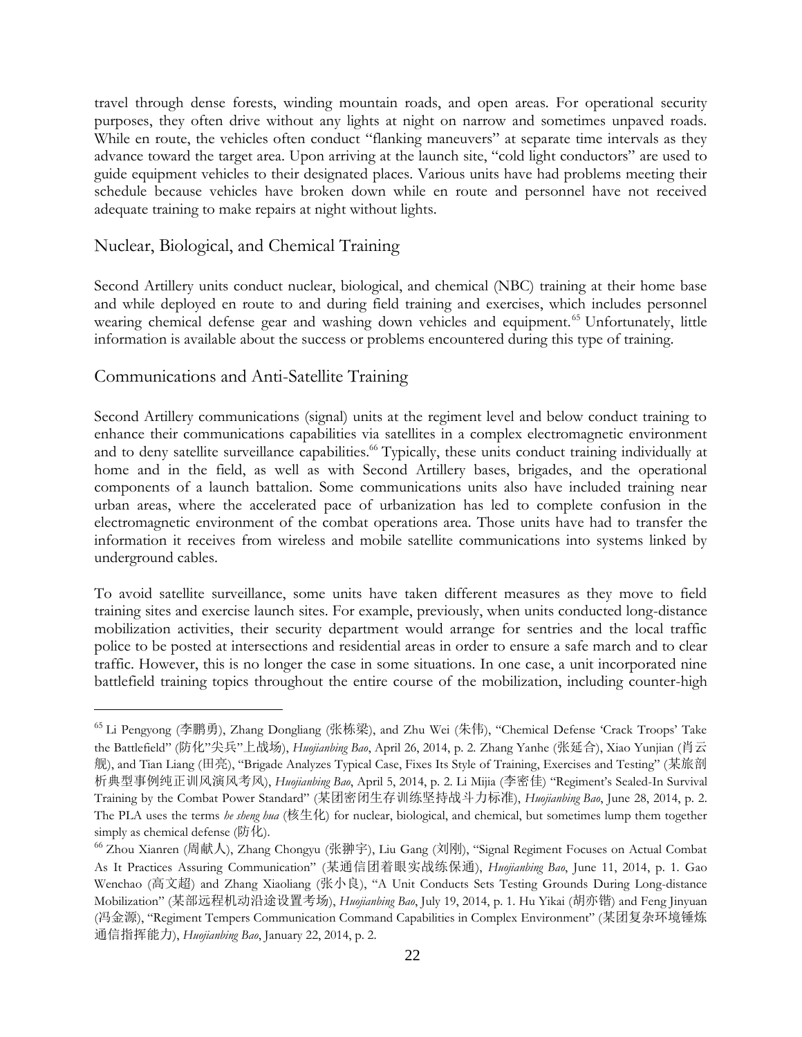travel through dense forests, winding mountain roads, and open areas. For operational security purposes, they often drive without any lights at night on narrow and sometimes unpaved roads. While en route, the vehicles often conduct "flanking maneuvers" at separate time intervals as they advance toward the target area. Upon arriving at the launch site, "cold light conductors" are used to guide equipment vehicles to their designated places. Various units have had problems meeting their schedule because vehicles have broken down while en route and personnel have not received adequate training to make repairs at night without lights.

## Nuclear, Biological, and Chemical Training

Second Artillery units conduct nuclear, biological, and chemical (NBC) training at their home base and while deployed en route to and during field training and exercises, which includes personnel wearing chemical defense gear and washing down vehicles and equipment.[65] Unfortunately, little information is available about the success or problems encountered during this type of training.

## Communications and Anti-Satellite Training

Second Artillery communications (signal) units at the regiment level and below conduct training to enhance their communications capabilities via satellites in a complex electromagnetic environment and to deny satellite surveillance capabilities.[66] Typically, these units conduct training individually at home and in the field, as well as with Second Artillery bases, brigades, and the operational components of a launch battalion. Some communications units also have included training near urban areas, where the accelerated pace of urbanization has led to complete confusion in the electromagnetic environment of the combat operations area. Those units have had to transfer the information it receives from wireless and mobile satellite communications into systems linked by underground cables.

To avoid satellite surveillance, some units have taken different measures as they move to field training sites and exercise launch sites. For example, previously, when units conducted long-distance mobilization activities, their security department would arrange for sentries and the local traffic police to be posted at intersections and residential areas in order to ensure a safe march and to clear traffic. However, this is no longer the case in some situations. In one case, a unit incorporated nine battlefield training topics throughout the entire course of the mobilization, including counter-high

---

[65] Li Pengyong (李鹏勇), Zhang Dongliang (张栋梁), and Zhu Wei (朱伟), "Chemical Defense 'Crack Troops' Take the Battlefield" (防化"尖兵"上战场), *Huojianbing Bao*, April 26, 2014, p. 2. Zhang Yanhe (张延合), Xiao Yunjian (肖云舰), and Tian Liang (田亮), "Brigade Analyzes Typical Case, Fixes Its Style of Training, Exercises and Testing" (某旅剖析典型事例纯正训风演风考风), *Huojianbing Bao*, April 5, 2014, p. 2. Li Mijia (李密佳) "Regiment's Sealed-In Survival Training by the Combat Power Standard" (某团密闭生存训练坚持战斗力标准), *Huojianbing Bao*, June 28, 2014, p. 2. The PLA uses the terms *he sheng hua* (核生化) for nuclear, biological, and chemical, but sometimes lump them together simply as chemical defense (防化).

[66] Zhou Xianren (周献人), Zhang Chongyu (张翀宇), Liu Gang (刘刚), "Signal Regiment Focuses on Actual Combat As It Practices Assuring Communication" (某通信团着眼实战练保通), *Huojianbing Bao*, June 11, 2014, p. 1. Gao Wenchao (高文超) and Zhang Xiaoliang (张小良), "A Unit Conducts Sets Testing Grounds During Long-distance Mobilization" (某部远程机动沿途设置考场), *Huojianbing Bao*, July 19, 2014, p. 1. Hu Yikai (胡亦锴) and Feng Jinyuan (冯金源), "Regiment Tempers Communication Command Capabilities in Complex Environment" (某团复杂环境锤炼通信指挥能力), *Huojianbing Bao*, January 22, 2014, p. 2.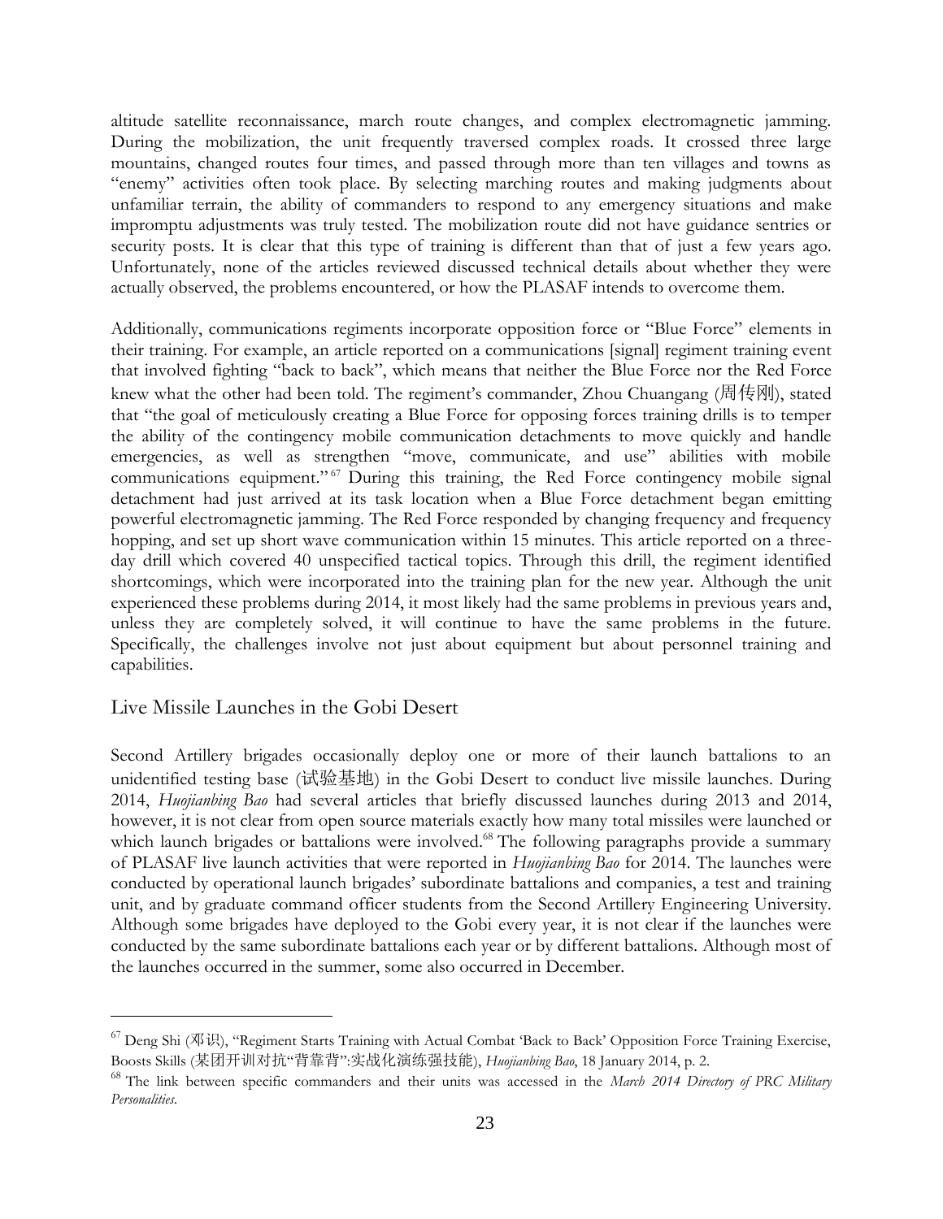altitude satellite reconnaissance, march route changes, and complex electromagnetic jamming. During the mobilization, the unit frequently traversed complex roads. It crossed three large mountains, changed routes four times, and passed through more than ten villages and towns as "enemy" activities often took place. By selecting marching routes and making judgments about unfamiliar terrain, the ability of commanders to respond to any emergency situations and make impromptu adjustments was truly tested. The mobilization route did not have guidance sentries or security posts. It is clear that this type of training is different than that of just a few years ago. Unfortunately, none of the articles reviewed discussed technical details about whether they were actually observed, the problems encountered, or how the PLASAF intends to overcome them.

Additionally, communications regiments incorporate opposition force or "Blue Force" elements in their training. For example, an article reported on a communications [signal] regiment training event that involved fighting "back to back", which means that neither the Blue Force nor the Red Force knew what the other had been told. The regiment's commander, Zhou Chuangang (周传刚), stated that "the goal of meticulously creating a Blue Force for opposing forces training drills is to temper the ability of the contingency mobile communication detachments to move quickly and handle emergencies, as well as strengthen "move, communicate, and use" abilities with mobile communications equipment."[67] During this training, the Red Force contingency mobile signal detachment had just arrived at its task location when a Blue Force detachment began emitting powerful electromagnetic jamming. The Red Force responded by changing frequency and frequency hopping, and set up short wave communication within 15 minutes. This article reported on a three-day drill which covered 40 unspecified tactical topics. Through this drill, the regiment identified shortcomings, which were incorporated into the training plan for the new year. Although the unit experienced these problems during 2014, it most likely had the same problems in previous years and, unless they are completely solved, it will continue to have the same problems in the future. Specifically, the challenges involve not just about equipment but about personnel training and capabilities.

## Live Missile Launches in the Gobi Desert

Second Artillery brigades occasionally deploy one or more of their launch battalions to an unidentified testing base (试验基地) in the Gobi Desert to conduct live missile launches. During 2014, *Huojianbing Bao* had several articles that briefly discussed launches during 2013 and 2014, however, it is not clear from open source materials exactly how many total missiles were launched or which launch brigades or battalions were involved.[68] The following paragraphs provide a summary of PLASAF live launch activities that were reported in *Huojianbing Bao* for 2014. The launches were conducted by operational launch brigades' subordinate battalions and companies, a test and training unit, and by graduate command officer students from the Second Artillery Engineering University. Although some brigades have deployed to the Gobi every year, it is not clear if the launches were conducted by the same subordinate battalions each year or by different battalions. Although most of the launches occurred in the summer, some also occurred in December.

---

[67] Deng Shi (邓识), "Regiment Starts Training with Actual Combat 'Back to Back' Opposition Force Training Exercise, Boosts Skills (某团开训对抗"背靠背":实战化演练强技能), *Huojianbing Bao*, 18 January 2014, p. 2.

[68] The link between specific commanders and their units was accessed in the *March 2014 Directory of PRC Military Personalities*.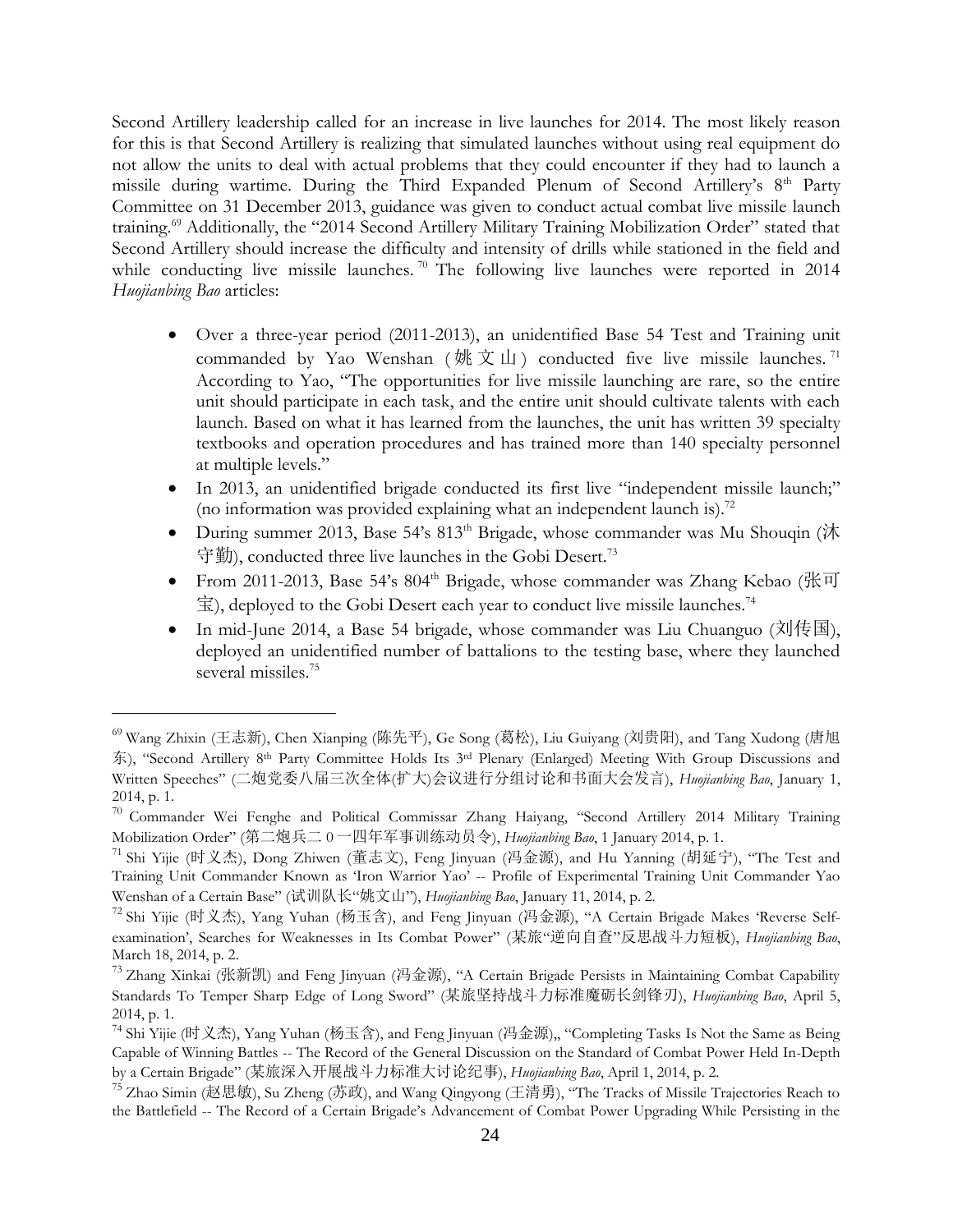Second Artillery leadership called for an increase in live launches for 2014. The most likely reason for this is that Second Artillery is realizing that simulated launches without using real equipment do not allow the units to deal with actual problems that they could encounter if they had to launch a missile during wartime. During the Third Expanded Plenum of Second Artillery's 8th Party Committee on 31 December 2013, guidance was given to conduct actual combat live missile launch training.[69] Additionally, the "2014 Second Artillery Military Training Mobilization Order" stated that Second Artillery should increase the difficulty and intensity of drills while stationed in the field and while conducting live missile launches.[70] The following live launches were reported in 2014 *Huojianbing Bao* articles:

- Over a three-year period (2011-2013), an unidentified Base 54 Test and Training unit commanded by Yao Wenshan (姚文山) conducted five live missile launches.[71] According to Yao, "The opportunities for live missile launching are rare, so the entire unit should participate in each task, and the entire unit should cultivate talents with each launch. Based on what it has learned from the launches, the unit has written 39 specialty textbooks and operation procedures and has trained more than 140 specialty personnel at multiple levels."
- In 2013, an unidentified brigade conducted its first live "independent missile launch;" (no information was provided explaining what an independent launch is).[72]
- During summer 2013, Base 54's 813th Brigade, whose commander was Mu Shouqin (沐守勤), conducted three live launches in the Gobi Desert.[73]
- From 2011-2013, Base 54's 804th Brigade, whose commander was Zhang Kebao (张可宝), deployed to the Gobi Desert each year to conduct live missile launches.[74]
- In mid-June 2014, a Base 54 brigade, whose commander was Liu Chuanguo (刘传国), deployed an unidentified number of battalions to the testing base, where they launched several missiles.[75]

---

[69] Wang Zhixin (王志新), Chen Xianping (陈先平), Ge Song (葛松), Liu Guiyang (刘贵阳), and Tang Xudong (唐旭东), "Second Artillery 8th Party Committee Holds Its 3rd Plenary (Enlarged) Meeting With Group Discussions and Written Speeches" (二炮党委八届三次全体(扩大)会议进行分组讨论和书面大会发言), *Huojianbing Bao*, January 1, 2014, p. 1.

[70] Commander Wei Fenghe and Political Commissar Zhang Haiyang, "Second Artillery 2014 Military Training Mobilization Order" (第二炮兵二０一四年军事训练动员令), *Huojianbing Bao*, 1 January 2014, p. 1.

[71] Shi Yijie (时义杰), Dong Zhiwen (董志文), Feng Jinyuan (冯金源), and Hu Yanning (胡延宁), "The Test and Training Unit Commander Known as 'Iron Warrior Yao' -- Profile of Experimental Training Unit Commander Yao Wenshan of a Certain Base" (试训队长"姚文山"), *Huojianbing Bao*, January 11, 2014, p. 2.

[72] Shi Yijie (时义杰), Yang Yuhan (杨玉含), and Feng Jinyuan (冯金源), "A Certain Brigade Makes 'Reverse Self-examination', Searches for Weaknesses in Its Combat Power" (某旅"逆向自查"反思战斗力短板), *Huojianbing Bao*, March 18, 2014, p. 2.

[73] Zhang Xinkai (张新凯) and Feng Jinyuan (冯金源), "A Certain Brigade Persists in Maintaining Combat Capability Standards To Temper Sharp Edge of Long Sword" (某旅坚持战斗力标准魔砺长剑锋刃), *Huojianbing Bao*, April 5, 2014, p. 1.

[74] Shi Yijie (时义杰), Yang Yuhan (杨玉含), and Feng Jinyuan (冯金源),, "Completing Tasks Is Not the Same as Being Capable of Winning Battles -- The Record of the General Discussion on the Standard of Combat Power Held In-Depth by a Certain Brigade" (某旅深入开展战斗力标准大讨论纪事), *Huojianbing Bao*, April 1, 2014, p. 2.

[75] Zhao Simin (赵思敏), Su Zheng (苏政), and Wang Qingyong (王清勇), "The Tracks of Missile Trajectories Reach to the Battlefield -- The Record of a Certain Brigade's Advancement of Combat Power Upgrading While Persisting in the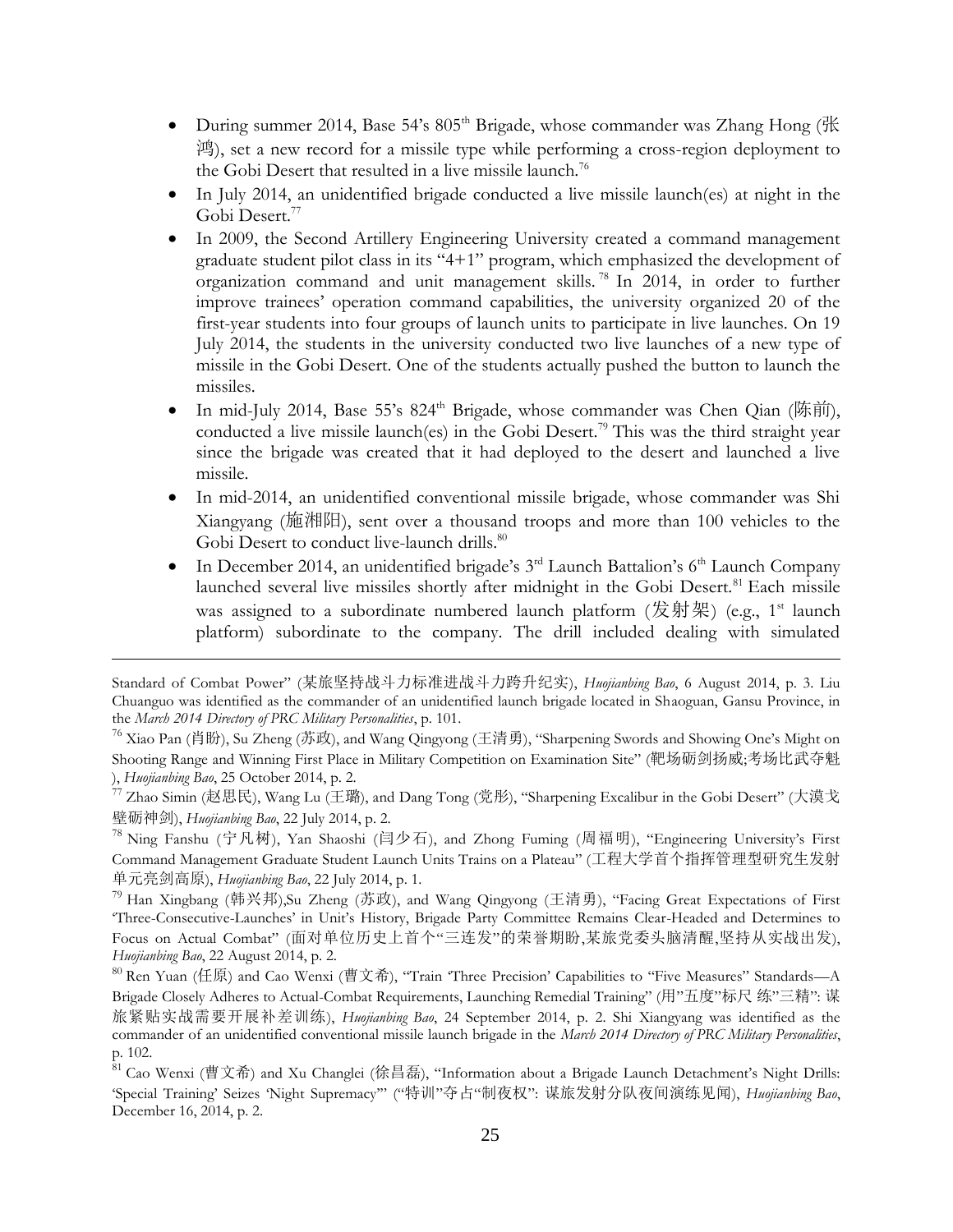- During summer 2014, Base 54's 805th Brigade, whose commander was Zhang Hong (张鸿), set a new record for a missile type while performing a cross-region deployment to the Gobi Desert that resulted in a live missile launch.[76]
- In July 2014, an unidentified brigade conducted a live missile launch(es) at night in the Gobi Desert.[77]
- In 2009, the Second Artillery Engineering University created a command management graduate student pilot class in its "4+1" program, which emphasized the development of organization command and unit management skills.[78] In 2014, in order to further improve trainees' operation command capabilities, the university organized 20 of the first-year students into four groups of launch units to participate in live launches. On 19 July 2014, the students in the university conducted two live launches of a new type of missile in the Gobi Desert. One of the students actually pushed the button to launch the missiles.
- In mid-July 2014, Base 55's 824th Brigade, whose commander was Chen Qian (陈前), conducted a live missile launch(es) in the Gobi Desert.[79] This was the third straight year since the brigade was created that it had deployed to the desert and launched a live missile.
- In mid-2014, an unidentified conventional missile brigade, whose commander was Shi Xiangyang (施湘阳), sent over a thousand troops and more than 100 vehicles to the Gobi Desert to conduct live-launch drills.[80]
- In December 2014, an unidentified brigade's 3rd Launch Battalion's 6th Launch Company launched several live missiles shortly after midnight in the Gobi Desert.[81] Each missile was assigned to a subordinate numbered launch platform (发射架) (e.g., 1st launch platform) subordinate to the company. The drill included dealing with simulated

---

Standard of Combat Power" (某旅坚持战斗力标准进战斗力跨升纪实), *Huojianbing Bao*, 6 August 2014, p. 3. Liu Chuanguo was identified as the commander of an unidentified launch brigade located in Shaoguan, Gansu Province, in the *March 2014 Directory of PRC Military Personalities*, p. 101.

[76] Xiao Pan (肖盼), Su Zheng (苏政), and Wang Qingyong (王清勇), "Sharpening Swords and Showing One's Might on Shooting Range and Winning First Place in Military Competition on Examination Site" (靶场砺剑扬威;考场比武夺魁), *Huojianbing Bao*, 25 October 2014, p. 2.

[77] Zhao Simin (赵思民), Wang Lu (王璐), and Dang Tong (党彤), "Sharpening Excalibur in the Gobi Desert" (大漠戈壁砺神剑), *Huojianbing Bao*, 22 July 2014, p. 2.

[78] Ning Fanshu (宁凡树), Yan Shaoshi (闫少石), and Zhong Fuming (周福明), "Engineering University's First Command Management Graduate Student Launch Units Trains on a Plateau" (工程大学首个指挥管理型研究生发射单元亮剑高原), *Huojianbing Bao*, 22 July 2014, p. 1.

[79] Han Xingbang (韩兴邦),Su Zheng (苏政), and Wang Qingyong (王清勇), "Facing Great Expectations of First 'Three-Consecutive-Launches' in Unit's History, Brigade Party Committee Remains Clear-Headed and Determines to Focus on Actual Combat" (面对单位历史上首个"三连发"的荣誉期盼,某旅党委头脑清醒,坚持从实战出发), *Huojianbing Bao*, 22 August 2014, p. 2.

[80] Ren Yuan (任原) and Cao Wenxi (曹文希), "Train 'Three Precision' Capabilities to "Five Measures" Standards—A Brigade Closely Adheres to Actual-Combat Requirements, Launching Remedial Training" (用"五度"标尺 练"三精": 谋旅紧贴实战需要开展补差训练), *Huojianbing Bao*, 24 September 2014, p. 2. Shi Xiangyang was identified as the commander of an unidentified conventional missile launch brigade in the *March 2014 Directory of PRC Military Personalities*, p. 102.

[81] Cao Wenxi (曹文希) and Xu Changlei (徐昌磊), "Information about a Brigade Launch Detachment's Night Drills: 'Special Training' Seizes 'Night Supremacy'" ("特训"夺占"制夜权": 谋旅发射分队夜间演练见闻), *Huojianbing Bao*, December 16, 2014, p. 2.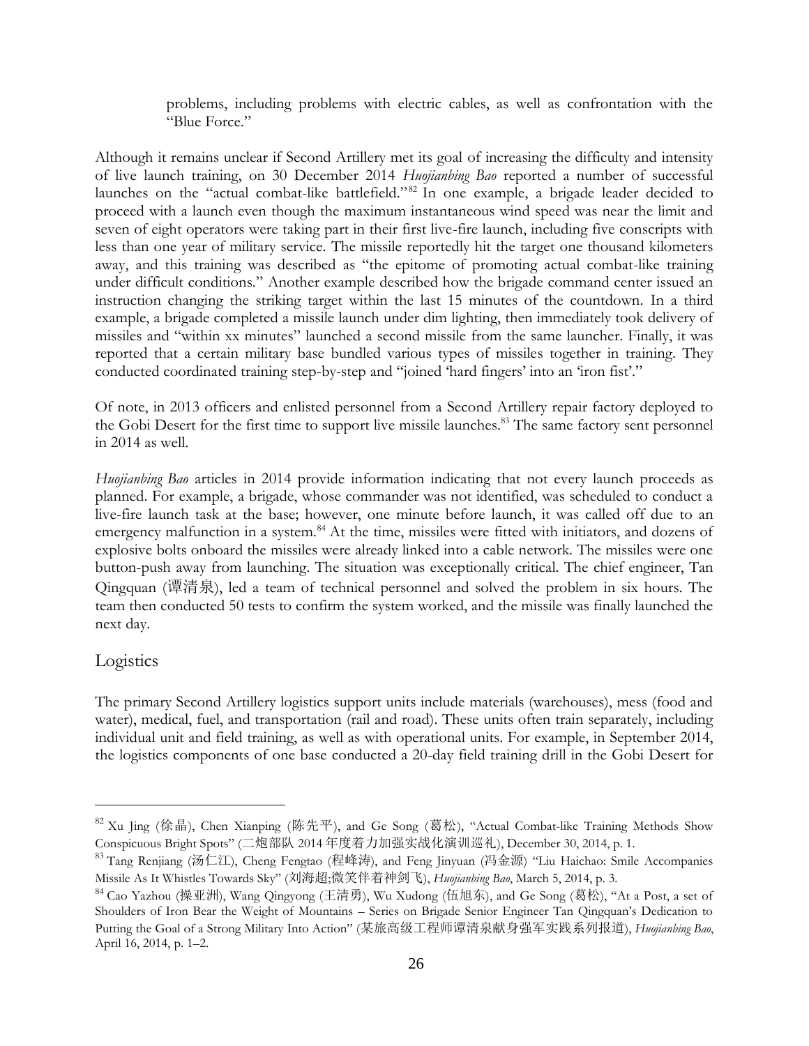problems, including problems with electric cables, as well as confrontation with the "Blue Force."

Although it remains unclear if Second Artillery met its goal of increasing the difficulty and intensity of live launch training, on 30 December 2014 *Huojianbing Bao* reported a number of successful launches on the "actual combat-like battlefield."[82] In one example, a brigade leader decided to proceed with a launch even though the maximum instantaneous wind speed was near the limit and seven of eight operators were taking part in their first live-fire launch, including five conscripts with less than one year of military service. The missile reportedly hit the target one thousand kilometers away, and this training was described as "the epitome of promoting actual combat-like training under difficult conditions." Another example described how the brigade command center issued an instruction changing the striking target within the last 15 minutes of the countdown. In a third example, a brigade completed a missile launch under dim lighting, then immediately took delivery of missiles and "within xx minutes" launched a second missile from the same launcher. Finally, it was reported that a certain military base bundled various types of missiles together in training. They conducted coordinated training step-by-step and "joined 'hard fingers' into an 'iron fist'."

Of note, in 2013 officers and enlisted personnel from a Second Artillery repair factory deployed to the Gobi Desert for the first time to support live missile launches.[83] The same factory sent personnel in 2014 as well.

*Huojianbing Bao* articles in 2014 provide information indicating that not every launch proceeds as planned. For example, a brigade, whose commander was not identified, was scheduled to conduct a live-fire launch task at the base; however, one minute before launch, it was called off due to an emergency malfunction in a system.[84] At the time, missiles were fitted with initiators, and dozens of explosive bolts onboard the missiles were already linked into a cable network. The missiles were one button-push away from launching. The situation was exceptionally critical. The chief engineer, Tan Qingquan (谭清泉), led a team of technical personnel and solved the problem in six hours. The team then conducted 50 tests to confirm the system worked, and the missile was finally launched the next day.

## Logistics

The primary Second Artillery logistics support units include materials (warehouses), mess (food and water), medical, fuel, and transportation (rail and road). These units often train separately, including individual unit and field training, as well as with operational units. For example, in September 2014, the logistics components of one base conducted a 20-day field training drill in the Gobi Desert for

---

[82] Xu Jing (徐晶), Chen Xianping (陈先平), and Ge Song (葛松), "Actual Combat-like Training Methods Show Conspicuous Bright Spots" (二炮部队 2014 年度着力加强实战化演训巡礼), December 30, 2014, p. 1.

[83] Tang Renjiang (汤仁江), Cheng Fengtao (程峰涛), and Feng Jinyuan (冯金源) "Liu Haichao: Smile Accompanies Missile As It Whistles Towards Sky" (刘海超;微笑伴着神剑飞), *Huojianbing Bao*, March 5, 2014, p. 3.

[84] Cao Yazhou (操亚洲), Wang Qingyong (王清勇), Wu Xudong (伍旭东), and Ge Song (葛松), "At a Post, a set of Shoulders of Iron Bear the Weight of Mountains – Series on Brigade Senior Engineer Tan Qingquan's Dedication to Putting the Goal of a Strong Military Into Action" (某旅高级工程师谭清泉献身强军实践系列报道), *Huojianbing Bao*, April 16, 2014, p. 1–2.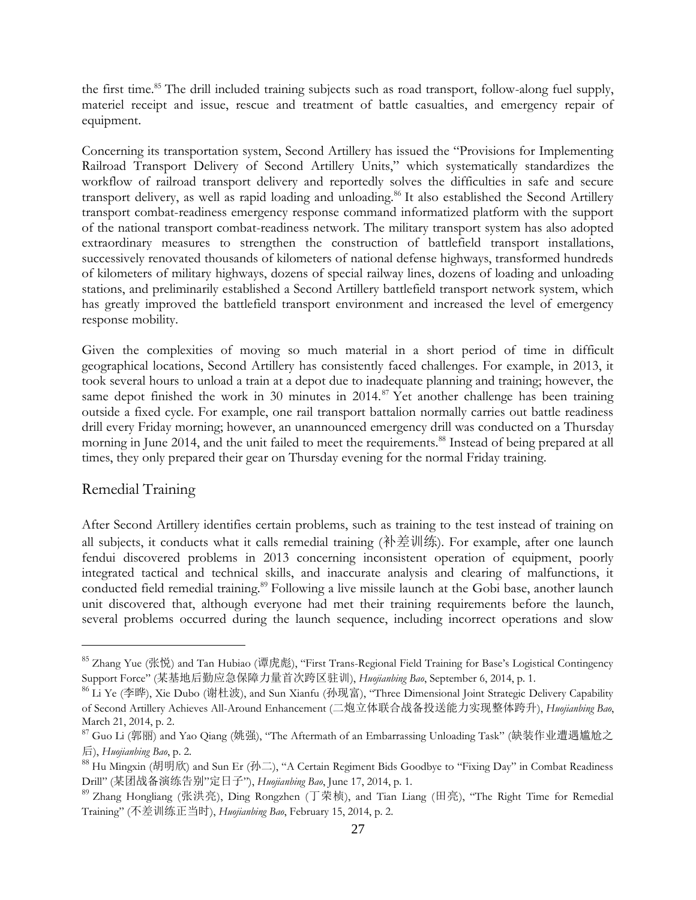the first time.[85] The drill included training subjects such as road transport, follow-along fuel supply, materiel receipt and issue, rescue and treatment of battle casualties, and emergency repair of equipment.

Concerning its transportation system, Second Artillery has issued the "Provisions for Implementing Railroad Transport Delivery of Second Artillery Units," which systematically standardizes the workflow of railroad transport delivery and reportedly solves the difficulties in safe and secure transport delivery, as well as rapid loading and unloading.[86] It also established the Second Artillery transport combat-readiness emergency response command informatized platform with the support of the national transport combat-readiness network. The military transport system has also adopted extraordinary measures to strengthen the construction of battlefield transport installations, successively renovated thousands of kilometers of national defense highways, transformed hundreds of kilometers of military highways, dozens of special railway lines, dozens of loading and unloading stations, and preliminarily established a Second Artillery battlefield transport network system, which has greatly improved the battlefield transport environment and increased the level of emergency response mobility.

Given the complexities of moving so much material in a short period of time in difficult geographical locations, Second Artillery has consistently faced challenges. For example, in 2013, it took several hours to unload a train at a depot due to inadequate planning and training; however, the same depot finished the work in 30 minutes in 2014.[87] Yet another challenge has been training outside a fixed cycle. For example, one rail transport battalion normally carries out battle readiness drill every Friday morning; however, an unannounced emergency drill was conducted on a Thursday morning in June 2014, and the unit failed to meet the requirements.[88] Instead of being prepared at all times, they only prepared their gear on Thursday evening for the normal Friday training.

## Remedial Training

After Second Artillery identifies certain problems, such as training to the test instead of training on all subjects, it conducts what it calls remedial training (补差训练). For example, after one launch fendui discovered problems in 2013 concerning inconsistent operation of equipment, poorly integrated tactical and technical skills, and inaccurate analysis and clearing of malfunctions, it conducted field remedial training.[89] Following a live missile launch at the Gobi base, another launch unit discovered that, although everyone had met their training requirements before the launch, several problems occurred during the launch sequence, including incorrect operations and slow

---

[85] Zhang Yue (张悦) and Tan Hubiao (谭虎彪), "First Trans-Regional Field Training for Base's Logistical Contingency Support Force" (某基地后勤应急保障力量首次跨区驻训), *Huojianbing Bao*, September 6, 2014, p. 1.

[86] Li Ye (李晔), Xie Dubo (谢杜波), and Sun Xianfu (孙现富), "Three Dimensional Joint Strategic Delivery Capability of Second Artillery Achieves All-Around Enhancement (二炮立体联合战备投送能力实现整体跨升), *Huojianbing Bao*, March 21, 2014, p. 2.

[87] Guo Li (郭丽) and Yao Qiang (姚强), "The Aftermath of an Embarrassing Unloading Task" (缺装作业遭遇尴尬之后), *Huojianbing Bao*, p. 2.

[88] Hu Mingxin (胡明欣) and Sun Er (孙二), "A Certain Regiment Bids Goodbye to "Fixing Day" in Combat Readiness Drill" (某团战备演练告别"定日子"), *Huojianbing Bao*, June 17, 2014, p. 1.

[89] Zhang Hongliang (张洪亮), Ding Rongzhen (丁荣桢), and Tian Liang (田亮), "The Right Time for Remedial Training" (不差训练正当时), *Huojianbing Bao*, February 15, 2014, p. 2.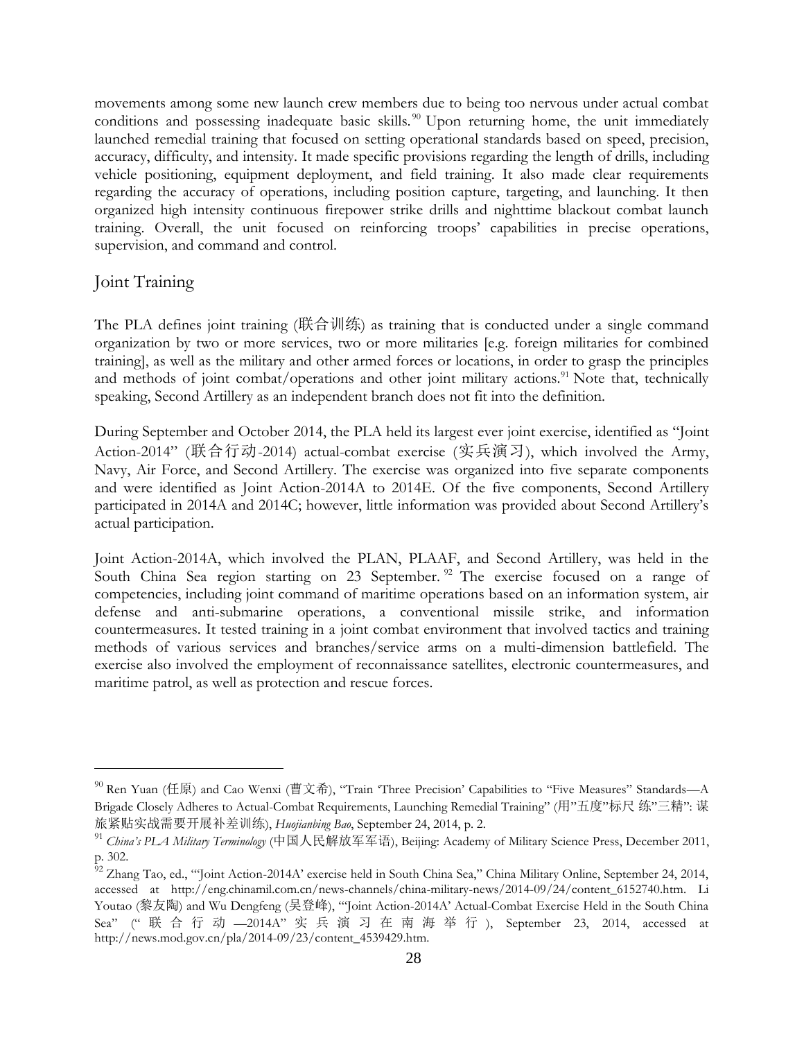movements among some new launch crew members due to being too nervous under actual combat conditions and possessing inadequate basic skills.[90] Upon returning home, the unit immediately launched remedial training that focused on setting operational standards based on speed, precision, accuracy, difficulty, and intensity. It made specific provisions regarding the length of drills, including vehicle positioning, equipment deployment, and field training. It also made clear requirements regarding the accuracy of operations, including position capture, targeting, and launching. It then organized high intensity continuous firepower strike drills and nighttime blackout combat launch training. Overall, the unit focused on reinforcing troops' capabilities in precise operations, supervision, and command and control.

## Joint Training

The PLA defines joint training (联合训练) as training that is conducted under a single command organization by two or more services, two or more militaries [e.g. foreign militaries for combined training], as well as the military and other armed forces or locations, in order to grasp the principles and methods of joint combat/operations and other joint military actions.[91] Note that, technically speaking, Second Artillery as an independent branch does not fit into the definition.

During September and October 2014, the PLA held its largest ever joint exercise, identified as "Joint Action-2014" (联合行动-2014) actual-combat exercise (实兵演习), which involved the Army, Navy, Air Force, and Second Artillery. The exercise was organized into five separate components and were identified as Joint Action-2014A to 2014E. Of the five components, Second Artillery participated in 2014A and 2014C; however, little information was provided about Second Artillery's actual participation.

Joint Action-2014A, which involved the PLAN, PLAAF, and Second Artillery, was held in the South China Sea region starting on 23 September.[92] The exercise focused on a range of competencies, including joint command of maritime operations based on an information system, air defense and anti-submarine operations, a conventional missile strike, and information countermeasures. It tested training in a joint combat environment that involved tactics and training methods of various services and branches/service arms on a multi-dimension battlefield. The exercise also involved the employment of reconnaissance satellites, electronic countermeasures, and maritime patrol, as well as protection and rescue forces.

---

[90] Ren Yuan (任原) and Cao Wenxi (曹文希), "Train 'Three Precision' Capabilities to "Five Measures" Standards—A Brigade Closely Adheres to Actual-Combat Requirements, Launching Remedial Training" (用"五度"标尺 练"三精": 谋旅紧贴实战需要开展补差训练), *Huojianbing Bao*, September 24, 2014, p. 2.

[91] *China's PLA Military Terminology* (中国人民解放军军语), Beijing: Academy of Military Science Press, December 2011, p. 302.

[92] Zhang Tao, ed., "'Joint Action-2014A' exercise held in South China Sea," China Military Online, September 24, 2014, accessed at http://eng.chinamil.com.cn/news-channels/china-military-news/2014-09/24/content_6152740.htm. Li Youtao (黎友陶) and Wu Dengfeng (吴登峰), "'Joint Action-2014A' Actual-Combat Exercise Held in the South China Sea" ("联合行动—2014A" 实兵演习在南海举行), September 23, 2014, accessed at http://news.mod.gov.cn/pla/2014-09/23/content_4539429.htm.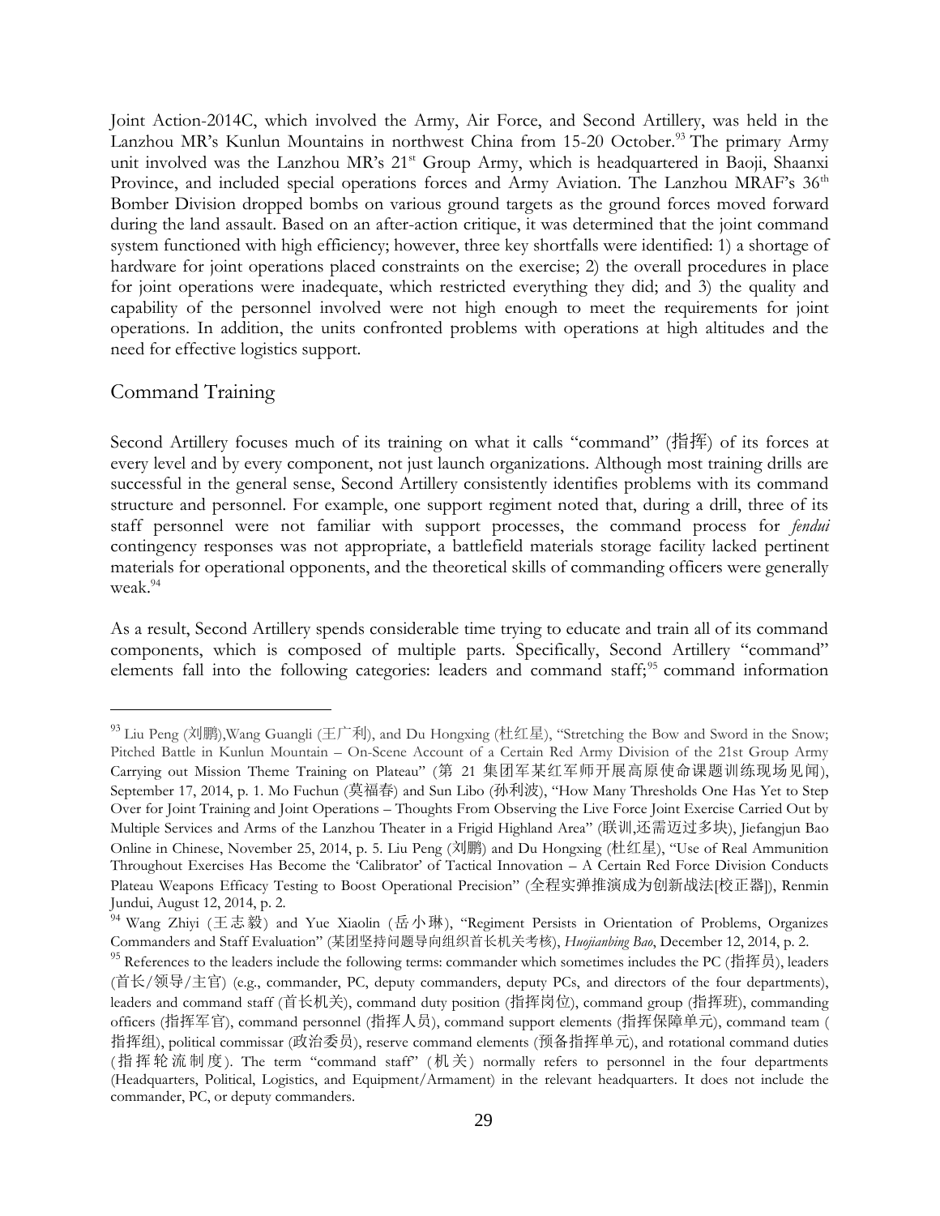Joint Action-2014C, which involved the Army, Air Force, and Second Artillery, was held in the Lanzhou MR's Kunlun Mountains in northwest China from 15-20 October.[93] The primary Army unit involved was the Lanzhou MR's 21st Group Army, which is headquartered in Baoji, Shaanxi Province, and included special operations forces and Army Aviation. The Lanzhou MRAF's 36th Bomber Division dropped bombs on various ground targets as the ground forces moved forward during the land assault. Based on an after-action critique, it was determined that the joint command system functioned with high efficiency; however, three key shortfalls were identified: 1) a shortage of hardware for joint operations placed constraints on the exercise; 2) the overall procedures in place for joint operations were inadequate, which restricted everything they did; and 3) the quality and capability of the personnel involved were not high enough to meet the requirements for joint operations. In addition, the units confronted problems with operations at high altitudes and the need for effective logistics support.

## Command Training

Second Artillery focuses much of its training on what it calls "command" (指挥) of its forces at every level and by every component, not just launch organizations. Although most training drills are successful in the general sense, Second Artillery consistently identifies problems with its command structure and personnel. For example, one support regiment noted that, during a drill, three of its staff personnel were not familiar with support processes, the command process for *fendui* contingency responses was not appropriate, a battlefield materials storage facility lacked pertinent materials for operational opponents, and the theoretical skills of commanding officers were generally weak.[94]

As a result, Second Artillery spends considerable time trying to educate and train all of its command components, which is composed of multiple parts. Specifically, Second Artillery "command" elements fall into the following categories: leaders and command staff;[95] command information

---

[93] Liu Peng (刘鹏),Wang Guangli (王广利), and Du Hongxing (杜红星), "Stretching the Bow and Sword in the Snow; Pitched Battle in Kunlun Mountain – On-Scene Account of a Certain Red Army Division of the 21st Group Army Carrying out Mission Theme Training on Plateau" (第 21 集团军某红军师开展高原使命课题训练现场见闻), September 17, 2014, p. 1. Mo Fuchun (莫福春) and Sun Libo (孙利波), "How Many Thresholds One Has Yet to Step Over for Joint Training and Joint Operations – Thoughts From Observing the Live Force Joint Exercise Carried Out by Multiple Services and Arms of the Lanzhou Theater in a Frigid Highland Area" (联训,还需迈过多坎), Jiefangjun Bao Online in Chinese, November 25, 2014, p. 5. Liu Peng (刘鹏) and Du Hongxing (杜红星), "Use of Real Ammunition Throughout Exercises Has Become the 'Calibrator' of Tactical Innovation – A Certain Red Force Division Conducts Plateau Weapons Efficacy Testing to Boost Operational Precision" (全程实弹推演成为创新战法[校正器]), Renmin Jundui, August 12, 2014, p. 2.

[94] Wang Zhiyi (王志毅) and Yue Xiaolin (岳小琳), "Regiment Persists in Orientation of Problems, Organizes Commanders and Staff Evaluation" (某团坚持问题导向组织首长机关考核), *Huojianbing Bao*, December 12, 2014, p. 2.

[95] References to the leaders include the following terms: commander which sometimes includes the PC (指挥员), leaders (首长/领导/主官) (e.g., commander, PC, deputy commanders, deputy PCs, and directors of the four departments), leaders and command staff (首长机关), command duty position (指挥岗位), command group (指挥班), commanding officers (指挥军官), command personnel (指挥人员), command support elements (指挥保障单元), command team (指挥组), political commissar (政治委员), reserve command elements (预备指挥单元), and rotational command duties (指挥轮流制度). The term "command staff" (机关) normally refers to personnel in the four departments (Headquarters, Political, Logistics, and Equipment/Armament) in the relevant headquarters. It does not include the commander, PC, or deputy commanders.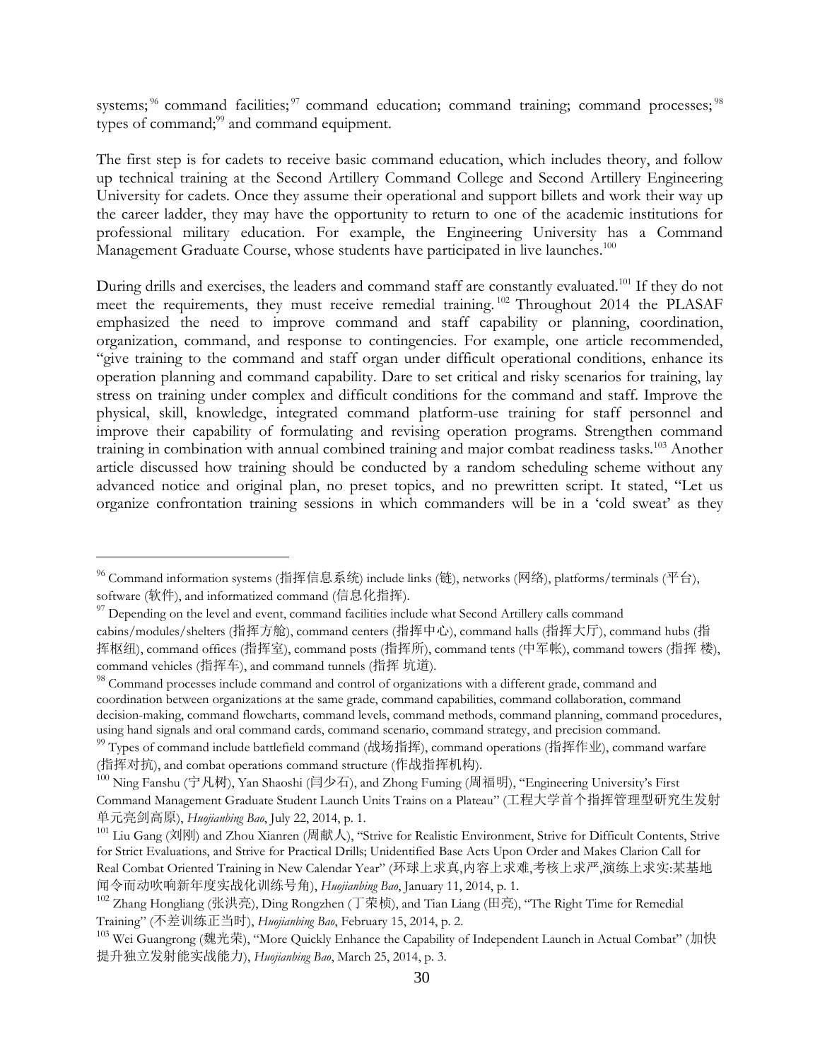systems;[96] command facilities;[97] command education; command training; command processes;[98] types of command;[99] and command equipment.

The first step is for cadets to receive basic command education, which includes theory, and follow up technical training at the Second Artillery Command College and Second Artillery Engineering University for cadets. Once they assume their operational and support billets and work their way up the career ladder, they may have the opportunity to return to one of the academic institutions for professional military education. For example, the Engineering University has a Command Management Graduate Course, whose students have participated in live launches.[100]

During drills and exercises, the leaders and command staff are constantly evaluated.[101] If they do not meet the requirements, they must receive remedial training.[102] Throughout 2014 the PLASAF emphasized the need to improve command and staff capability or planning, coordination, organization, command, and response to contingencies. For example, one article recommended, "give training to the command and staff organ under difficult operational conditions, enhance its operation planning and command capability. Dare to set critical and risky scenarios for training, lay stress on training under complex and difficult conditions for the command and staff. Improve the physical, skill, knowledge, integrated command platform-use training for staff personnel and improve their capability of formulating and revising operation programs. Strengthen command training in combination with annual combined training and major combat readiness tasks.[103] Another article discussed how training should be conducted by a random scheduling scheme without any advanced notice and original plan, no preset topics, and no prewritten script. It stated, "Let us organize confrontation training sessions in which commanders will be in a 'cold sweat' as they

---

[96] Command information systems (指挥信息系统) include links (链), networks (网络), platforms/terminals (平台), software (软件), and informatized command (信息化指挥).

[97] Depending on the level and event, command facilities include what Second Artillery calls command cabins/modules/shelters (指挥方舱), command centers (指挥中心), command halls (指挥大厅), command hubs (指挥枢纽), command offices (指挥室), command posts (指挥所), command tents (中军帐), command towers (指挥 楼), command vehicles (指挥车), and command tunnels (指挥 坑道).

[98] Command processes include command and control of organizations with a different grade, command and coordination between organizations at the same grade, command capabilities, command collaboration, command decision-making, command flowcharts, command levels, command methods, command planning, command procedures, using hand signals and oral command cards, command scenario, command strategy, and precision command.

[99] Types of command include battlefield command (战场指挥), command operations (指挥作业), command warfare (指挥对抗), and combat operations command structure (作战指挥机构).

[100] Ning Fanshu (宁凡树), Yan Shaoshi (闫少石), and Zhong Fuming (周福明), "Engineering University's First Command Management Graduate Student Launch Units Trains on a Plateau" (工程大学首个指挥管理型研究生发射单元亮剑高原), *Huojianbing Bao*, July 22, 2014, p. 1.

[101] Liu Gang (刘刚) and Zhou Xianren (周献人), "Strive for Realistic Environment, Strive for Difficult Contents, Strive for Strict Evaluations, and Strive for Practical Drills; Unidentified Base Acts Upon Order and Makes Clarion Call for Real Combat Oriented Training in New Calendar Year" (环球上求真,内容上求难,考核上求严,演练上求实:某基地闻令而动吹响新年度实战化训练号角), *Huojianbing Bao*, January 11, 2014, p. 1.

[102] Zhang Hongliang (张洪亮), Ding Rongzhen (丁荣桢), and Tian Liang (田亮), "The Right Time for Remedial Training" (不差训练正当时), *Huojianbing Bao*, February 15, 2014, p. 2.

[103] Wei Guangrong (魏光荣), "More Quickly Enhance the Capability of Independent Launch in Actual Combat" (加快提升独立发射能实战能力), *Huojianbing Bao*, March 25, 2014, p. 3.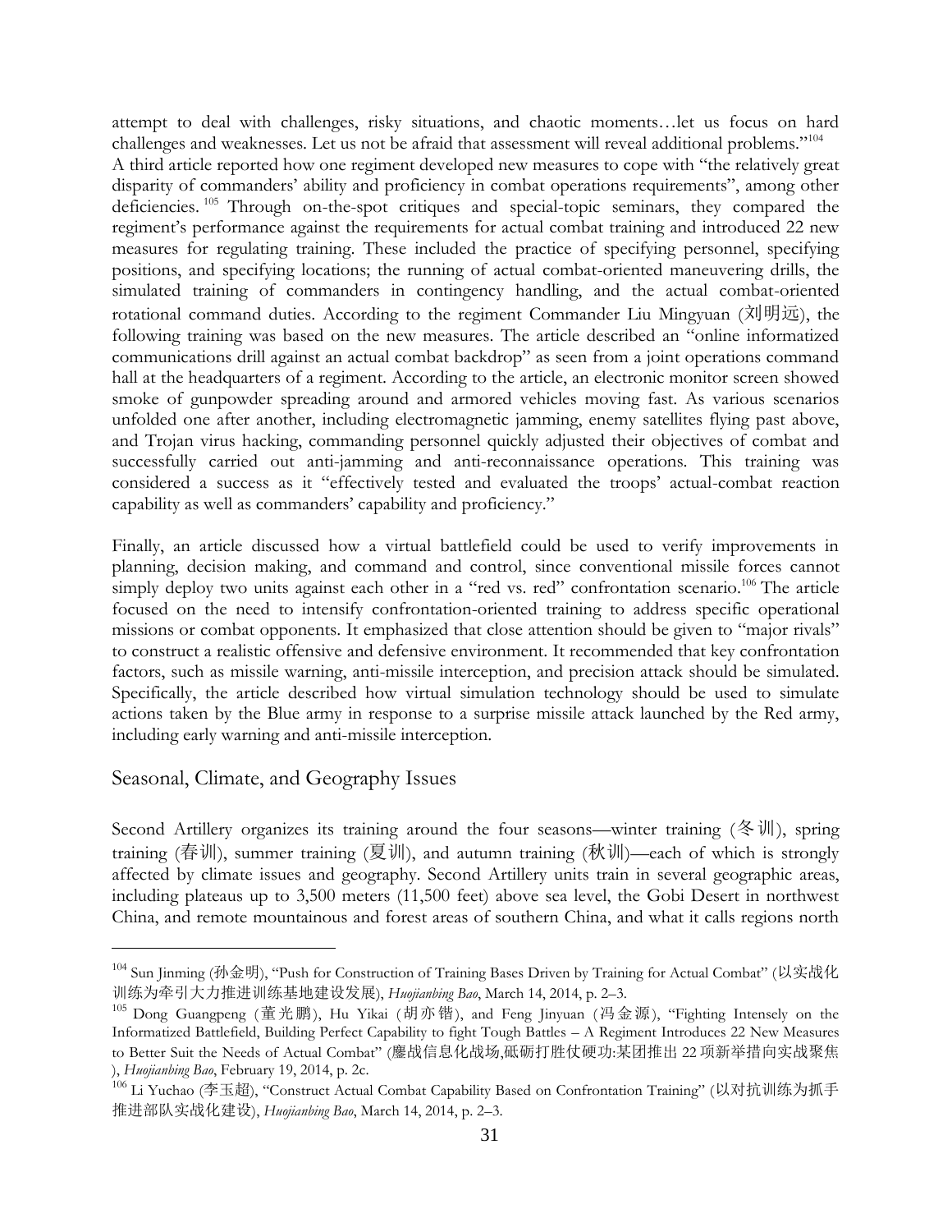attempt to deal with challenges, risky situations, and chaotic moments…let us focus on hard challenges and weaknesses. Let us not be afraid that assessment will reveal additional problems."[104]

A third article reported how one regiment developed new measures to cope with "the relatively great disparity of commanders' ability and proficiency in combat operations requirements", among other deficiencies.[105] Through on-the-spot critiques and special-topic seminars, they compared the regiment's performance against the requirements for actual combat training and introduced 22 new measures for regulating training. These included the practice of specifying personnel, specifying positions, and specifying locations; the running of actual combat-oriented maneuvering drills, the simulated training of commanders in contingency handling, and the actual combat-oriented rotational command duties. According to the regiment Commander Liu Mingyuan (刘明远), the following training was based on the new measures. The article described an "online informatized communications drill against an actual combat backdrop" as seen from a joint operations command hall at the headquarters of a regiment. According to the article, an electronic monitor screen showed smoke of gunpowder spreading around and armored vehicles moving fast. As various scenarios unfolded one after another, including electromagnetic jamming, enemy satellites flying past above, and Trojan virus hacking, commanding personnel quickly adjusted their objectives of combat and successfully carried out anti-jamming and anti-reconnaissance operations. This training was considered a success as it "effectively tested and evaluated the troops' actual-combat reaction capability as well as commanders' capability and proficiency."

Finally, an article discussed how a virtual battlefield could be used to verify improvements in planning, decision making, and command and control, since conventional missile forces cannot simply deploy two units against each other in a "red vs. red" confrontation scenario.[106] The article focused on the need to intensify confrontation-oriented training to address specific operational missions or combat opponents. It emphasized that close attention should be given to "major rivals" to construct a realistic offensive and defensive environment. It recommended that key confrontation factors, such as missile warning, anti-missile interception, and precision attack should be simulated. Specifically, the article described how virtual simulation technology should be used to simulate actions taken by the Blue army in response to a surprise missile attack launched by the Red army, including early warning and anti-missile interception.

## Seasonal, Climate, and Geography Issues

Second Artillery organizes its training around the four seasons—winter training (冬训), spring training (春训), summer training (夏训), and autumn training (秋训)—each of which is strongly affected by climate issues and geography. Second Artillery units train in several geographic areas, including plateaus up to 3,500 meters (11,500 feet) above sea level, the Gobi Desert in northwest China, and remote mountainous and forest areas of southern China, and what it calls regions north

---

[104] Sun Jinming (孙金明), "Push for Construction of Training Bases Driven by Training for Actual Combat" (以实战化训练为牵引大力推进训练基地建设发展), *Huojianbing Bao*, March 14, 2014, p. 2–3.

[105] Dong Guangpeng (董光鹏), Hu Yikai (胡亦锴), and Feng Jinyuan (冯金源), "Fighting Intensely on the Informatized Battlefield, Building Perfect Capability to fight Tough Battles – A Regiment Introduces 22 New Measures to Better Suit the Needs of Actual Combat" (鏖战信息化战场,砥砺打胜仗硬功:某团推出 22 项新举措向实战聚焦), *Huojianbing Bao*, February 19, 2014, p. 2c.

[106] Li Yuchao (李玉超), "Construct Actual Combat Capability Based on Confrontation Training" (以对抗训练为抓手推进部队实战化建设), *Huojianbing Bao*, March 14, 2014, p. 2–3.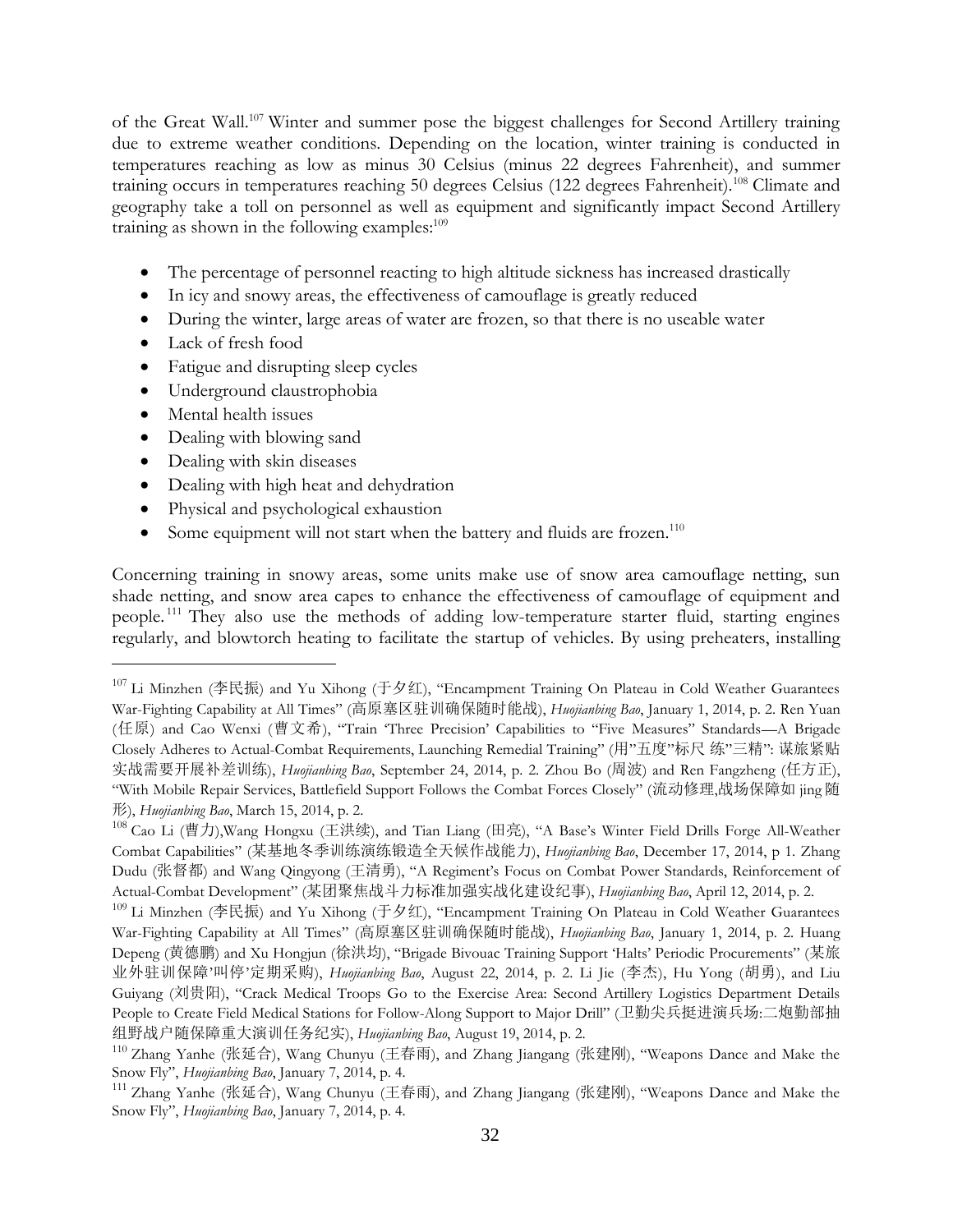of the Great Wall.[107] Winter and summer pose the biggest challenges for Second Artillery training due to extreme weather conditions. Depending on the location, winter training is conducted in temperatures reaching as low as minus 30 Celsius (minus 22 degrees Fahrenheit), and summer training occurs in temperatures reaching 50 degrees Celsius (122 degrees Fahrenheit).[108] Climate and geography take a toll on personnel as well as equipment and significantly impact Second Artillery training as shown in the following examples:[109]

- The percentage of personnel reacting to high altitude sickness has increased drastically
- In icy and snowy areas, the effectiveness of camouflage is greatly reduced
- During the winter, large areas of water are frozen, so that there is no useable water
- Lack of fresh food
- Fatigue and disrupting sleep cycles
- Underground claustrophobia
- Mental health issues
- Dealing with blowing sand
- Dealing with skin diseases
- Dealing with high heat and dehydration
- Physical and psychological exhaustion
- Some equipment will not start when the battery and fluids are frozen.[110]

Concerning training in snowy areas, some units make use of snow area camouflage netting, sun shade netting, and snow area capes to enhance the effectiveness of camouflage of equipment and people.[111] They also use the methods of adding low-temperature starter fluid, starting engines regularly, and blowtorch heating to facilitate the startup of vehicles. By using preheaters, installing

---

[107] Li Minzhen (李民振) and Yu Xihong (于夕红), "Encampment Training On Plateau in Cold Weather Guarantees War-Fighting Capability at All Times" (高原塞区驻训确保随时能战), *Huojianbing Bao*, January 1, 2014, p. 2. Ren Yuan (任原) and Cao Wenxi (曹文希), "Train 'Three Precision' Capabilities to "Five Measures" Standards—A Brigade Closely Adheres to Actual-Combat Requirements, Launching Remedial Training" (用"五度"标尺 练"三精": 谋旅紧贴实战需要开展补差训练), *Huojianbing Bao*, September 24, 2014, p. 2. Zhou Bo (周波) and Ren Fangzheng (任方正), "With Mobile Repair Services, Battlefield Support Follows the Combat Forces Closely" (流动修理,战场保障如 jing 随形), *Huojianbing Bao*, March 15, 2014, p. 2.

[108] Cao Li (曹力),Wang Hongxu (王洪续), and Tian Liang (田亮), "A Base's Winter Field Drills Forge All-Weather Combat Capabilities" (某基地冬季训练演练锻造全天候作战能力), *Huojianbing Bao*, December 17, 2014, p 1. Zhang Dudu (张督都) and Wang Qingyong (王清勇), "A Regiment's Focus on Combat Power Standards, Reinforcement of Actual-Combat Development" (某团聚焦战斗力标准加强实战化建设纪事), *Huojianbing Bao*, April 12, 2014, p. 2.

[109] Li Minzhen (李民振) and Yu Xihong (于夕红), "Encampment Training On Plateau in Cold Weather Guarantees War-Fighting Capability at All Times" (高原塞区驻训确保随时能战), *Huojianbing Bao*, January 1, 2014, p. 2. Huang Depeng (黄德鹏) and Xu Hongjun (徐洪均), "Brigade Bivouac Training Support 'Halts' Periodic Procurements" (某旅业外驻训保障'叫停'定期采购), *Huojianbing Bao*, August 22, 2014, p. 2. Li Jie (李杰), Hu Yong (胡勇), and Liu Guiyang (刘贵阳), "Crack Medical Troops Go to the Exercise Area: Second Artillery Logistics Department Details People to Create Field Medical Stations for Follow-Along Support to Major Drill" (卫勤尖兵挺进演兵场:二炮勤部抽组野战户随保障重大演训任务纪实), *Huojianbing Bao*, August 19, 2014, p. 2.

[110] Zhang Yanhe (张延合), Wang Chunyu (王春雨), and Zhang Jiangang (张建刚), "Weapons Dance and Make the Snow Fly", *Huojianbing Bao*, January 7, 2014, p. 4.

[111] Zhang Yanhe (张延合), Wang Chunyu (王春雨), and Zhang Jiangang (张建刚), "Weapons Dance and Make the Snow Fly", *Huojianbing Bao*, January 7, 2014, p. 4.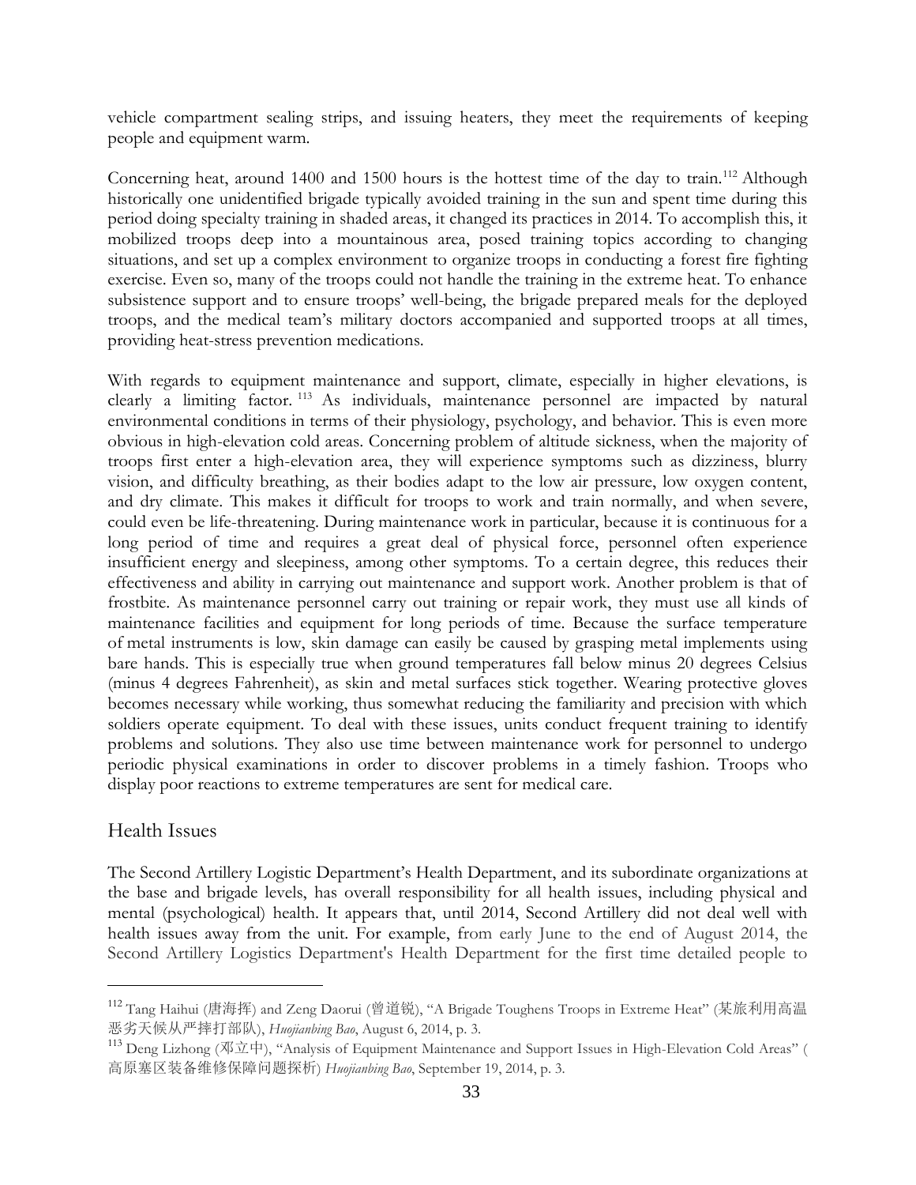vehicle compartment sealing strips, and issuing heaters, they meet the requirements of keeping people and equipment warm.

Concerning heat, around 1400 and 1500 hours is the hottest time of the day to train.[112] Although historically one unidentified brigade typically avoided training in the sun and spent time during this period doing specialty training in shaded areas, it changed its practices in 2014. To accomplish this, it mobilized troops deep into a mountainous area, posed training topics according to changing situations, and set up a complex environment to organize troops in conducting a forest fire fighting exercise. Even so, many of the troops could not handle the training in the extreme heat. To enhance subsistence support and to ensure troops' well-being, the brigade prepared meals for the deployed troops, and the medical team's military doctors accompanied and supported troops at all times, providing heat-stress prevention medications.

With regards to equipment maintenance and support, climate, especially in higher elevations, is clearly a limiting factor.[113] As individuals, maintenance personnel are impacted by natural environmental conditions in terms of their physiology, psychology, and behavior. This is even more obvious in high-elevation cold areas. Concerning problem of altitude sickness, when the majority of troops first enter a high-elevation area, they will experience symptoms such as dizziness, blurry vision, and difficulty breathing, as their bodies adapt to the low air pressure, low oxygen content, and dry climate. This makes it difficult for troops to work and train normally, and when severe, could even be life-threatening. During maintenance work in particular, because it is continuous for a long period of time and requires a great deal of physical force, personnel often experience insufficient energy and sleepiness, among other symptoms. To a certain degree, this reduces their effectiveness and ability in carrying out maintenance and support work. Another problem is that of frostbite. As maintenance personnel carry out training or repair work, they must use all kinds of maintenance facilities and equipment for long periods of time. Because the surface temperature of metal instruments is low, skin damage can easily be caused by grasping metal implements using bare hands. This is especially true when ground temperatures fall below minus 20 degrees Celsius (minus 4 degrees Fahrenheit), as skin and metal surfaces stick together. Wearing protective gloves becomes necessary while working, thus somewhat reducing the familiarity and precision with which soldiers operate equipment. To deal with these issues, units conduct frequent training to identify problems and solutions. They also use time between maintenance work for personnel to undergo periodic physical examinations in order to discover problems in a timely fashion. Troops who display poor reactions to extreme temperatures are sent for medical care.

## Health Issues

The Second Artillery Logistic Department's Health Department, and its subordinate organizations at the base and brigade levels, has overall responsibility for all health issues, including physical and mental (psychological) health. It appears that, until 2014, Second Artillery did not deal well with health issues away from the unit. For example, from early June to the end of August 2014, the Second Artillery Logistics Department's Health Department for the first time detailed people to

---

[112] Tang Haihui (唐海挥) and Zeng Daorui (曾道锐), "A Brigade Toughens Troops in Extreme Heat" (某旅利用高温恶劣天候从严摔打部队), *Huojianbing Bao*, August 6, 2014, p. 3.

[113] Deng Lizhong (邓立中), "Analysis of Equipment Maintenance and Support Issues in High-Elevation Cold Areas" (高原寒区装备维修保障问题探析) *Huojianbing Bao*, September 19, 2014, p. 3.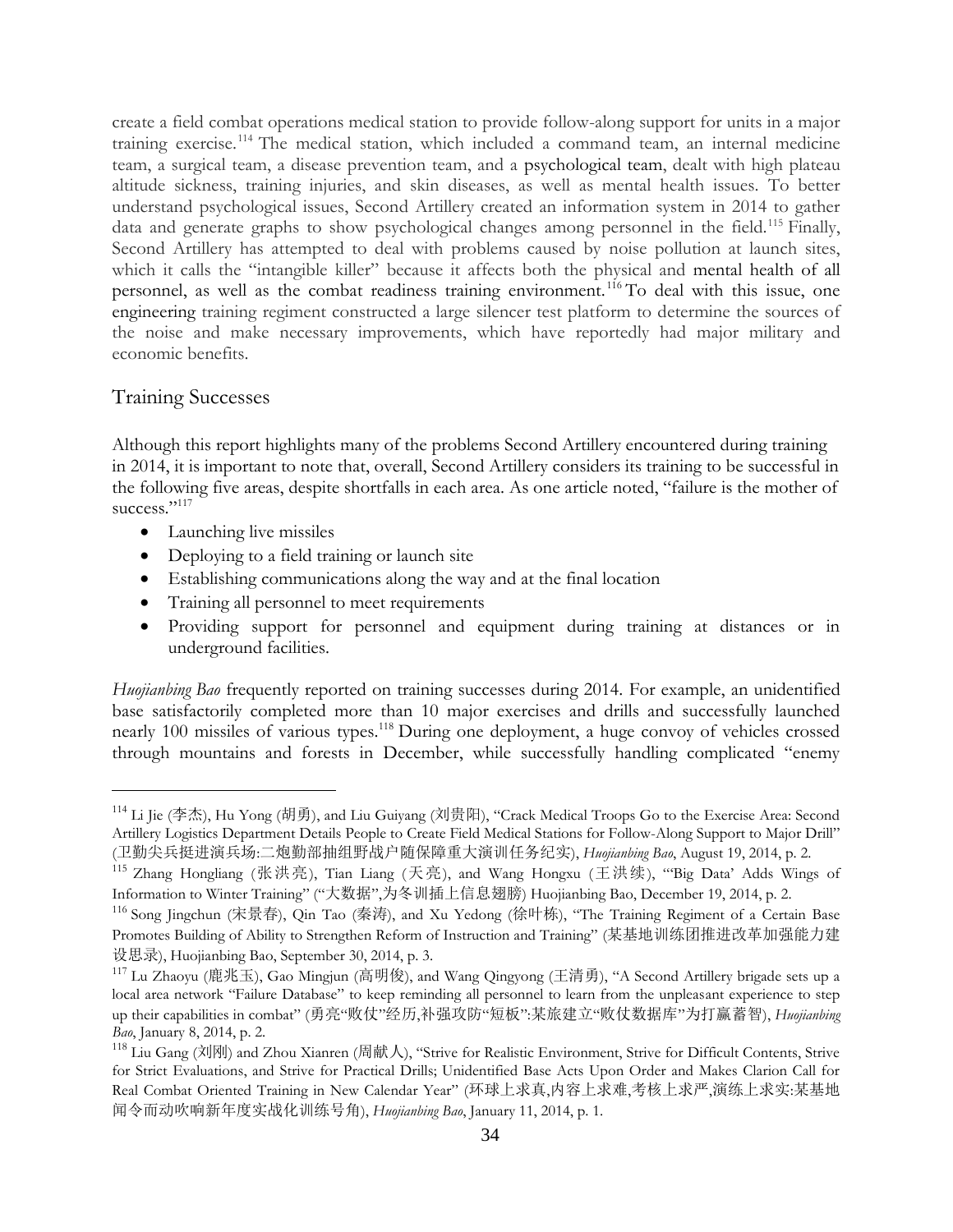create a field combat operations medical station to provide follow-along support for units in a major training exercise.[114] The medical station, which included a command team, an internal medicine team, a surgical team, a disease prevention team, and a psychological team, dealt with high plateau altitude sickness, training injuries, and skin diseases, as well as mental health issues. To better understand psychological issues, Second Artillery created an information system in 2014 to gather data and generate graphs to show psychological changes among personnel in the field.[115] Finally, Second Artillery has attempted to deal with problems caused by noise pollution at launch sites, which it calls the "intangible killer" because it affects both the physical and mental health of all personnel, as well as the combat readiness training environment.[116] To deal with this issue, one engineering training regiment constructed a large silencer test platform to determine the sources of the noise and make necessary improvements, which have reportedly had major military and economic benefits.

## Training Successes

Although this report highlights many of the problems Second Artillery encountered during training in 2014, it is important to note that, overall, Second Artillery considers its training to be successful in the following five areas, despite shortfalls in each area. As one article noted, "failure is the mother of success."[117]

- Launching live missiles
- Deploying to a field training or launch site
- Establishing communications along the way and at the final location
- Training all personnel to meet requirements
- Providing support for personnel and equipment during training at distances or in underground facilities.

*Huojianbing Bao* frequently reported on training successes during 2014. For example, an unidentified base satisfactorily completed more than 10 major exercises and drills and successfully launched nearly 100 missiles of various types.[118] During one deployment, a huge convoy of vehicles crossed through mountains and forests in December, while successfully handling complicated "enemy

---

[114] Li Jie (李杰), Hu Yong (胡勇), and Liu Guiyang (刘贵阳), "Crack Medical Troops Go to the Exercise Area: Second Artillery Logistics Department Details People to Create Field Medical Stations for Follow-Along Support to Major Drill" (卫勤尖兵挺进演兵场:二炮勤部抽组野战户随保障重大演训任务纪实), *Huojianbing Bao*, August 19, 2014, p. 2.

[115] Zhang Hongliang (张洪亮), Tian Liang (天亮), and Wang Hongxu (王洪续), "'Big Data' Adds Wings of Information to Winter Training" ("大数据",为冬训插上信息翅膀) Huojianbing Bao, December 19, 2014, p. 2.

[116] Song Jingchun (宋景春), Qin Tao (秦涛), and Xu Yedong (徐叶栋), "The Training Regiment of a Certain Base Promotes Building of Ability to Strengthen Reform of Instruction and Training" (某基地训练团推进改革加强能力建设思录), Huojianbing Bao, September 30, 2014, p. 3.

[117] Lu Zhaoyu (鹿兆玉), Gao Mingjun (高明俊), and Wang Qingyong (王清勇), "A Second Artillery brigade sets up a local area network "Failure Database" to keep reminding all personnel to learn from the unpleasant experience to step up their capabilities in combat" (勇亮"败仗"经历,补强攻防"短板":某旅建立"败仗数据库"为打赢蓄智), *Huojianbing Bao*, January 8, 2014, p. 2.

[118] Liu Gang (刘刚) and Zhou Xianren (周献人), "Strive for Realistic Environment, Strive for Difficult Contents, Strive for Strict Evaluations, and Strive for Practical Drills; Unidentified Base Acts Upon Order and Makes Clarion Call for Real Combat Oriented Training in New Calendar Year" (环球上求真,内容上求难,考核上求严,演练上求实:某基地闻令而动吹响新年度实战化训练号角), *Huojianbing Bao*, January 11, 2014, p. 1.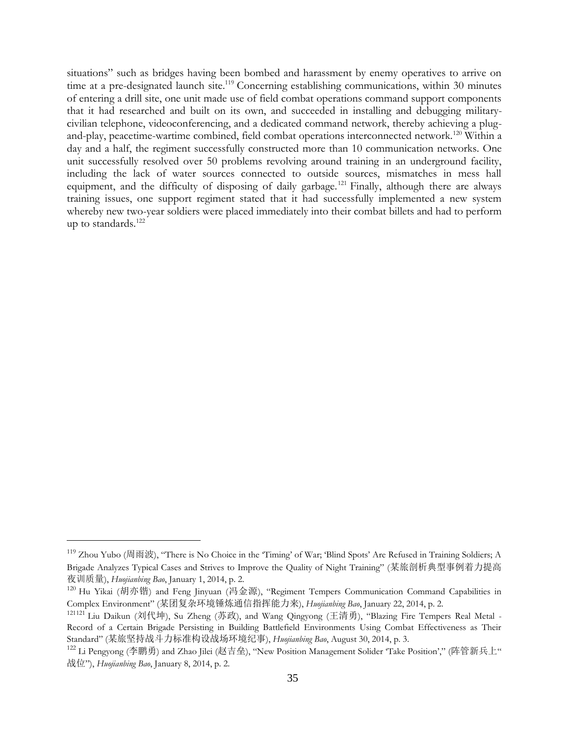situations" such as bridges having been bombed and harassment by enemy operatives to arrive on time at a pre-designated launch site.[119] Concerning establishing communications, within 30 minutes of entering a drill site, one unit made use of field combat operations command support components that it had researched and built on its own, and succeeded in installing and debugging military-civilian telephone, videoconferencing, and a dedicated command network, thereby achieving a plug-and-play, peacetime-wartime combined, field combat operations interconnected network.[120] Within a day and a half, the regiment successfully constructed more than 10 communication networks. One unit successfully resolved over 50 problems revolving around training in an underground facility, including the lack of water sources connected to outside sources, mismatches in mess hall equipment, and the difficulty of disposing of daily garbage.[121] Finally, although there are always training issues, one support regiment stated that it had successfully implemented a new system whereby new two-year soldiers were placed immediately into their combat billets and had to perform up to standards.[122]

---

[119] Zhou Yubo (周雨波), "There is No Choice in the 'Timing' of War; 'Blind Spots' Are Refused in Training Soldiers; A Brigade Analyzes Typical Cases and Strives to Improve the Quality of Night Training" (某旅剖析典型事例着力提高夜训质量), *Huojianbing Bao*, January 1, 2014, p. 2.

[120] Hu Yikai (胡亦锴) and Feng Jinyuan (冯金源), "Regiment Tempers Communication Command Capabilities in Complex Environment" (某团复杂环境锤炼通信指挥能力来), *Huojianbing Bao*, January 22, 2014, p. 2.

[121121] Liu Daikun (刘代坤), Su Zheng (苏政), and Wang Qingyong (王清勇), "Blazing Fire Tempers Real Metal - Record of a Certain Brigade Persisting in Building Battlefield Environments Using Combat Effectiveness as Their Standard" (某旅坚持战斗力标准构设战场环境纪事), *Huojianbing Bao*, August 30, 2014, p. 3.

[122] Li Pengyong (李鹏勇) and Zhao Jilei (赵吉垒), "New Position Management Solider 'Take Position'," (阵管新兵上"战位"), *Huojianbing Bao*, January 8, 2014, p. 2.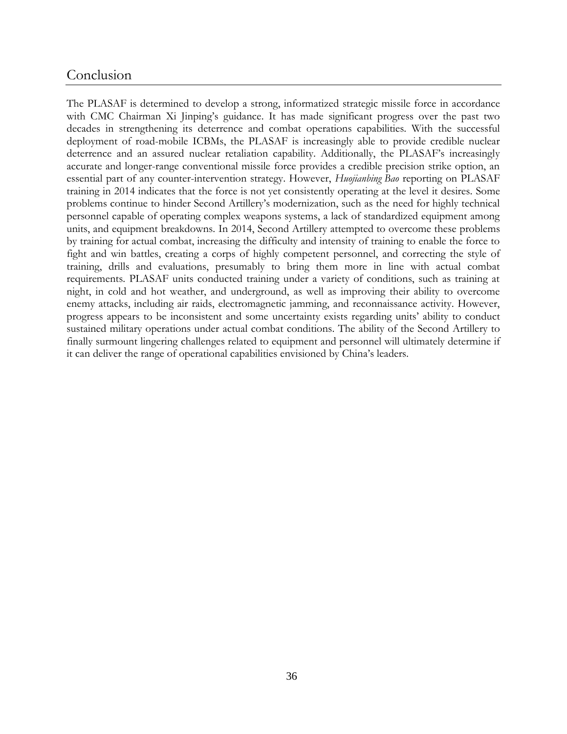## Conclusion

The PLASAF is determined to develop a strong, informatized strategic missile force in accordance with CMC Chairman Xi Jinping's guidance. It has made significant progress over the past two decades in strengthening its deterrence and combat operations capabilities. With the successful deployment of road-mobile ICBMs, the PLASAF is increasingly able to provide credible nuclear deterrence and an assured nuclear retaliation capability. Additionally, the PLASAF's increasingly accurate and longer-range conventional missile force provides a credible precision strike option, an essential part of any counter-intervention strategy. However, *Huojianbing Bao* reporting on PLASAF training in 2014 indicates that the force is not yet consistently operating at the level it desires. Some problems continue to hinder Second Artillery's modernization, such as the need for highly technical personnel capable of operating complex weapons systems, a lack of standardized equipment among units, and equipment breakdowns. In 2014, Second Artillery attempted to overcome these problems by training for actual combat, increasing the difficulty and intensity of training to enable the force to fight and win battles, creating a corps of highly competent personnel, and correcting the style of training, drills and evaluations, presumably to bring them more in line with actual combat requirements. PLASAF units conducted training under a variety of conditions, such as training at night, in cold and hot weather, and underground, as well as improving their ability to overcome enemy attacks, including air raids, electromagnetic jamming, and reconnaissance activity. However, progress appears to be inconsistent and some uncertainty exists regarding units' ability to conduct sustained military operations under actual combat conditions. The ability of the Second Artillery to finally surmount lingering challenges related to equipment and personnel will ultimately determine if it can deliver the range of operational capabilities envisioned by China's leaders.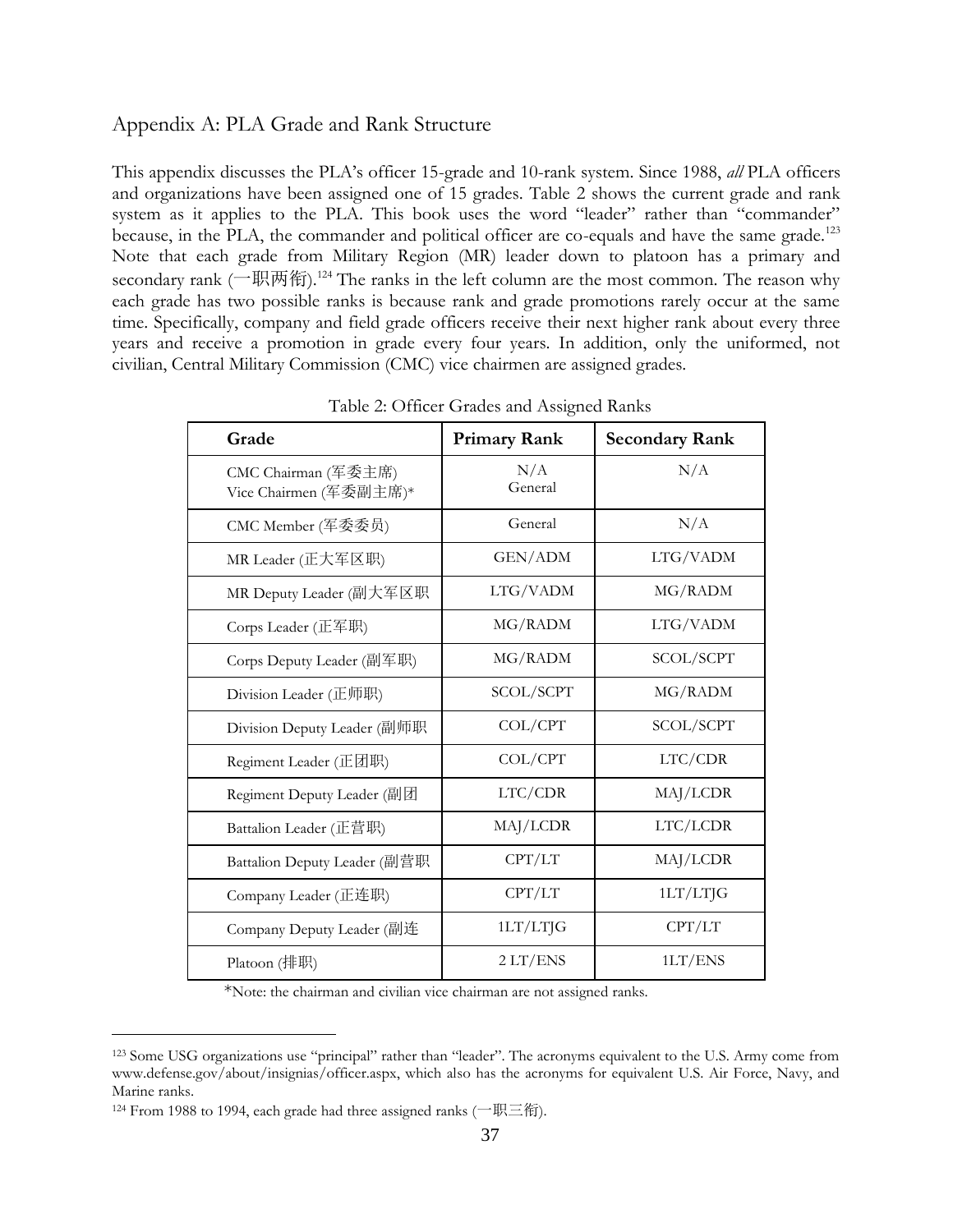## Appendix A: PLA Grade and Rank Structure

This appendix discusses the PLA's officer 15-grade and 10-rank system. Since 1988, *all* PLA officers and organizations have been assigned one of 15 grades. Table 2 shows the current grade and rank system as it applies to the PLA. This book uses the word "leader" rather than "commander" because, in the PLA, the commander and political officer are co-equals and have the same grade.[123] Note that each grade from Military Region (MR) leader down to platoon has a primary and secondary rank (一职两衔).[124] The ranks in the left column are the most common. The reason why each grade has two possible ranks is because rank and grade promotions rarely occur at the same time. Specifically, company and field grade officers receive their next higher rank about every three years and receive a promotion in grade every four years. In addition, only the uniformed, not civilian, Central Military Commission (CMC) vice chairmen are assigned grades.

Table 2: Officer Grades and Assigned Ranks

| Grade | Primary Rank | Secondary Rank |
|---|---|---|
| CMC Chairman (军委主席)<br>Vice Chairmen (军委副主席)* | N/A<br>General | N/A |
| CMC Member (军委委员) | General | N/A |
| MR Leader (正大军区职) | GEN/ADM | LTG/VADM |
| MR Deputy Leader (副大军区职 | LTG/VADM | MG/RADM |
| Corps Leader (正军职) | MG/RADM | LTG/VADM |
| Corps Deputy Leader (副军职) | MG/RADM | SCOL/SCPT |
| Division Leader (正师职) | SCOL/SCPT | MG/RADM |
| Division Deputy Leader (副师职 | COL/CPT | SCOL/SCPT |
| Regiment Leader (正团职) | COL/CPT | LTC/CDR |
| Regiment Deputy Leader (副团 | LTC/CDR | MAJ/LCDR |
| Battalion Leader (正营职) | MAJ/LCDR | LTC/LCDR |
| Battalion Deputy Leader (副营职 | CPT/LT | MAJ/LCDR |
| Company Leader (正连职) | CPT/LT | 1LT/LTJG |
| Company Deputy Leader (副连 | 1LT/LTJG | CPT/LT |
| Platoon (排职) | 2 LT/ENS | 1LT/ENS |

*Note: the chairman and civilian vice chairman are not assigned ranks.

[123] Some USG organizations use "principal" rather than "leader". The acronyms equivalent to the U.S. Army come from www.defense.gov/about/insignias/officer.aspx, which also has the acronyms for equivalent U.S. Air Force, Navy, and Marine ranks.

[124] From 1988 to 1994, each grade had three assigned ranks (一职三衔).